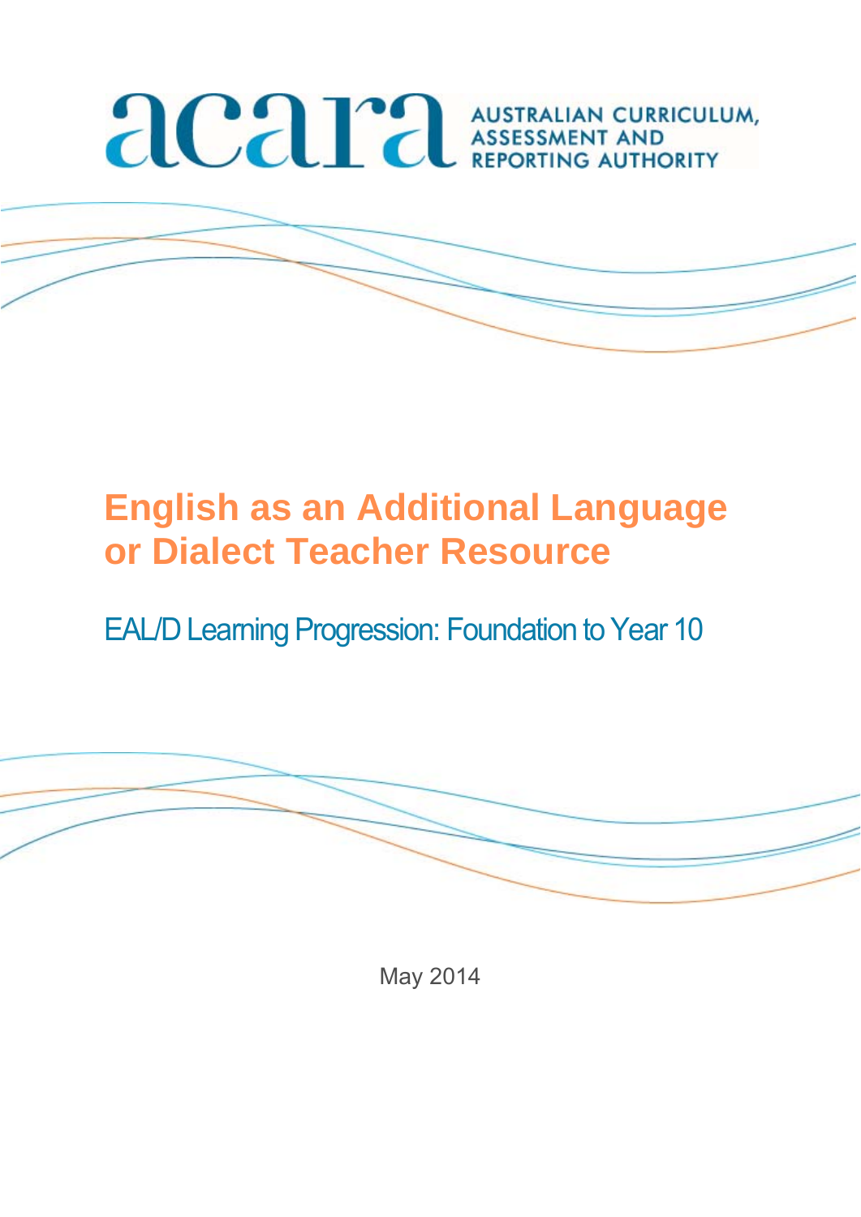acara AUSTRALIAN CURRICULUM, ASSESSMENT AND REPORTING AUTHORITY

# English as an Additional Language or Dialect Teacher Resource

## EAL/D Learning Progression: Foundation to Year 10

May 2014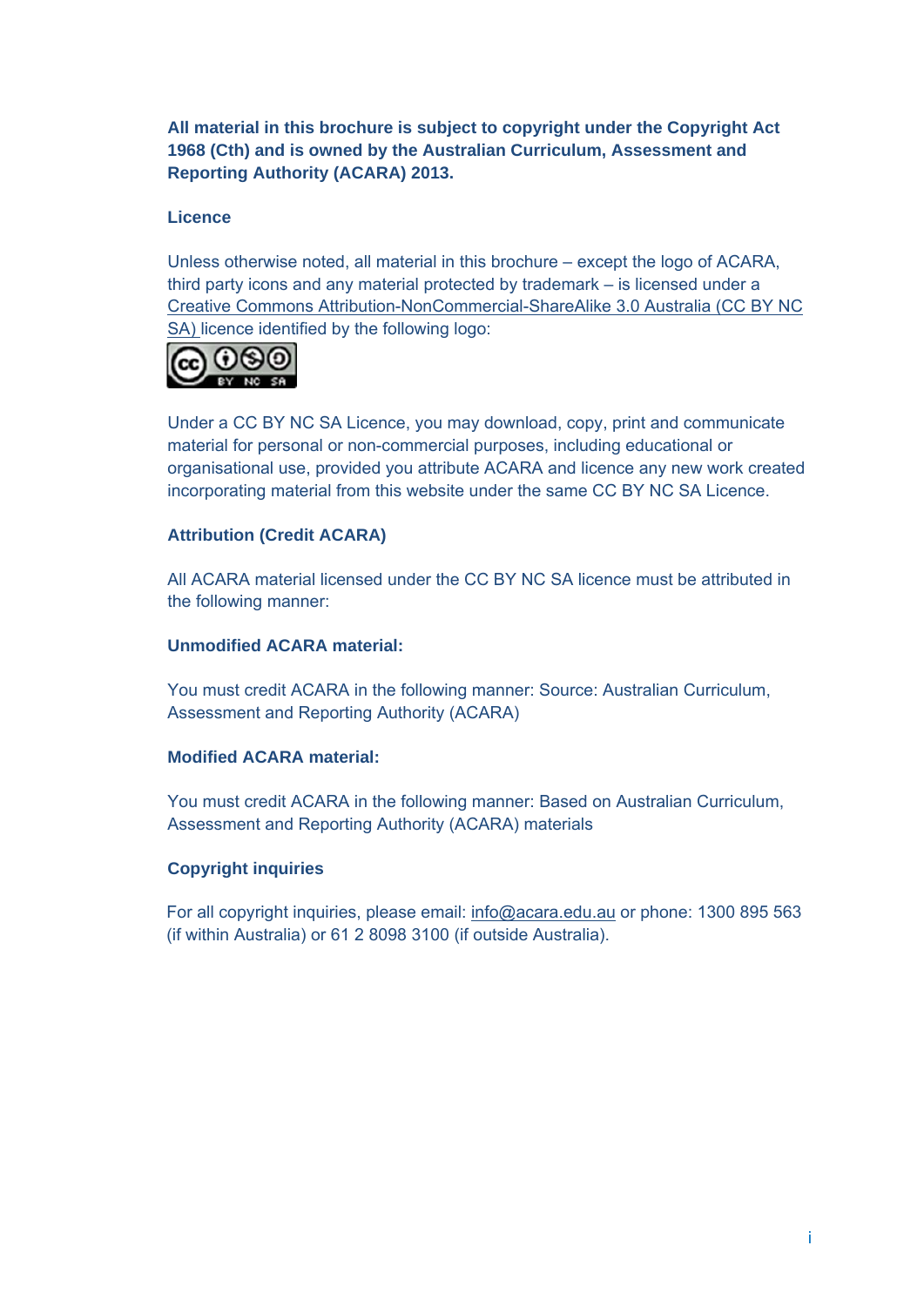**All material in this brochure is subject to copyright under the Copyright Act 1968 (Cth) and is owned by the Australian Curriculum, Assessment and Reporting Authority (ACARA) 2013.**

**Licence**

Unless otherwise noted, all material in this brochure – except the logo of ACARA, third party icons and any material protected by trademark – is licensed under a Creative Commons Attribution-NonCommercial-ShareAlike 3.0 Australia (CC BY NC SA) licence identified by the following logo:

Under a CC BY NC SA Licence, you may download, copy, print and communicate material for personal or non-commercial purposes, including educational or organisational use, provided you attribute ACARA and licence any new work created incorporating material from this website under the same CC BY NC SA Licence.

**Attribution (Credit ACARA)**

All ACARA material licensed under the CC BY NC SA licence must be attributed in the following manner:

**Unmodified ACARA material:**

You must credit ACARA in the following manner: Source: Australian Curriculum, Assessment and Reporting Authority (ACARA)

**Modified ACARA material:**

You must credit ACARA in the following manner: Based on Australian Curriculum, Assessment and Reporting Authority (ACARA) materials

**Copyright inquiries**

For all copyright inquiries, please email: info@acara.edu.au or phone: 1300 895 563 (if within Australia) or 61 2 8098 3100 (if outside Australia).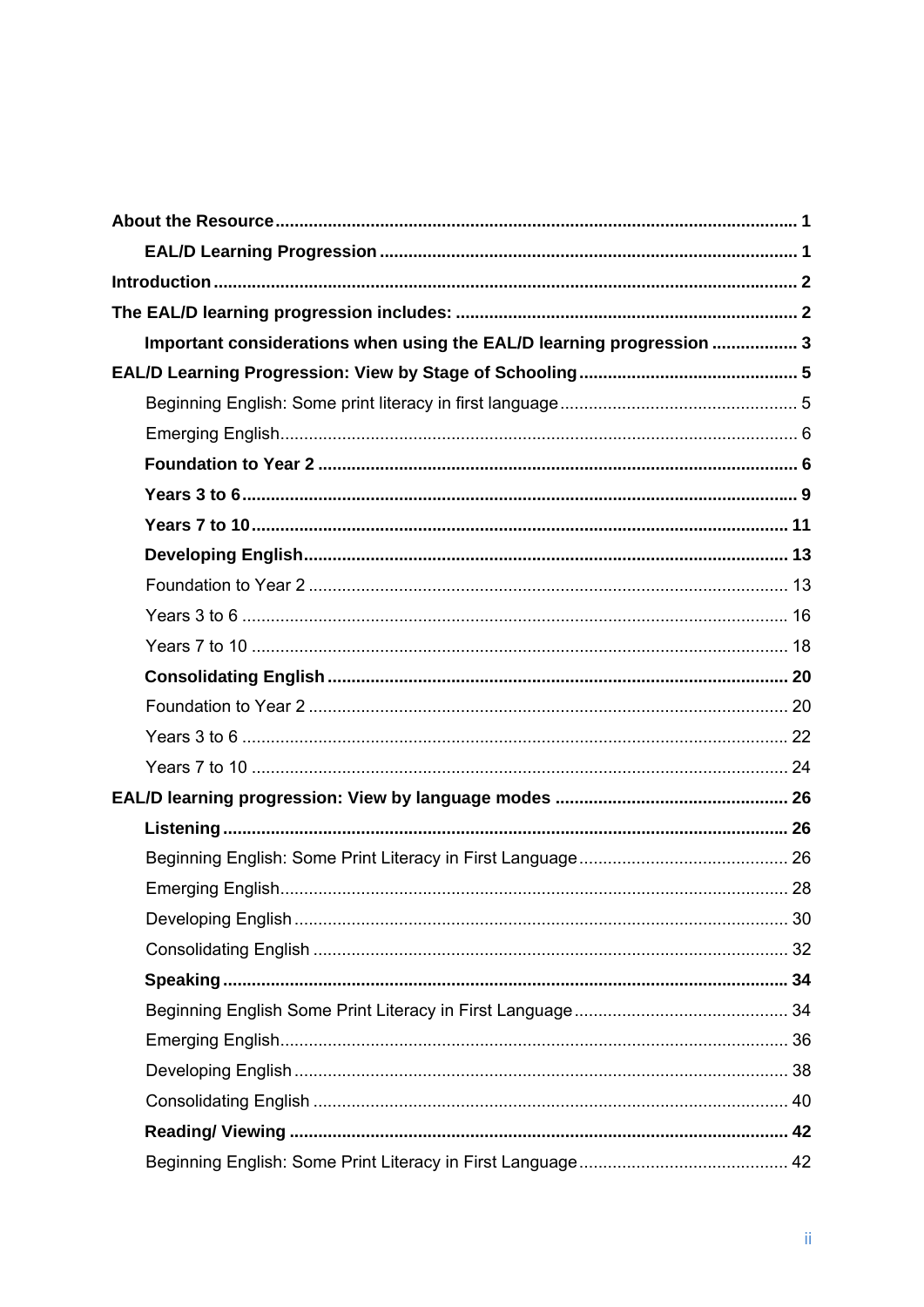**About the Resource** .......... 1

**EAL/D Learning Progression** .......... 1

**Introduction** .......... 2

**The EAL/D learning progression includes:** .......... 2

**Important considerations when using the EAL/D learning progression** .......... 3

**EAL/D Learning Progression: View by Stage of Schooling** .......... 5

Beginning English: Some print literacy in first language .......... 5

Emerging English .......... 6

**Foundation to Year 2** .......... 6

**Years 3 to 6** .......... 9

**Years 7 to 10** .......... 11

**Developing English** .......... 13

Foundation to Year 2 .......... 13

Years 3 to 6 .......... 16

Years 7 to 10 .......... 18

**Consolidating English** .......... 20

Foundation to Year 2 .......... 20

Years 3 to 6 .......... 22

Years 7 to 10 .......... 24

**EAL/D learning progression: View by language modes** .......... 26

**Listening** .......... 26

Beginning English: Some Print Literacy in First Language .......... 26

Emerging English .......... 28

Developing English .......... 30

Consolidating English .......... 32

**Speaking** .......... 34

Beginning English Some Print Literacy in First Language .......... 34

Emerging English .......... 36

Developing English .......... 38

Consolidating English .......... 40

**Reading/ Viewing** .......... 42

Beginning English: Some Print Literacy in First Language .......... 42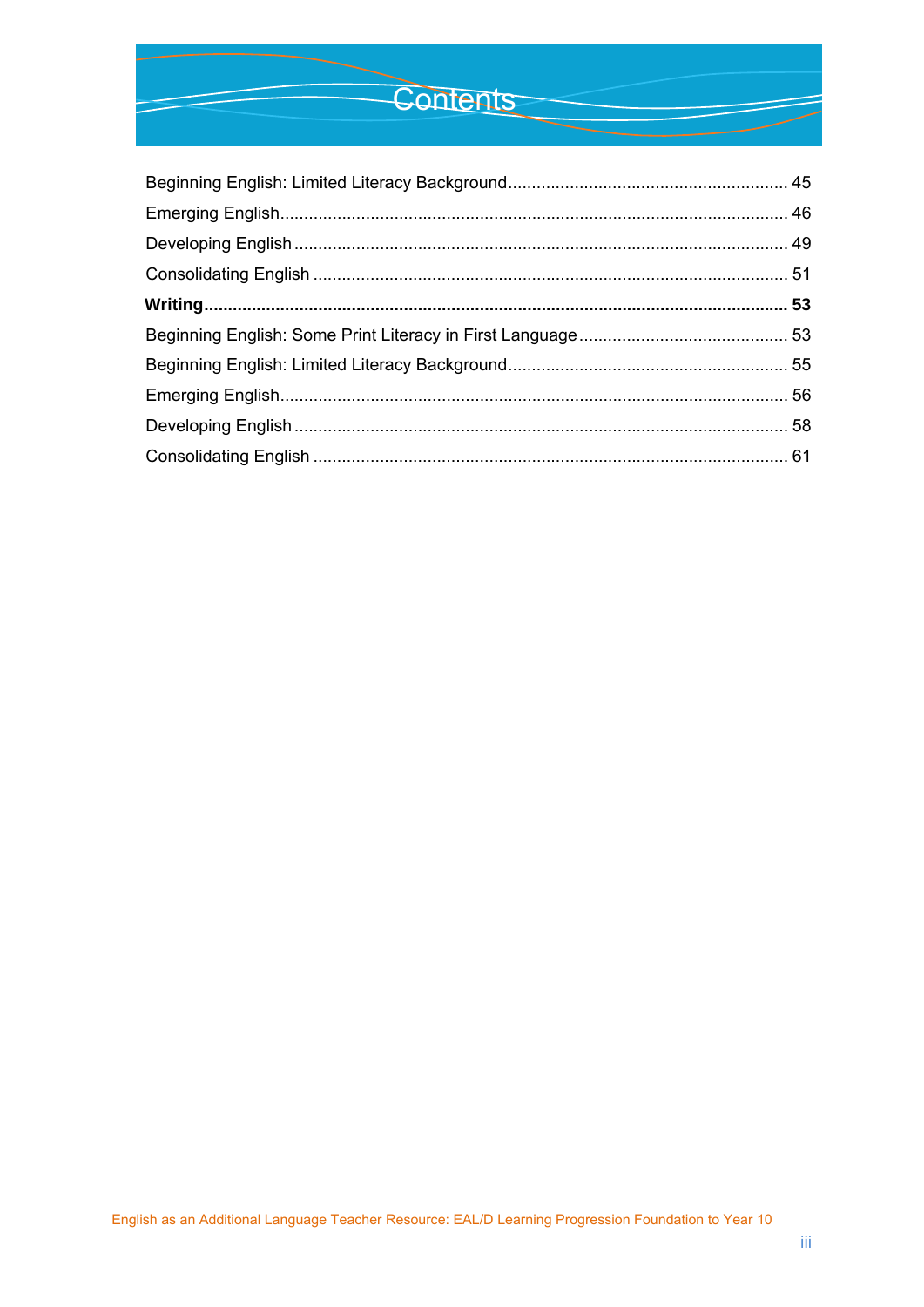# Contents

Beginning English: Limited Literacy Background .......... 45
Emerging English .......... 46
Developing English .......... 49
Consolidating English .......... 51
**Writing .......... 53**
Beginning English: Some Print Literacy in First Language .......... 53
Beginning English: Limited Literacy Background .......... 55
Emerging English .......... 56
Developing English .......... 58
Consolidating English .......... 61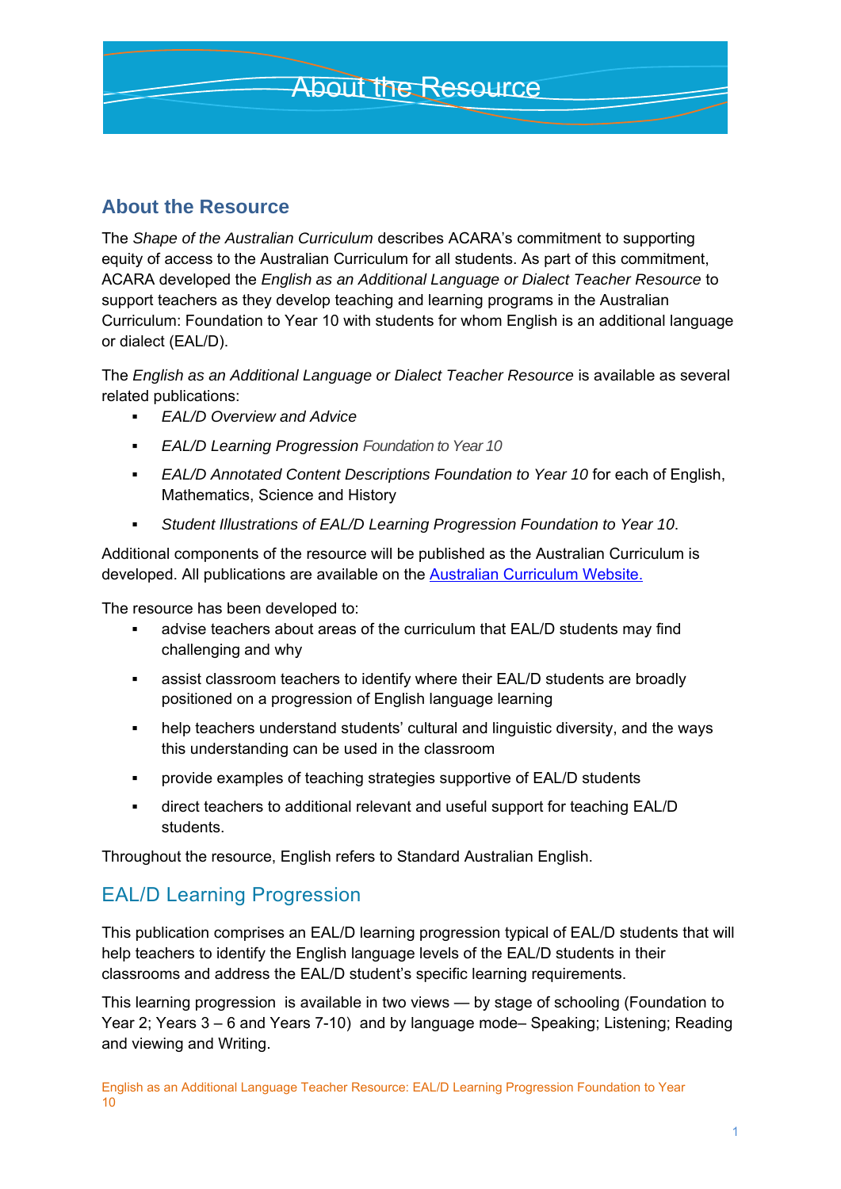# About the Resource

## About the Resource

The *Shape of the Australian Curriculum* describes ACARA's commitment to supporting equity of access to the Australian Curriculum for all students. As part of this commitment, ACARA developed the *English as an Additional Language or Dialect Teacher Resource* to support teachers as they develop teaching and learning programs in the Australian Curriculum: Foundation to Year 10 with students for whom English is an additional language or dialect (EAL/D).

The *English as an Additional Language or Dialect Teacher Resource* is available as several related publications:

- *EAL/D Overview and Advice*
- *EAL/D Learning Progression* Foundation to Year 10
- *EAL/D Annotated Content Descriptions Foundation to Year 10* for each of English, Mathematics, Science and History
- *Student Illustrations of EAL/D Learning Progression Foundation to Year 10*.

Additional components of the resource will be published as the Australian Curriculum is developed. All publications are available on the [Australian Curriculum Website.]()

The resource has been developed to:

- advise teachers about areas of the curriculum that EAL/D students may find challenging and why
- assist classroom teachers to identify where their EAL/D students are broadly positioned on a progression of English language learning
- help teachers understand students' cultural and linguistic diversity, and the ways this understanding can be used in the classroom
- provide examples of teaching strategies supportive of EAL/D students
- direct teachers to additional relevant and useful support for teaching EAL/D students.

Throughout the resource, English refers to Standard Australian English.

## EAL/D Learning Progression

This publication comprises an EAL/D learning progression typical of EAL/D students that will help teachers to identify the English language levels of the EAL/D students in their classrooms and address the EAL/D student's specific learning requirements.

This learning progression is available in two views — by stage of schooling (Foundation to Year 2; Years 3 – 6 and Years 7-10) and by language mode– Speaking; Listening; Reading and viewing and Writing.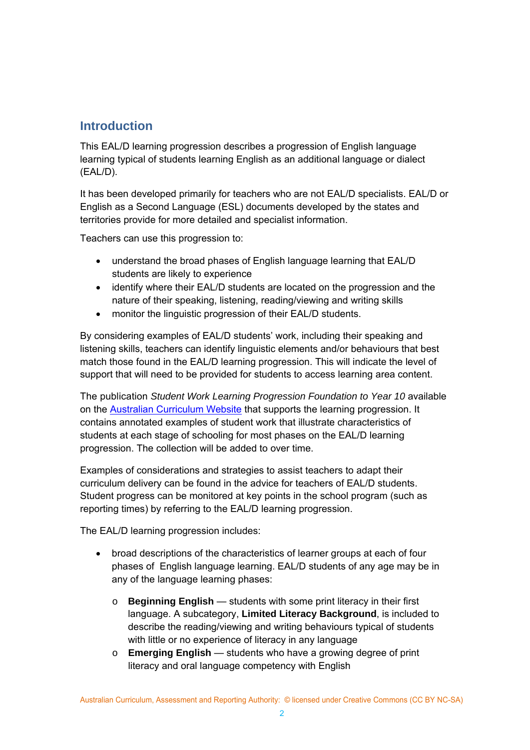## Introduction

This EAL/D learning progression describes a progression of English language learning typical of students learning English as an additional language or dialect (EAL/D).

It has been developed primarily for teachers who are not EAL/D specialists. EAL/D or English as a Second Language (ESL) documents developed by the states and territories provide for more detailed and specialist information.

Teachers can use this progression to:

- understand the broad phases of English language learning that EAL/D students are likely to experience
- identify where their EAL/D students are located on the progression and the nature of their speaking, listening, reading/viewing and writing skills
- monitor the linguistic progression of their EAL/D students.

By considering examples of EAL/D students' work, including their speaking and listening skills, teachers can identify linguistic elements and/or behaviours that best match those found in the EAL/D learning progression. This will indicate the level of support that will need to be provided for students to access learning area content.

The publication *Student Work Learning Progression Foundation to Year 10* available on the [Australian Curriculum Website] that supports the learning progression. It contains annotated examples of student work that illustrate characteristics of students at each stage of schooling for most phases on the EAL/D learning progression. The collection will be added to over time.

Examples of considerations and strategies to assist teachers to adapt their curriculum delivery can be found in the advice for teachers of EAL/D students. Student progress can be monitored at key points in the school program (such as reporting times) by referring to the EAL/D learning progression.

The EAL/D learning progression includes:

- broad descriptions of the characteristics of learner groups at each of four phases of English language learning. EAL/D students of any age may be in any of the language learning phases:
  - **Beginning English** — students with some print literacy in their first language. A subcategory, **Limited Literacy Background**, is included to describe the reading/viewing and writing behaviours typical of students with little or no experience of literacy in any language
  - **Emerging English** — students who have a growing degree of print literacy and oral language competency with English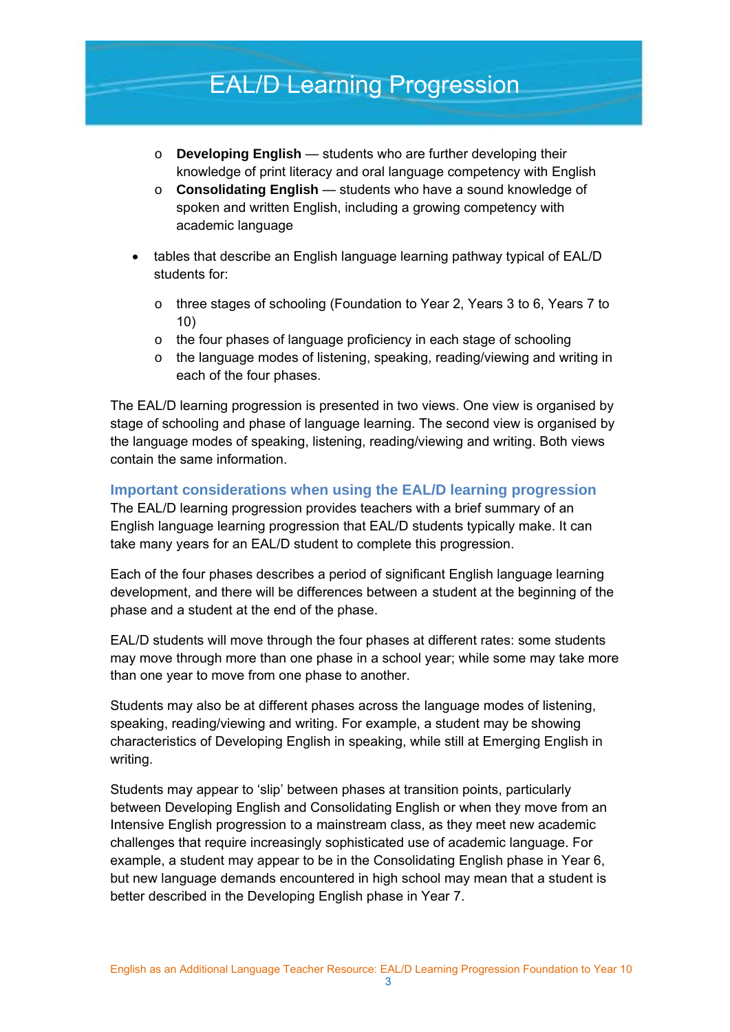- **Developing English** — students who are further developing their knowledge of print literacy and oral language competency with English
  - **Consolidating English** — students who have a sound knowledge of spoken and written English, including a growing competency with academic language

- tables that describe an English language learning pathway typical of EAL/D students for:
  - three stages of schooling (Foundation to Year 2, Years 3 to 6, Years 7 to 10)
  - the four phases of language proficiency in each stage of schooling
  - the language modes of listening, speaking, reading/viewing and writing in each of the four phases.

The EAL/D learning progression is presented in two views. One view is organised by stage of schooling and phase of language learning. The second view is organised by the language modes of speaking, listening, reading/viewing and writing. Both views contain the same information.

### Important considerations when using the EAL/D learning progression

The EAL/D learning progression provides teachers with a brief summary of an English language learning progression that EAL/D students typically make. It can take many years for an EAL/D student to complete this progression.

Each of the four phases describes a period of significant English language learning development, and there will be differences between a student at the beginning of the phase and a student at the end of the phase.

EAL/D students will move through the four phases at different rates: some students may move through more than one phase in a school year; while some may take more than one year to move from one phase to another.

Students may also be at different phases across the language modes of listening, speaking, reading/viewing and writing. For example, a student may be showing characteristics of Developing English in speaking, while still at Emerging English in writing.

Students may appear to 'slip' between phases at transition points, particularly between Developing English and Consolidating English or when they move from an Intensive English progression to a mainstream class, as they meet new academic challenges that require increasingly sophisticated use of academic language. For example, a student may appear to be in the Consolidating English phase in Year 6, but new language demands encountered in high school may mean that a student is better described in the Developing English phase in Year 7.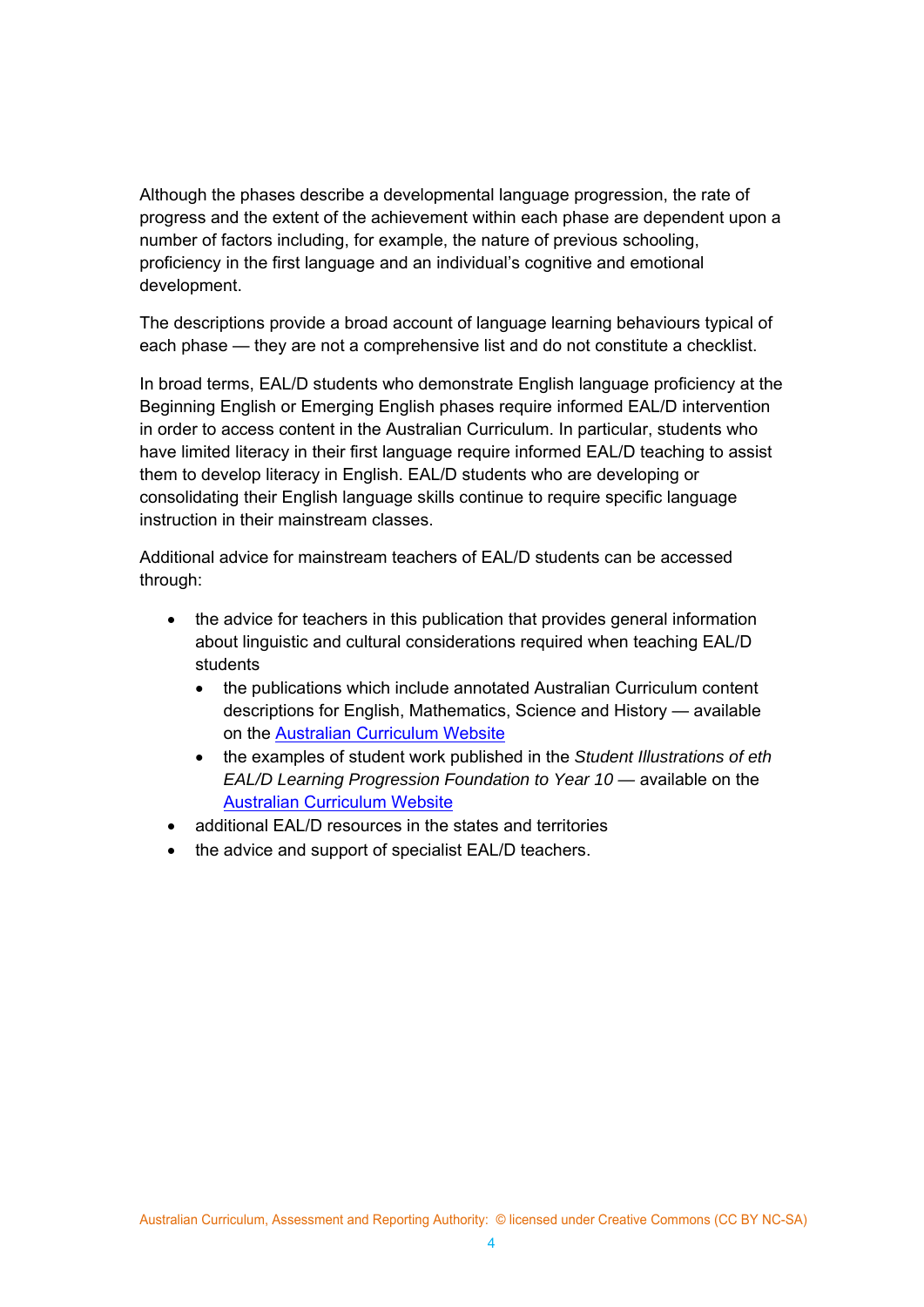Although the phases describe a developmental language progression, the rate of progress and the extent of the achievement within each phase are dependent upon a number of factors including, for example, the nature of previous schooling, proficiency in the first language and an individual's cognitive and emotional development.

The descriptions provide a broad account of language learning behaviours typical of each phase — they are not a comprehensive list and do not constitute a checklist.

In broad terms, EAL/D students who demonstrate English language proficiency at the Beginning English or Emerging English phases require informed EAL/D intervention in order to access content in the Australian Curriculum. In particular, students who have limited literacy in their first language require informed EAL/D teaching to assist them to develop literacy in English. EAL/D students who are developing or consolidating their English language skills continue to require specific language instruction in their mainstream classes.

Additional advice for mainstream teachers of EAL/D students can be accessed through:

- the advice for teachers in this publication that provides general information about linguistic and cultural considerations required when teaching EAL/D students
  - the publications which include annotated Australian Curriculum content descriptions for English, Mathematics, Science and History — available on the [Australian Curriculum Website]
  - the examples of student work published in the *Student Illustrations of eth EAL/D Learning Progression Foundation to Year 10* — available on the [Australian Curriculum Website]
- additional EAL/D resources in the states and territories
- the advice and support of specialist EAL/D teachers.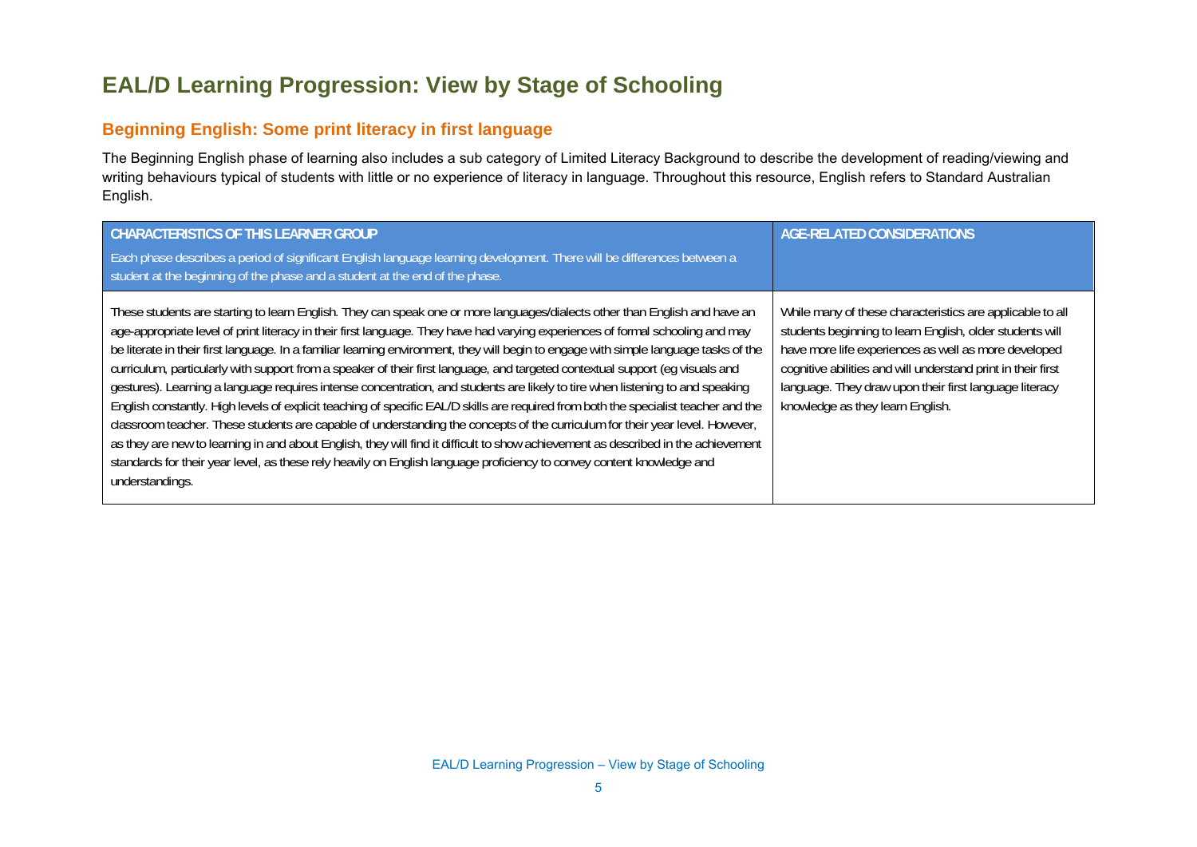# EAL/D Learning Progression: View by Stage of Schooling

## Beginning English: Some print literacy in first language

The Beginning English phase of learning also includes a sub category of Limited Literacy Background to describe the development of reading/viewing and writing behaviours typical of students with little or no experience of literacy in language. Throughout this resource, English refers to Standard Australian English.

| **CHARACTERISTICS OF THIS LEARNER GROUP**<br>Each phase describes a period of significant English language learning development. There will be differences between a student at the beginning of the phase and a student at the end of the phase. | **AGE-RELATED CONSIDERATIONS** |
|---|---|
| These students are starting to learn English. They can speak one or more languages/dialects other than English and have an age-appropriate level of print literacy in their first language. They have had varying experiences of formal schooling and may be literate in their first language. In a familiar learning environment, they will begin to engage with simple language tasks of the curriculum, particularly with support from a speaker of their first language, and targeted contextual support (eg visuals and gestures). Learning a language requires intense concentration, and students are likely to tire when listening to and speaking English constantly. High levels of explicit teaching of specific EAL/D skills are required from both the specialist teacher and the classroom teacher. These students are capable of understanding the concepts of the curriculum for their year level. However, as they are new to learning in and about English, they will find it difficult to show achievement as described in the achievement standards for their year level, as these rely heavily on English language proficiency to convey content knowledge and understandings. | While many of these characteristics are applicable to all students beginning to learn English, older students will have more life experiences as well as more developed cognitive abilities and will understand print in their first language. They draw upon their first language literacy knowledge as they learn English. |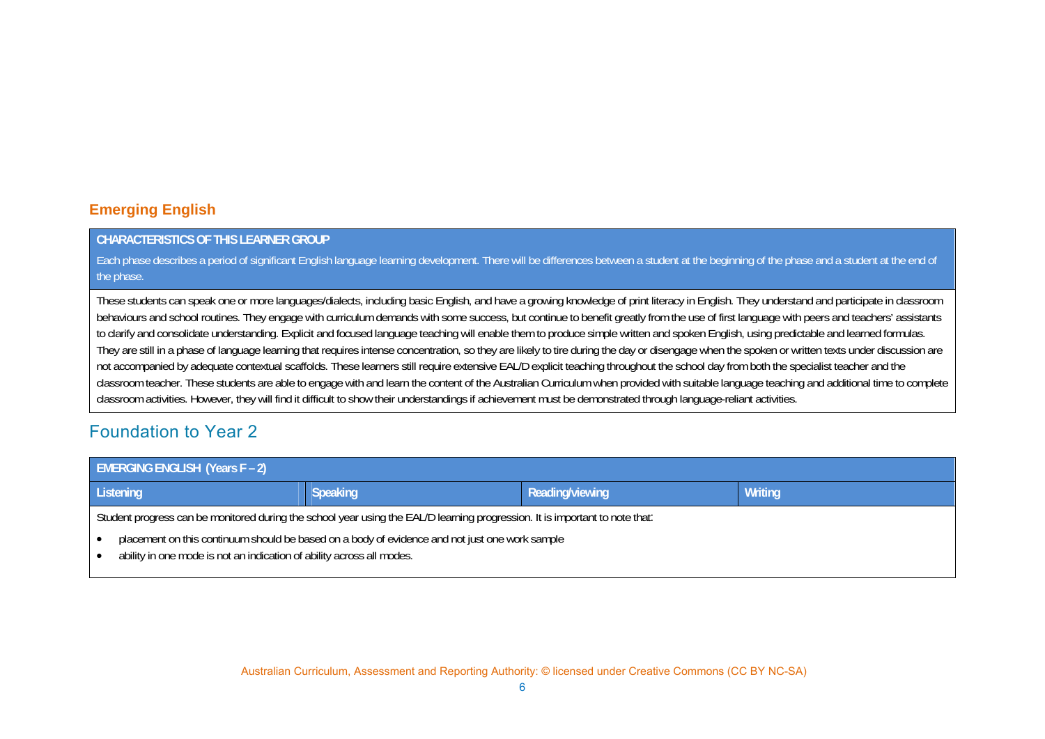## Emerging English

| CHARACTERISTICS OF THIS LEARNER GROUP |
|---|
| Each phase describes a period of significant English language learning development. There will be differences between a student at the beginning of the phase and a student at the end of the phase. |
| These students can speak one or more languages/dialects, including basic English, and have a growing knowledge of print literacy in English. They understand and participate in classroom behaviours and school routines. They engage with curriculum demands with some success, but continue to benefit greatly from the use of first language with peers and teachers' assistants to clarify and consolidate understanding. Explicit and focused language teaching will enable them to produce simple written and spoken English, using predictable and learned formulas. They are still in a phase of language learning that requires intense concentration, so they are likely to tire during the day or disengage when the spoken or written texts under discussion are not accompanied by adequate contextual scaffolds. These learners still require extensive EAL/D explicit teaching throughout the school day from both the specialist teacher and the classroom teacher. These students are able to engage with and learn the content of the Australian Curriculum when provided with suitable language teaching and additional time to complete classroom activities. However, they will find it difficult to show their understandings if achievement must be demonstrated through language-reliant activities. |

## Foundation to Year 2

| EMERGING ENGLISH (Years F – 2) | | | |
|---|---|---|---|
| **Listening** | **Speaking** | **Reading/viewing** | **Writing** |
| Student progress can be monitored during the school year using the EAL/D learning progression. It is important to note that:<br>• placement on this continuum should be based on a body of evidence and not just one work sample<br>• ability in one mode is not an indication of ability across all modes. | | | |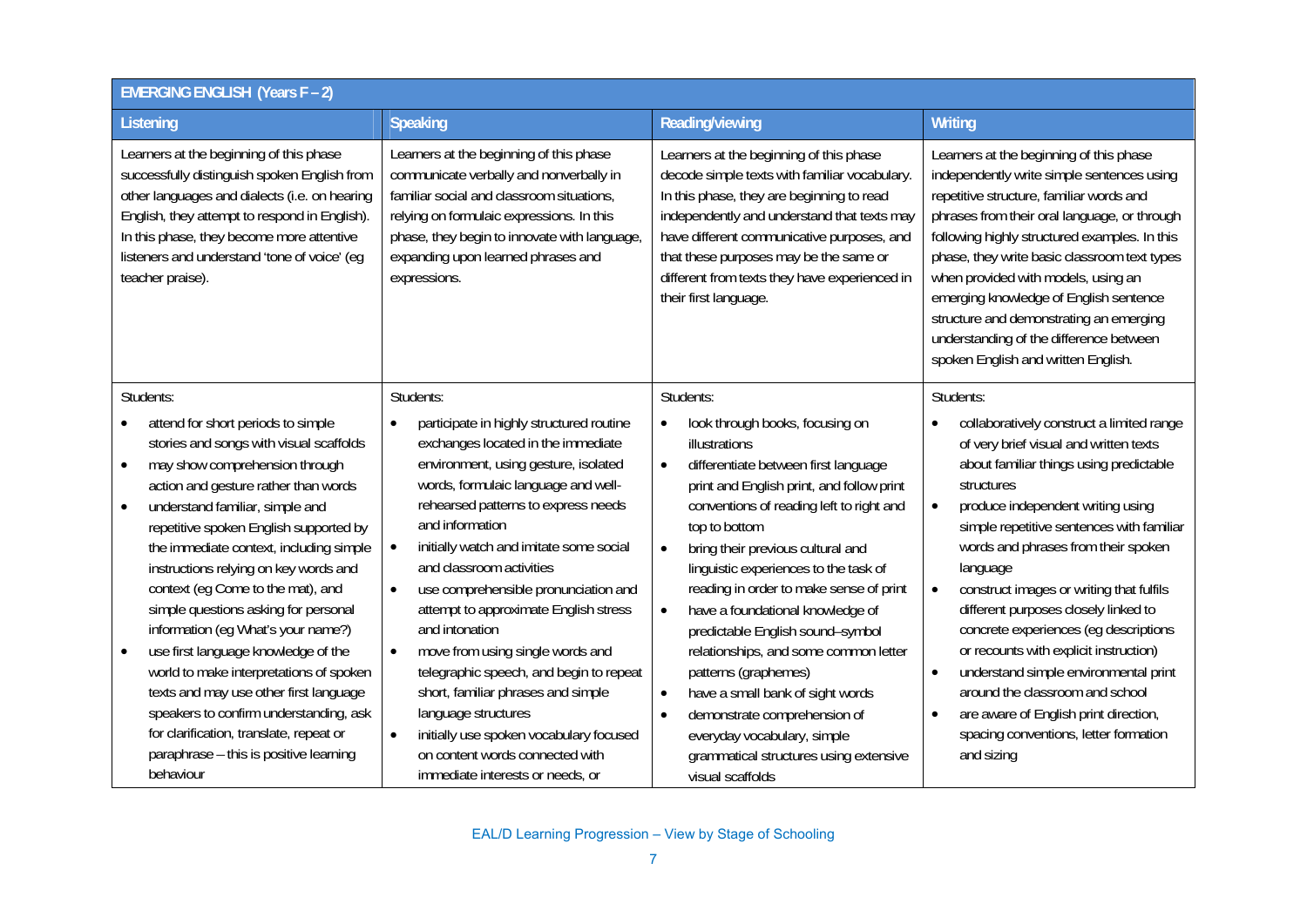| EMERGING ENGLISH (Years F – 2) | | | |
|---|---|---|---|
| **Listening** | **Speaking** | **Reading/viewing** | **Writing** |
| Learners at the beginning of this phase successfully distinguish spoken English from other languages and dialects (i.e. on hearing English, they attempt to respond in English). In this phase, they become more attentive listeners and understand 'tone of voice' (eg teacher praise). | Learners at the beginning of this phase communicate verbally and nonverbally in familiar social and classroom situations, relying on formulaic expressions. In this phase, they begin to innovate with language, expanding upon learned phrases and expressions. | Learners at the beginning of this phase decode simple texts with familiar vocabulary. In this phase, they are beginning to read independently and understand that texts may have different communicative purposes, and that these purposes may be the same or different from texts they have experienced in their first language. | Learners at the beginning of this phase independently write simple sentences using repetitive structure, familiar words and phrases from their oral language, or through following highly structured examples. In this phase, they write basic classroom text types when provided with models, using an emerging knowledge of English sentence structure and demonstrating an emerging understanding of the difference between spoken English and written English. |
| Students:<br>• attend for short periods to simple stories and songs with visual scaffolds<br>• may show comprehension through action and gesture rather than words<br>• understand familiar, simple and repetitive spoken English supported by the immediate context, including simple instructions relying on key words and context (eg Come to the mat), and simple questions asking for personal information (eg What's your name?)<br>• use first language knowledge of the world to make interpretations of spoken texts and may use other first language speakers to confirm understanding, ask for clarification, translate, repeat or paraphrase – this is positive learning behaviour | Students:<br>• participate in highly structured routine exchanges located in the immediate environment, using gesture, isolated words, formulaic language and well-rehearsed patterns to express needs and information<br>• initially watch and imitate some social and classroom activities<br>• use comprehensible pronunciation and attempt to approximate English stress and intonation<br>• move from using single words and telegraphic speech, and begin to repeat short, familiar phrases and simple language structures<br>• initially use spoken vocabulary focused on content words connected with immediate interests or needs, or | Students:<br>• look through books, focusing on illustrations<br>• differentiate between first language print and English print, and follow print conventions of reading left to right and top to bottom<br>• bring their previous cultural and linguistic experiences to the task of reading in order to make sense of print<br>• have a foundational knowledge of predictable English sound–symbol relationships, and some common letter patterns (graphemes)<br>• have a small bank of sight words<br>• demonstrate comprehension of everyday vocabulary, simple grammatical structures using extensive visual scaffolds | Students:<br>• collaboratively construct a limited range of very brief visual and written texts about familiar things using predictable structures<br>• produce independent writing using simple repetitive sentences with familiar words and phrases from their spoken language<br>• construct images or writing that fulfils different purposes closely linked to concrete experiences (eg descriptions or recounts with explicit instruction)<br>• understand simple environmental print around the classroom and school<br>• are aware of English print direction, spacing conventions, letter formation and sizing |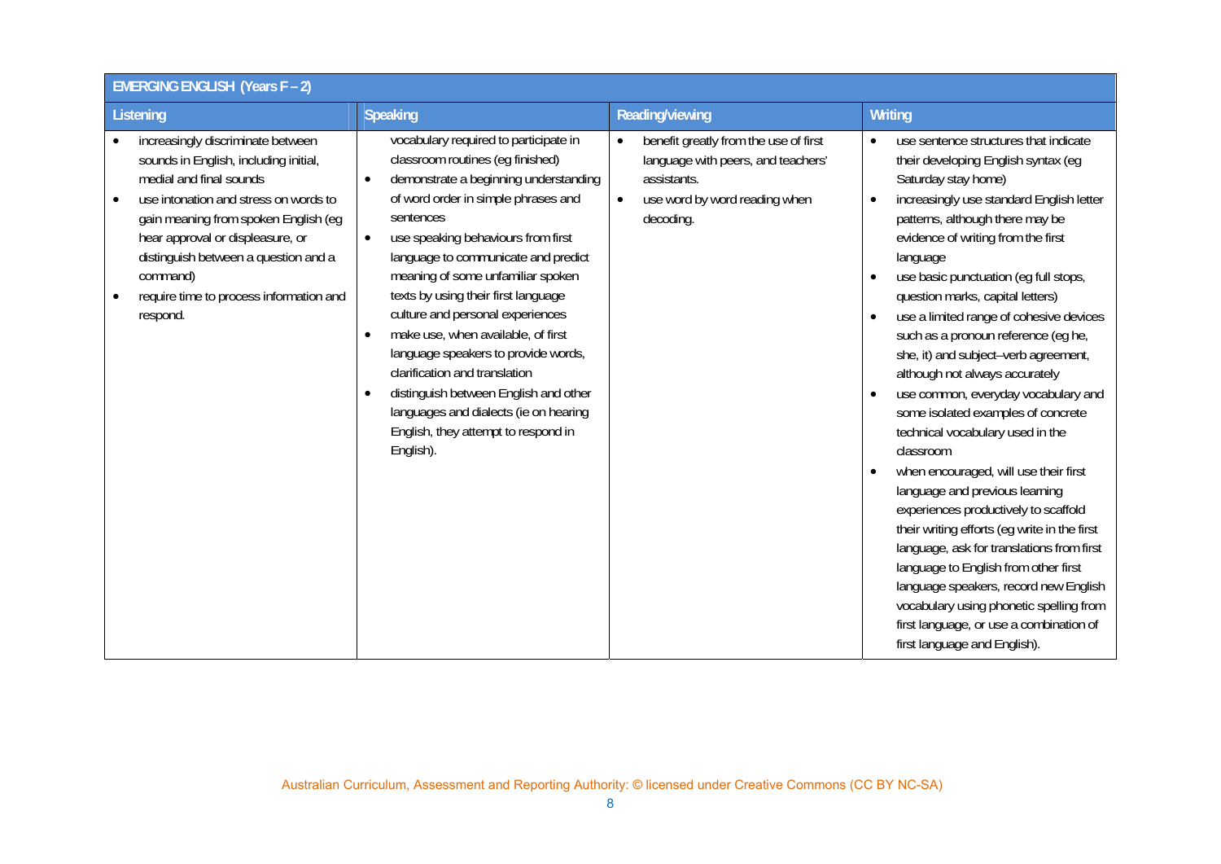| EMERGING ENGLISH (Years F – 2) | | | |
|---|---|---|---|
| **Listening** | **Speaking** | **Reading/viewing** | **Writing** |
| • increasingly discriminate between sounds in English, including initial, medial and final sounds<br>• use intonation and stress on words to gain meaning from spoken English (eg hear approval or displeasure, or distinguish between a question and a command)<br>• require time to process information and respond. | vocabulary required to participate in classroom routines (eg finished)<br>• demonstrate a beginning understanding of word order in simple phrases and sentences<br>• use speaking behaviours from first language to communicate and predict meaning of some unfamiliar spoken texts by using their first language culture and personal experiences<br>• make use, when available, of first language speakers to provide words, clarification and translation<br>• distinguish between English and other languages and dialects (ie on hearing English, they attempt to respond in English). | • benefit greatly from the use of first language with peers, and teachers' assistants.<br>• use word by word reading when decoding. | • use sentence structures that indicate their developing English syntax (eg Saturday stay home)<br>• increasingly use standard English letter patterns, although there may be evidence of writing from the first language<br>• use basic punctuation (eg full stops, question marks, capital letters)<br>• use a limited range of cohesive devices such as a pronoun reference (eg he, she, it) and subject–verb agreement, although not always accurately<br>• use common, everyday vocabulary and some isolated examples of concrete technical vocabulary used in the classroom<br>• when encouraged, will use their first language and previous learning experiences productively to scaffold their writing efforts (eg write in the first language, ask for translations from first language to English from other first language speakers, record new English vocabulary using phonetic spelling from first language, or use a combination of first language and English). |

Australian Curriculum, Assessment and Reporting Authority: © licensed under Creative Commons (CC BY NC-SA)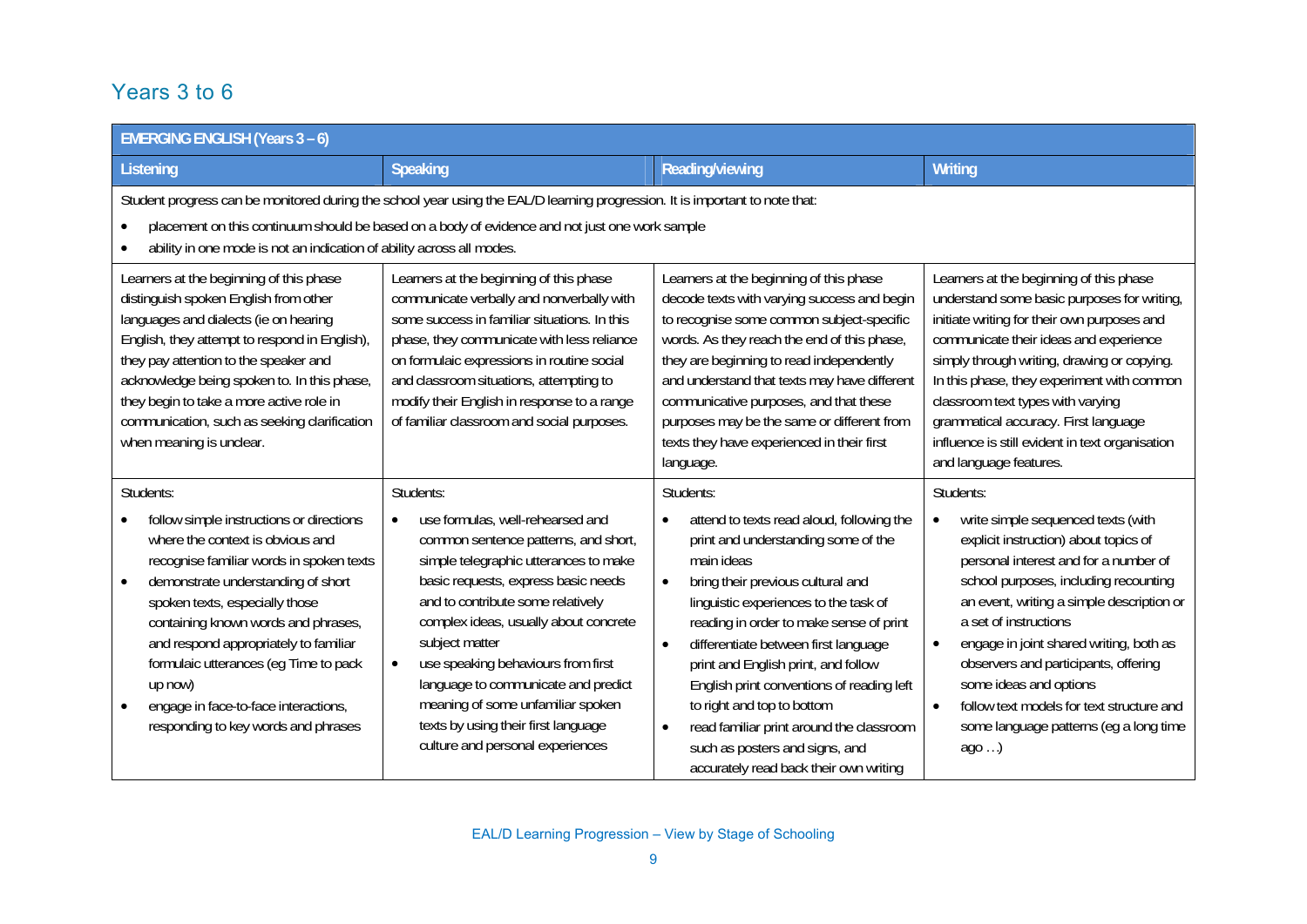## Years 3 to 6

| EMERGING ENGLISH (Years 3 – 6) | | | |
|---|---|---|---|
| **Listening** | **Speaking** | **Reading/viewing** | **Writing** |
| Student progress can be monitored during the school year using the EAL/D learning progression. It is important to note that:<br>• placement on this continuum should be based on a body of evidence and not just one work sample<br>• ability in one mode is not an indication of ability across all modes. | | | |
| Learners at the beginning of this phase distinguish spoken English from other languages and dialects (ie on hearing English, they attempt to respond in English), they pay attention to the speaker and acknowledge being spoken to. In this phase, they begin to take a more active role in communication, such as seeking clarification when meaning is unclear. | Learners at the beginning of this phase communicate verbally and nonverbally with some success in familiar situations. In this phase, they communicate with less reliance on formulaic expressions in routine social and classroom situations, attempting to modify their English in response to a range of familiar classroom and social purposes. | Learners at the beginning of this phase decode texts with varying success and begin to recognise some common subject-specific words. As they reach the end of this phase, they are beginning to read independently and understand that texts may have different communicative purposes, and that these purposes may be the same or different from texts they have experienced in their first language. | Learners at the beginning of this phase understand some basic purposes for writing, initiate writing for their own purposes and communicate their ideas and experience simply through writing, drawing or copying. In this phase, they experiment with common classroom text types with varying grammatical accuracy. First language influence is still evident in text organisation and language features. |
| Students:<br>• follow simple instructions or directions where the context is obvious and recognise familiar words in spoken texts<br>• demonstrate understanding of short spoken texts, especially those containing known words and phrases, and respond appropriately to familiar formulaic utterances (eg Time to pack up now)<br>• engage in face-to-face interactions, responding to key words and phrases | Students:<br>• use formulas, well-rehearsed and common sentence patterns, and short, simple telegraphic utterances to make basic requests, express basic needs and to contribute some relatively complex ideas, usually about concrete subject matter<br>• use speaking behaviours from first language to communicate and predict meaning of some unfamiliar spoken texts by using their first language culture and personal experiences | Students:<br>• attend to texts read aloud, following the print and understanding some of the main ideas<br>• bring their previous cultural and linguistic experiences to the task of reading in order to make sense of print<br>• differentiate between first language print and English print, and follow English print conventions of reading left to right and top to bottom<br>• read familiar print around the classroom such as posters and signs, and accurately read back their own writing | Students:<br>• write simple sequenced texts (with explicit instruction) about topics of personal interest and for a number of school purposes, including recounting an event, writing a simple description or a set of instructions<br>• engage in joint shared writing, both as observers and participants, offering some ideas and options<br>• follow text models for text structure and some language patterns (eg a long time ago …) |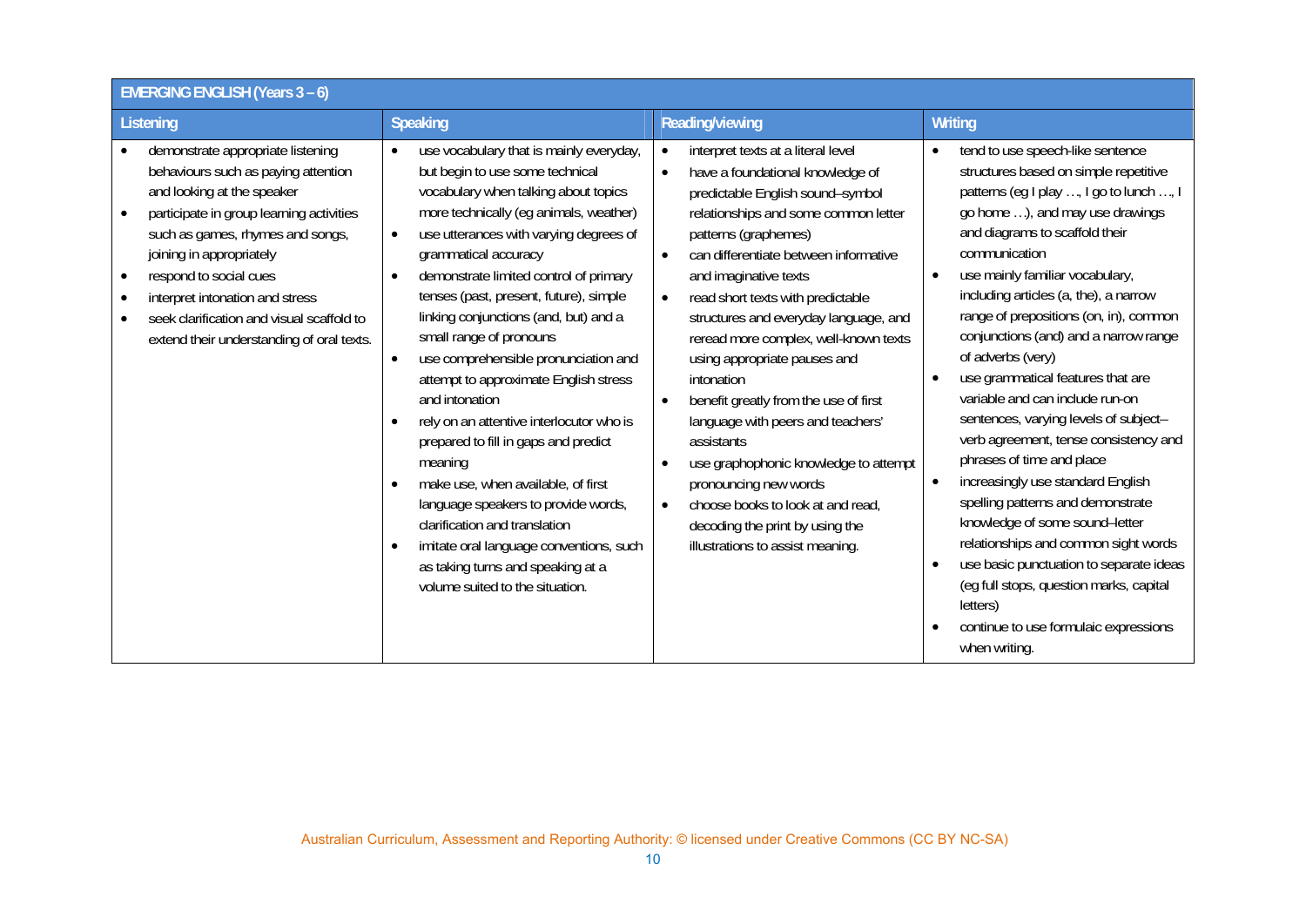| EMERGING ENGLISH (Years 3 – 6) | | | |
|---|---|---|---|
| **Listening** | **Speaking** | **Reading/viewing** | **Writing** |
| • demonstrate appropriate listening behaviours such as paying attention and looking at the speaker<br>• participate in group learning activities such as games, rhymes and songs, joining in appropriately<br>• respond to social cues<br>• interpret intonation and stress<br>• seek clarification and visual scaffold to extend their understanding of oral texts. | • use vocabulary that is mainly everyday, but begin to use some technical vocabulary when talking about topics more technically (eg animals, weather)<br>• use utterances with varying degrees of grammatical accuracy<br>• demonstrate limited control of primary tenses (past, present, future), simple linking conjunctions (and, but) and a small range of pronouns<br>• use comprehensible pronunciation and attempt to approximate English stress and intonation<br>• rely on an attentive interlocutor who is prepared to fill in gaps and predict meaning<br>• make use, when available, of first language speakers to provide words, clarification and translation<br>• imitate oral language conventions, such as taking turns and speaking at a volume suited to the situation. | • interpret texts at a literal level<br>• have a foundational knowledge of predictable English sound–symbol relationships and some common letter patterns (graphemes)<br>• can differentiate between informative and imaginative texts<br>• read short texts with predictable structures and everyday language, and reread more complex, well-known texts using appropriate pauses and intonation<br>• benefit greatly from the use of first language with peers and teachers' assistants<br>• use graphophonic knowledge to attempt pronouncing new words<br>• choose books to look at and read, decoding the print by using the illustrations to assist meaning. | • tend to use speech-like sentence structures based on simple repetitive patterns (eg I play …, I go to lunch …, I go home …), and may use drawings and diagrams to scaffold their communication<br>• use mainly familiar vocabulary, including articles (a, the), a narrow range of prepositions (on, in), common conjunctions (and) and a narrow range of adverbs (very)<br>• use grammatical features that are variable and can include run-on sentences, varying levels of subject–verb agreement, tense consistency and phrases of time and place<br>• increasingly use standard English spelling patterns and demonstrate knowledge of some sound–letter relationships and common sight words<br>• use basic punctuation to separate ideas (eg full stops, question marks, capital letters)<br>• continue to use formulaic expressions when writing. |

Australian Curriculum, Assessment and Reporting Authority: © licensed under Creative Commons (CC BY NC-SA)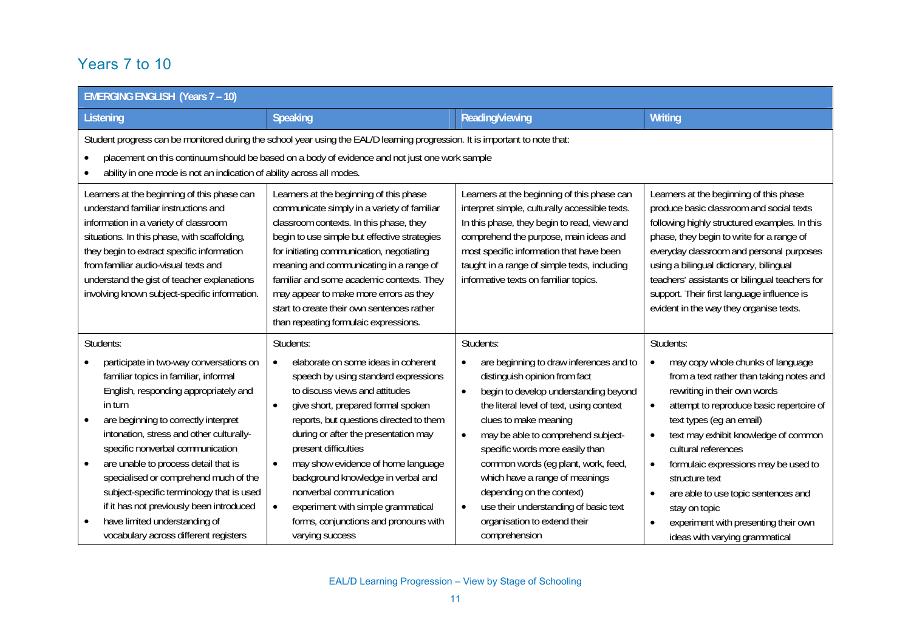## Years 7 to 10

| EMERGING ENGLISH (Years 7 – 10) | | | |
|---|---|---|---|
| **Listening** | **Speaking** | **Reading/viewing** | **Writing** |
| Student progress can be monitored during the school year using the EAL/D learning progression. It is important to note that:<br>• placement on this continuum should be based on a body of evidence and not just one work sample<br>• ability in one mode is not an indication of ability across all modes. | | | |
| Learners at the beginning of this phase can understand familiar instructions and information in a variety of classroom situations. In this phase, with scaffolding, they begin to extract specific information from familiar audio-visual texts and understand the gist of teacher explanations involving known subject-specific information. | Learners at the beginning of this phase communicate simply in a variety of familiar classroom contexts. In this phase, they begin to use simple but effective strategies for initiating communication, negotiating meaning and communicating in a range of familiar and some academic contexts. They may appear to make more errors as they start to create their own sentences rather than repeating formulaic expressions. | Learners at the beginning of this phase can interpret simple, culturally accessible texts. In this phase, they begin to read, view and comprehend the purpose, main ideas and most specific information that have been taught in a range of simple texts, including informative texts on familiar topics. | Learners at the beginning of this phase produce basic classroom and social texts following highly structured examples. In this phase, they begin to write for a range of everyday classroom and personal purposes using a bilingual dictionary, bilingual teachers' assistants or bilingual teachers for support. Their first language influence is evident in the way they organise texts. |
| Students:<br>• participate in two-way conversations on familiar topics in familiar, informal English, responding appropriately and in turn<br>• are beginning to correctly interpret intonation, stress and other culturally-specific nonverbal communication<br>• are unable to process detail that is specialised or comprehend much of the subject-specific terminology that is used if it has not previously been introduced<br>• have limited understanding of vocabulary across different registers | Students:<br>• elaborate on some ideas in coherent speech by using standard expressions to discuss views and attitudes<br>• give short, prepared formal spoken reports, but questions directed to them during or after the presentation may present difficulties<br>• may show evidence of home language background knowledge in verbal and nonverbal communication<br>• experiment with simple grammatical forms, conjunctions and pronouns with varying success | Students:<br>• are beginning to draw inferences and to distinguish opinion from fact<br>• begin to develop understanding beyond the literal level of text, using context clues to make meaning<br>• may be able to comprehend subject-specific words more easily than common words (eg plant, work, feed, which have a range of meanings depending on the context)<br>• use their understanding of basic text organisation to extend their comprehension | Students:<br>• may copy whole chunks of language from a text rather than taking notes and rewriting in their own words<br>• attempt to reproduce basic repertoire of text types (eg an email)<br>• text may exhibit knowledge of common cultural references<br>• formulaic expressions may be used to structure text<br>• are able to use topic sentences and stay on topic<br>• experiment with presenting their own ideas with varying grammatical |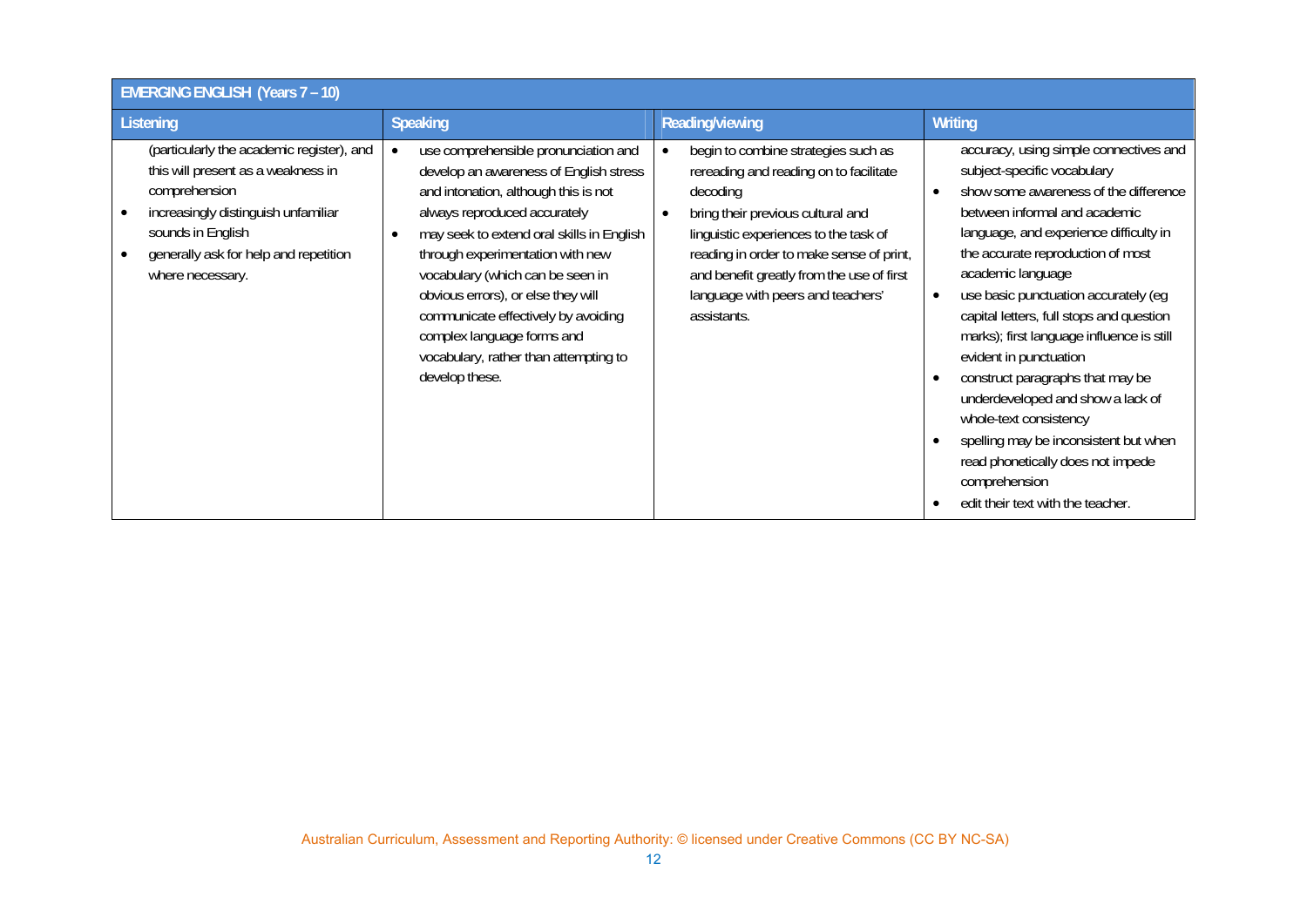| EMERGING ENGLISH (Years 7 – 10) | | | |
|---|---|---|---|
| **Listening** | **Speaking** | **Reading/viewing** | **Writing** |
| (particularly the academic register), and this will present as a weakness in comprehension<br>• increasingly distinguish unfamiliar sounds in English<br>• generally ask for help and repetition where necessary. | • use comprehensible pronunciation and develop an awareness of English stress and intonation, although this is not always reproduced accurately<br>• may seek to extend oral skills in English through experimentation with new vocabulary (which can be seen in obvious errors), or else they will communicate effectively by avoiding complex language forms and vocabulary, rather than attempting to develop these. | • begin to combine strategies such as rereading and reading on to facilitate decoding<br>• bring their previous cultural and linguistic experiences to the task of reading in order to make sense of print, and benefit greatly from the use of first language with peers and teachers' assistants. | accuracy, using simple connectives and subject-specific vocabulary<br>• show some awareness of the difference between informal and academic language, and experience difficulty in the accurate reproduction of most academic language<br>• use basic punctuation accurately (eg capital letters, full stops and question marks); first language influence is still evident in punctuation<br>• construct paragraphs that may be underdeveloped and show a lack of whole-text consistency<br>• spelling may be inconsistent but when read phonetically does not impede comprehension<br>• edit their text with the teacher. |

Australian Curriculum, Assessment and Reporting Authority: © licensed under Creative Commons (CC BY NC-SA)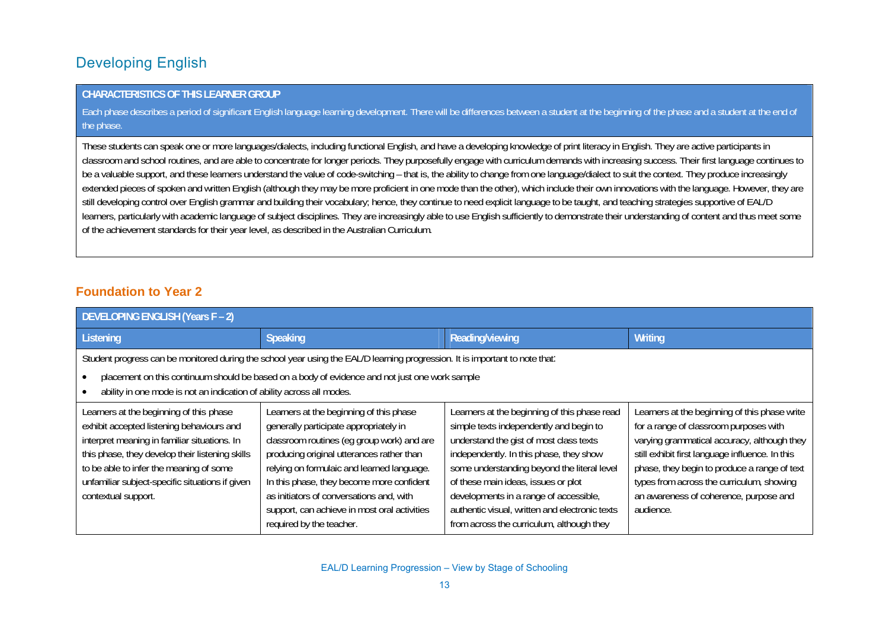# Developing English

| CHARACTERISTICS OF THIS LEARNER GROUP |
|---|
| Each phase describes a period of significant English language learning development. There will be differences between a student at the beginning of the phase and a student at the end of the phase. |
| These students can speak one or more languages/dialects, including functional English, and have a developing knowledge of print literacy in English. They are active participants in classroom and school routines, and are able to concentrate for longer periods. They purposefully engage with curriculum demands with increasing success. Their first language continues to be a valuable support, and these learners understand the value of code-switching – that is, the ability to change from one language/dialect to suit the context. They produce increasingly extended pieces of spoken and written English (although they may be more proficient in one mode than the other), which include their own innovations with the language. However, they are still developing control over English grammar and building their vocabulary; hence, they continue to need explicit language to be taught, and teaching strategies supportive of EAL/D learners, particularly with academic language of subject disciplines. They are increasingly able to use English sufficiently to demonstrate their understanding of content and thus meet some of the achievement standards for their year level, as described in the Australian Curriculum. |

## Foundation to Year 2

| DEVELOPING ENGLISH (Years F – 2) | | | |
|---|---|---|---|
| **Listening** | **Speaking** | **Reading/viewing** | **Writing** |
| Student progress can be monitored during the school year using the EAL/D learning progression. It is important to note that:<br>• placement on this continuum should be based on a body of evidence and not just one work sample<br>• ability in one mode is not an indication of ability across all modes. | | | |
| Learners at the beginning of this phase exhibit accepted listening behaviours and interpret meaning in familiar situations. In this phase, they develop their listening skills to be able to infer the meaning of some unfamiliar subject-specific situations if given contextual support. | Learners at the beginning of this phase generally participate appropriately in classroom routines (eg group work) and are producing original utterances rather than relying on formulaic and learned language. In this phase, they become more confident as initiators of conversations and, with support, can achieve in most oral activities required by the teacher. | Learners at the beginning of this phase read simple texts independently and begin to understand the gist of most class texts independently. In this phase, they show some understanding beyond the literal level of these main ideas, issues or plot developments in a range of accessible, authentic visual, written and electronic texts from across the curriculum, although they | Learners at the beginning of this phase write for a range of classroom purposes with varying grammatical accuracy, although they still exhibit first language influence. In this phase, they begin to produce a range of text types from across the curriculum, showing an awareness of coherence, purpose and audience. |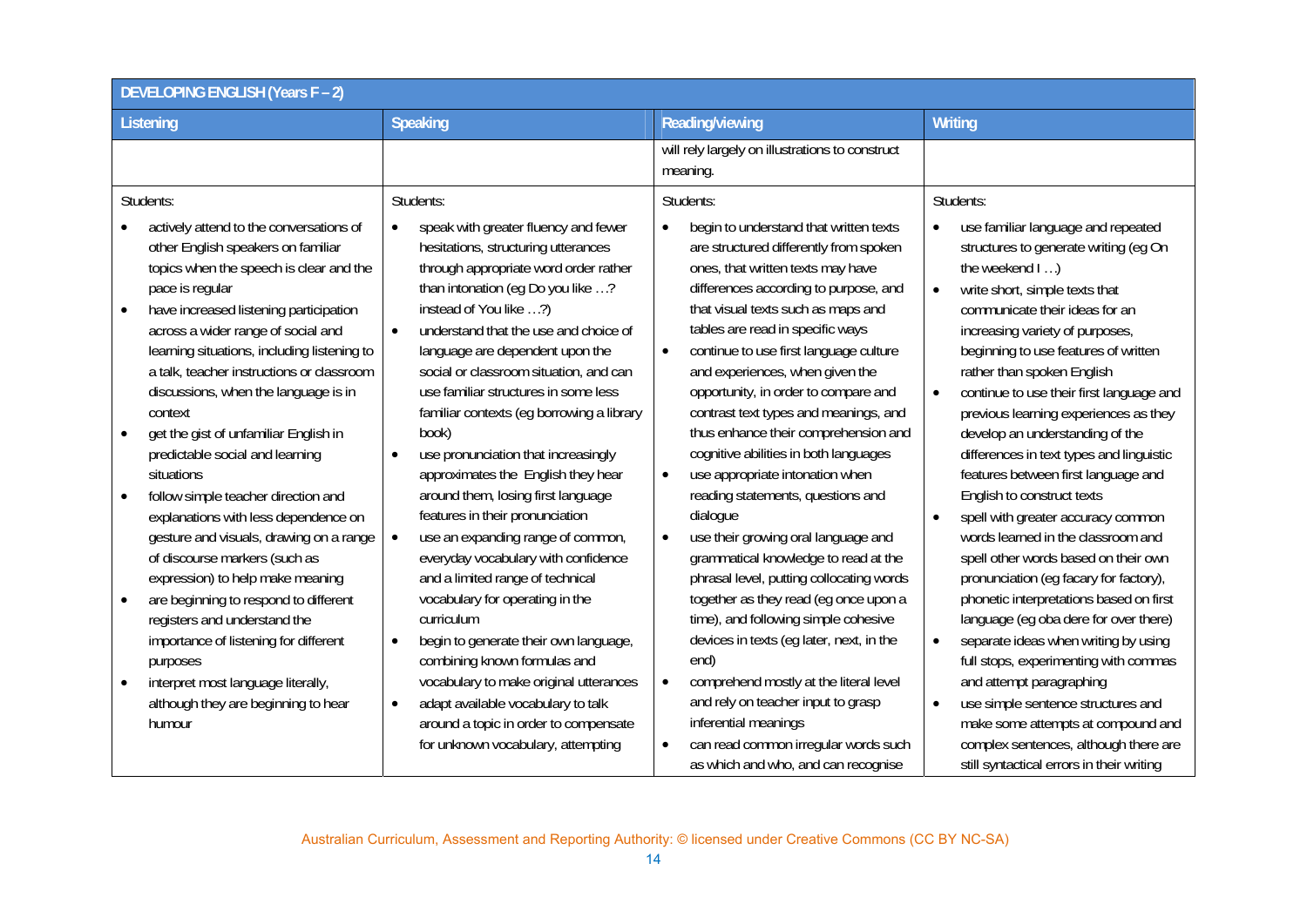| DEVELOPING ENGLISH (Years F – 2) | | | |
|---|---|---|---|
| **Listening** | **Speaking** | **Reading/viewing** | **Writing** |
| | | will rely largely on illustrations to construct meaning. | |
| Students:<br>• actively attend to the conversations of other English speakers on familiar topics when the speech is clear and the pace is regular<br>• have increased listening participation across a wider range of social and learning situations, including listening to a talk, teacher instructions or classroom discussions, when the language is in context<br>• get the gist of unfamiliar English in predictable social and learning situations<br>• follow simple teacher direction and explanations with less dependence on gesture and visuals, drawing on a range of discourse markers (such as expression) to help make meaning<br>• are beginning to respond to different registers and understand the importance of listening for different purposes<br>• interpret most language literally, although they are beginning to hear humour | Students:<br>• speak with greater fluency and fewer hesitations, structuring utterances through appropriate word order rather than intonation (eg Do you like …? instead of You like …?)<br>• understand that the use and choice of language are dependent upon the social or classroom situation, and can use familiar structures in some less familiar contexts (eg borrowing a library book)<br>• use pronunciation that increasingly approximates the English they hear around them, losing first language features in their pronunciation<br>• use an expanding range of common, everyday vocabulary with confidence and a limited range of technical vocabulary for operating in the curriculum<br>• begin to generate their own language, combining known formulas and vocabulary to make original utterances<br>• adapt available vocabulary to talk around a topic in order to compensate for unknown vocabulary, attempting | Students:<br>• begin to understand that written texts are structured differently from spoken ones, that written texts may have differences according to purpose, and that visual texts such as maps and tables are read in specific ways<br>• continue to use first language culture and experiences, when given the opportunity, in order to compare and contrast text types and meanings, and thus enhance their comprehension and cognitive abilities in both languages<br>• use appropriate intonation when reading statements, questions and dialogue<br>• use their growing oral language and grammatical knowledge to read at the phrasal level, putting collocating words together as they read (eg once upon a time), and following simple cohesive devices in texts (eg later, next, in the end)<br>• comprehend mostly at the literal level and rely on teacher input to grasp inferential meanings<br>• can read common irregular words such as which and who, and can recognise | Students:<br>• use familiar language and repeated structures to generate writing (eg On the weekend I …)<br>• write short, simple texts that communicate their ideas for an increasing variety of purposes, beginning to use features of written rather than spoken English<br>• continue to use their first language and previous learning experiences as they develop an understanding of the differences in text types and linguistic features between first language and English to construct texts<br>• spell with greater accuracy common words learned in the classroom and spell other words based on their own pronunciation (eg facary for factory), phonetic interpretations based on first language (eg oba dere for over there)<br>• separate ideas when writing by using full stops, experimenting with commas and attempt paragraphing<br>• use simple sentence structures and make some attempts at compound and complex sentences, although there are still syntactical errors in their writing |

Australian Curriculum, Assessment and Reporting Authority: © licensed under Creative Commons (CC BY NC-SA)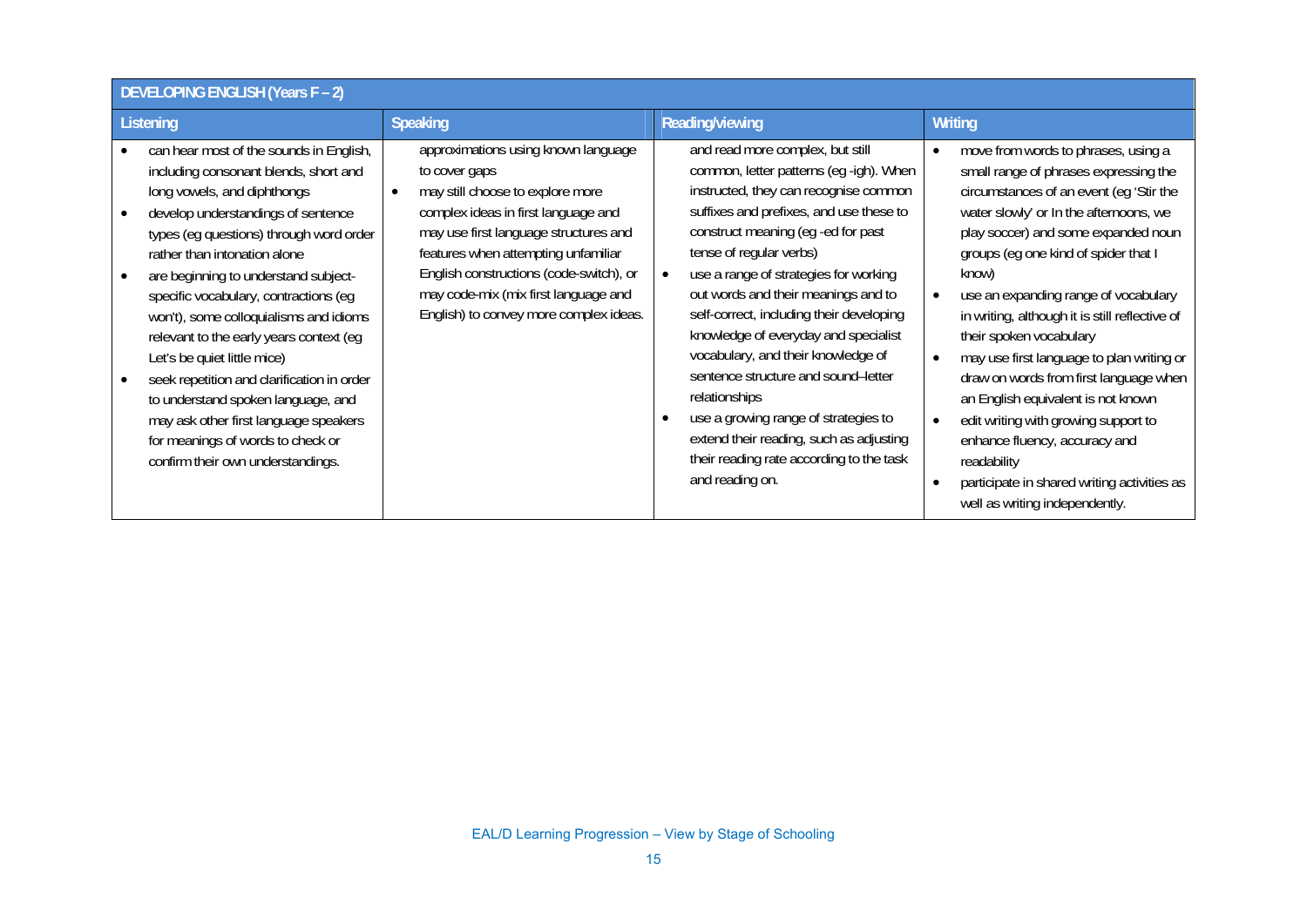| DEVELOPING ENGLISH (Years F – 2) | | | |
|---|---|---|---|
| **Listening** | **Speaking** | **Reading/viewing** | **Writing** |
| • can hear most of the sounds in English, including consonant blends, short and long vowels, and diphthongs<br>• develop understandings of sentence types (eg questions) through word order rather than intonation alone<br>• are beginning to understand subject-specific vocabulary, contractions (eg won't), some colloquialisms and idioms relevant to the early years context (eg Let's be quiet little mice)<br>• seek repetition and clarification in order to understand spoken language, and may ask other first language speakers for meanings of words to check or confirm their own understandings. | approximations using known language to cover gaps<br>• may still choose to explore more complex ideas in first language and may use first language structures and features when attempting unfamiliar English constructions (code-switch), or may code-mix (mix first language and English) to convey more complex ideas. | and read more complex, but still common, letter patterns (eg -igh). When instructed, they can recognise common suffixes and prefixes, and use these to construct meaning (eg -ed for past tense of regular verbs)<br>• use a range of strategies for working out words and their meanings and to self-correct, including their developing knowledge of everyday and specialist vocabulary, and their knowledge of sentence structure and sound–letter relationships<br>• use a growing range of strategies to extend their reading, such as adjusting their reading rate according to the task and reading on. | • move from words to phrases, using a small range of phrases expressing the circumstances of an event (eg 'Stir the water slowly' or In the afternoons, we play soccer) and some expanded noun groups (eg one kind of spider that I know)<br>• use an expanding range of vocabulary in writing, although it is still reflective of their spoken vocabulary<br>• may use first language to plan writing or draw on words from first language when an English equivalent is not known<br>• edit writing with growing support to enhance fluency, accuracy and readability<br>• participate in shared writing activities as well as writing independently. |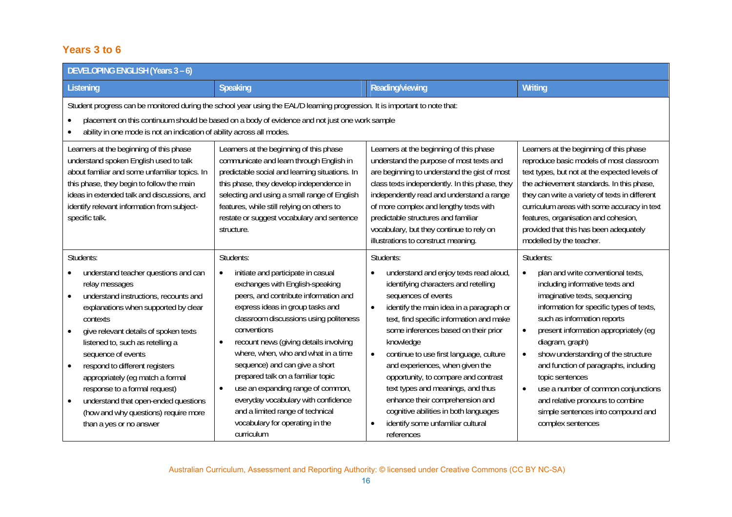## Years 3 to 6

| DEVELOPING ENGLISH (Years 3 – 6) | | | |
|---|---|---|---|
| **Listening** | **Speaking** | **Reading/viewing** | **Writing** |
| Student progress can be monitored during the school year using the EAL/D learning progression. It is important to note that:<br>• placement on this continuum should be based on a body of evidence and not just one work sample<br>• ability in one mode is not an indication of ability across all modes. | | | |
| Learners at the beginning of this phase understand spoken English used to talk about familiar and some unfamiliar topics. In this phase, they begin to follow the main ideas in extended talk and discussions, and identify relevant information from subject-specific talk. | Learners at the beginning of this phase communicate and learn through English in predictable social and learning situations. In this phase, they develop independence in selecting and using a small range of English features, while still relying on others to restate or suggest vocabulary and sentence structure. | Learners at the beginning of this phase understand the purpose of most texts and are beginning to understand the gist of most class texts independently. In this phase, they independently read and understand a range of more complex and lengthy texts with predictable structures and familiar vocabulary, but they continue to rely on illustrations to construct meaning. | Learners at the beginning of this phase reproduce basic models of most classroom text types, but not at the expected levels of the achievement standards. In this phase, they can write a variety of texts in different curriculum areas with some accuracy in text features, organisation and cohesion, provided that this has been adequately modelled by the teacher. |
| Students:<br>• understand teacher questions and can relay messages<br>• understand instructions, recounts and explanations when supported by clear contexts<br>• give relevant details of spoken texts listened to, such as retelling a sequence of events<br>• respond to different registers appropriately (eg match a formal response to a formal request)<br>• understand that open-ended questions (how and why questions) require more than a yes or no answer | Students:<br>• initiate and participate in casual exchanges with English-speaking peers, and contribute information and express ideas in group tasks and classroom discussions using politeness conventions<br>• recount news (giving details involving where, when, who and what in a time sequence) and can give a short prepared talk on a familiar topic<br>• use an expanding range of common, everyday vocabulary with confidence and a limited range of technical vocabulary for operating in the curriculum | Students:<br>• understand and enjoy texts read aloud, identifying characters and retelling sequences of events<br>• identify the main idea in a paragraph or text, find specific information and make some inferences based on their prior knowledge<br>• continue to use first language, culture and experiences, when given the opportunity, to compare and contrast text types and meanings, and thus enhance their comprehension and cognitive abilities in both languages<br>• identify some unfamiliar cultural references | Students:<br>• plan and write conventional texts, including informative texts and imaginative texts, sequencing information for specific types of texts, such as information reports<br>• present information appropriately (eg diagram, graph)<br>• show understanding of the structure and function of paragraphs, including topic sentences<br>• use a number of common conjunctions and relative pronouns to combine simple sentences into compound and complex sentences |

Australian Curriculum, Assessment and Reporting Authority: © licensed under Creative Commons (CC BY NC-SA)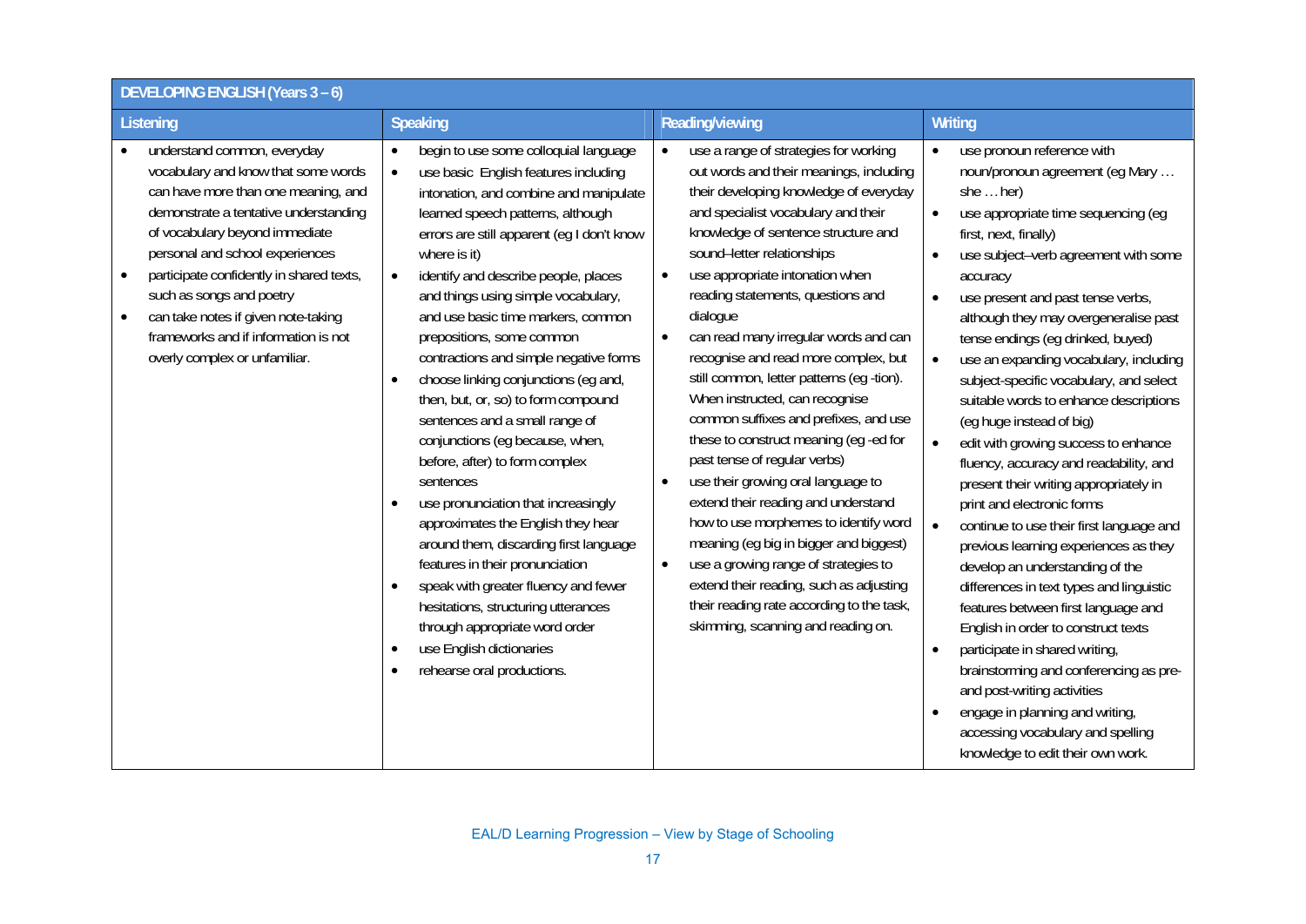| DEVELOPING ENGLISH (Years 3 – 6) | | | |
|---|---|---|---|
| **Listening** | **Speaking** | **Reading/viewing** | **Writing** |
| • understand common, everyday vocabulary and know that some words can have more than one meaning, and demonstrate a tentative understanding of vocabulary beyond immediate personal and school experiences<br>• participate confidently in shared texts, such as songs and poetry<br>• can take notes if given note-taking frameworks and if information is not overly complex or unfamiliar. | • begin to use some colloquial language<br>• use basic English features including intonation, and combine and manipulate learned speech patterns, although errors are still apparent (eg I don't know where is it)<br>• identify and describe people, places and things using simple vocabulary, and use basic time markers, common prepositions, some common contractions and simple negative forms<br>• choose linking conjunctions (eg and, then, but, or, so) to form compound sentences and a small range of conjunctions (eg because, when, before, after) to form complex sentences<br>• use pronunciation that increasingly approximates the English they hear around them, discarding first language features in their pronunciation<br>• speak with greater fluency and fewer hesitations, structuring utterances through appropriate word order<br>• use English dictionaries<br>• rehearse oral productions. | • use a range of strategies for working out words and their meanings, including their developing knowledge of everyday and specialist vocabulary and their knowledge of sentence structure and sound–letter relationships<br>• use appropriate intonation when reading statements, questions and dialogue<br>• can read many irregular words and can recognise and read more complex, but still common, letter patterns (eg -tion). When instructed, can recognise common suffixes and prefixes, and use these to construct meaning (eg -ed for past tense of regular verbs)<br>• use their growing oral language to extend their reading and understand how to use morphemes to identify word meaning (eg big in bigger and biggest)<br>• use a growing range of strategies to extend their reading, such as adjusting their reading rate according to the task, skimming, scanning and reading on. | • use pronoun reference with noun/pronoun agreement (eg Mary … she … her)<br>• use appropriate time sequencing (eg first, next, finally)<br>• use subject–verb agreement with some accuracy<br>• use present and past tense verbs, although they may overgeneralise past tense endings (eg drinked, buyed)<br>• use an expanding vocabulary, including subject-specific vocabulary, and select suitable words to enhance descriptions (eg huge instead of big)<br>• edit with growing success to enhance fluency, accuracy and readability, and present their writing appropriately in print and electronic forms<br>• continue to use their first language and previous learning experiences as they develop an understanding of the differences in text types and linguistic features between first language and English in order to construct texts<br>• participate in shared writing, brainstorming and conferencing as pre- and post-writing activities<br>• engage in planning and writing, accessing vocabulary and spelling knowledge to edit their own work. |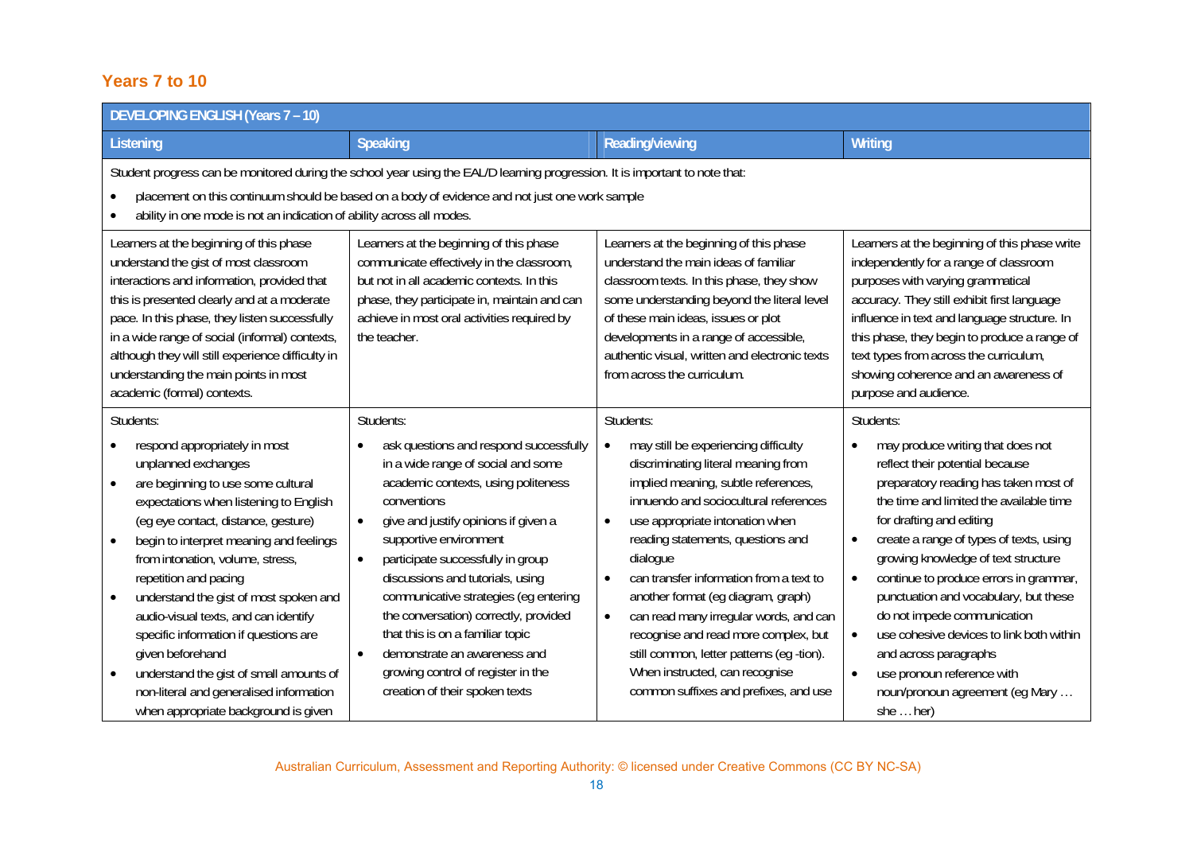## Years 7 to 10

| DEVELOPING ENGLISH (Years 7 – 10) | | | |
|---|---|---|---|
| **Listening** | **Speaking** | **Reading/viewing** | **Writing** |
| Student progress can be monitored during the school year using the EAL/D learning progression. It is important to note that:<br>• placement on this continuum should be based on a body of evidence and not just one work sample<br>• ability in one mode is not an indication of ability across all modes. | | | |
| Learners at the beginning of this phase understand the gist of most classroom interactions and information, provided that this is presented clearly and at a moderate pace. In this phase, they listen successfully in a wide range of social (informal) contexts, although they will still experience difficulty in understanding the main points in most academic (formal) contexts. | Learners at the beginning of this phase communicate effectively in the classroom, but not in all academic contexts. In this phase, they participate in, maintain and can achieve in most oral activities required by the teacher. | Learners at the beginning of this phase understand the main ideas of familiar classroom texts. In this phase, they show some understanding beyond the literal level of these main ideas, issues or plot developments in a range of accessible, authentic visual, written and electronic texts from across the curriculum. | Learners at the beginning of this phase write independently for a range of classroom purposes with varying grammatical accuracy. They still exhibit first language influence in text and language structure. In this phase, they begin to produce a range of text types from across the curriculum, showing coherence and an awareness of purpose and audience. |
| Students:<br>• respond appropriately in most unplanned exchanges<br>• are beginning to use some cultural expectations when listening to English (eg eye contact, distance, gesture)<br>• begin to interpret meaning and feelings from intonation, volume, stress, repetition and pacing<br>• understand the gist of most spoken and audio-visual texts, and can identify specific information if questions are given beforehand<br>• understand the gist of small amounts of non-literal and generalised information when appropriate background is given | Students:<br>• ask questions and respond successfully in a wide range of social and some academic contexts, using politeness conventions<br>• give and justify opinions if given a supportive environment<br>• participate successfully in group discussions and tutorials, using communicative strategies (eg entering the conversation) correctly, provided that this is on a familiar topic<br>• demonstrate an awareness and growing control of register in the creation of their spoken texts | Students:<br>• may still be experiencing difficulty discriminating literal meaning from implied meaning, subtle references, innuendo and sociocultural references<br>• use appropriate intonation when reading statements, questions and dialogue<br>• can transfer information from a text to another format (eg diagram, graph)<br>• can read many irregular words, and can recognise and read more complex, but still common, letter patterns (eg -tion). When instructed, can recognise common suffixes and prefixes, and use | Students:<br>• may produce writing that does not reflect their potential because preparatory reading has taken most of the time and limited the available time for drafting and editing<br>• create a range of types of texts, using growing knowledge of text structure<br>• continue to produce errors in grammar, punctuation and vocabulary, but these do not impede communication<br>• use cohesive devices to link both within and across paragraphs<br>• use pronoun reference with noun/pronoun agreement (eg Mary … she … her) |

Australian Curriculum, Assessment and Reporting Authority: © licensed under Creative Commons (CC BY NC-SA)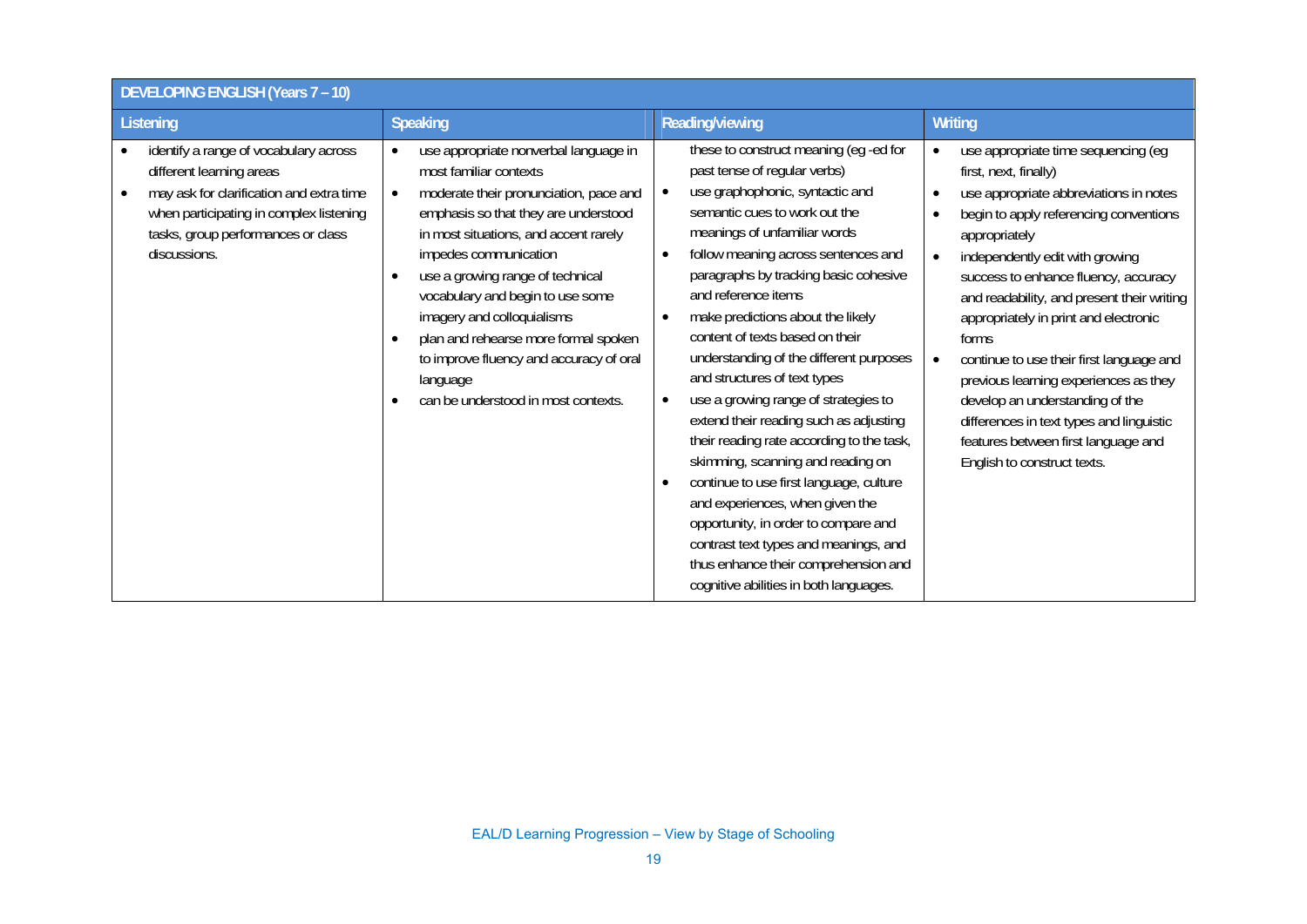| DEVELOPING ENGLISH (Years 7 – 10) | | | |
|---|---|---|---|
| **Listening** | **Speaking** | **Reading/viewing** | **Writing** |
| • identify a range of vocabulary across different learning areas<br>• may ask for clarification and extra time when participating in complex listening tasks, group performances or class discussions. | • use appropriate nonverbal language in most familiar contexts<br>• moderate their pronunciation, pace and emphasis so that they are understood in most situations, and accent rarely impedes communication<br>• use a growing range of technical vocabulary and begin to use some imagery and colloquialisms<br>• plan and rehearse more formal spoken to improve fluency and accuracy of oral language<br>• can be understood in most contexts. | these to construct meaning (eg -ed for past tense of regular verbs)<br>• use graphophonic, syntactic and semantic cues to work out the meanings of unfamiliar words<br>• follow meaning across sentences and paragraphs by tracking basic cohesive and reference items<br>• make predictions about the likely content of texts based on their understanding of the different purposes and structures of text types<br>• use a growing range of strategies to extend their reading such as adjusting their reading rate according to the task, skimming, scanning and reading on<br>• continue to use first language, culture and experiences, when given the opportunity, in order to compare and contrast text types and meanings, and thus enhance their comprehension and cognitive abilities in both languages. | • use appropriate time sequencing (eg first, next, finally)<br>• use appropriate abbreviations in notes<br>• begin to apply referencing conventions appropriately<br>• independently edit with growing success to enhance fluency, accuracy and readability, and present their writing appropriately in print and electronic forms<br>• continue to use their first language and previous learning experiences as they develop an understanding of the differences in text types and linguistic features between first language and English to construct texts. |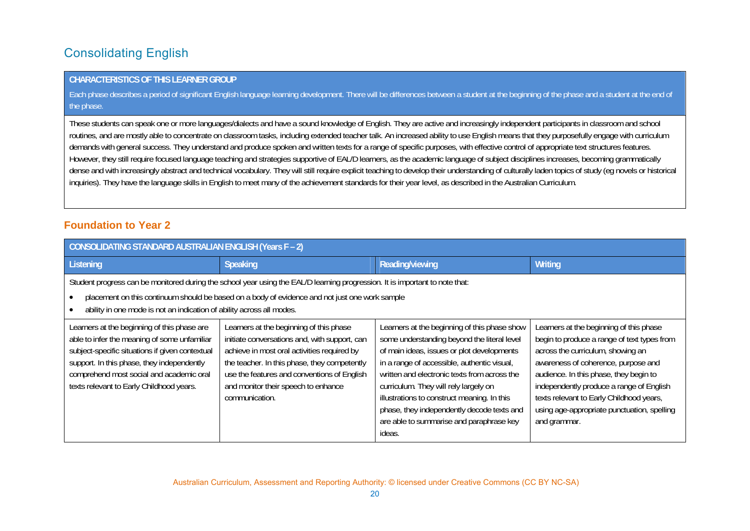# Consolidating English

| CHARACTERISTICS OF THIS LEARNER GROUP |
| --- |
| Each phase describes a period of significant English language learning development. There will be differences between a student at the beginning of the phase and a student at the end of the phase. |
| These students can speak one or more languages/dialects and have a sound knowledge of English. They are active and increasingly independent participants in classroom and school routines, and are mostly able to concentrate on classroom tasks, including extended teacher talk. An increased ability to use English means that they purposefully engage with curriculum demands with general success. They understand and produce spoken and written texts for a range of specific purposes, with effective control of appropriate text structures features. However, they still require focused language teaching and strategies supportive of EAL/D learners, as the academic language of subject disciplines increases, becoming grammatically dense and with increasingly abstract and technical vocabulary. They will still require explicit teaching to develop their understanding of culturally laden topics of study (eg novels or historical inquiries). They have the language skills in English to meet many of the achievement standards for their year level, as described in the Australian Curriculum. |

## Foundation to Year 2

**CONSOLIDATING STANDARD AUSTRALIAN ENGLISH (Years F – 2)**

Student progress can be monitored during the school year using the EAL/D learning progression. It is important to note that:

- placement on this continuum should be based on a body of evidence and not just one work sample
- ability in one mode is not an indication of ability across all modes.

| Listening | Speaking | Reading/viewing | Writing |
| --- | --- | --- | --- |
| Learners at the beginning of this phase are able to infer the meaning of some unfamiliar subject-specific situations if given contextual support. In this phase, they independently comprehend most social and academic oral texts relevant to Early Childhood years. | Learners at the beginning of this phase initiate conversations and, with support, can achieve in most oral activities required by the teacher. In this phase, they competently use the features and conventions of English and monitor their speech to enhance communication. | Learners at the beginning of this phase show some understanding beyond the literal level of main ideas, issues or plot developments in a range of accessible, authentic visual, written and electronic texts from across the curriculum. They will rely largely on illustrations to construct meaning. In this phase, they independently decode texts and are able to summarise and paraphrase key ideas. | Learners at the beginning of this phase begin to produce a range of text types from across the curriculum, showing an awareness of coherence, purpose and audience. In this phase, they begin to independently produce a range of English texts relevant to Early Childhood years, using age-appropriate punctuation, spelling and grammar. |

Australian Curriculum, Assessment and Reporting Authority: © licensed under Creative Commons (CC BY NC-SA)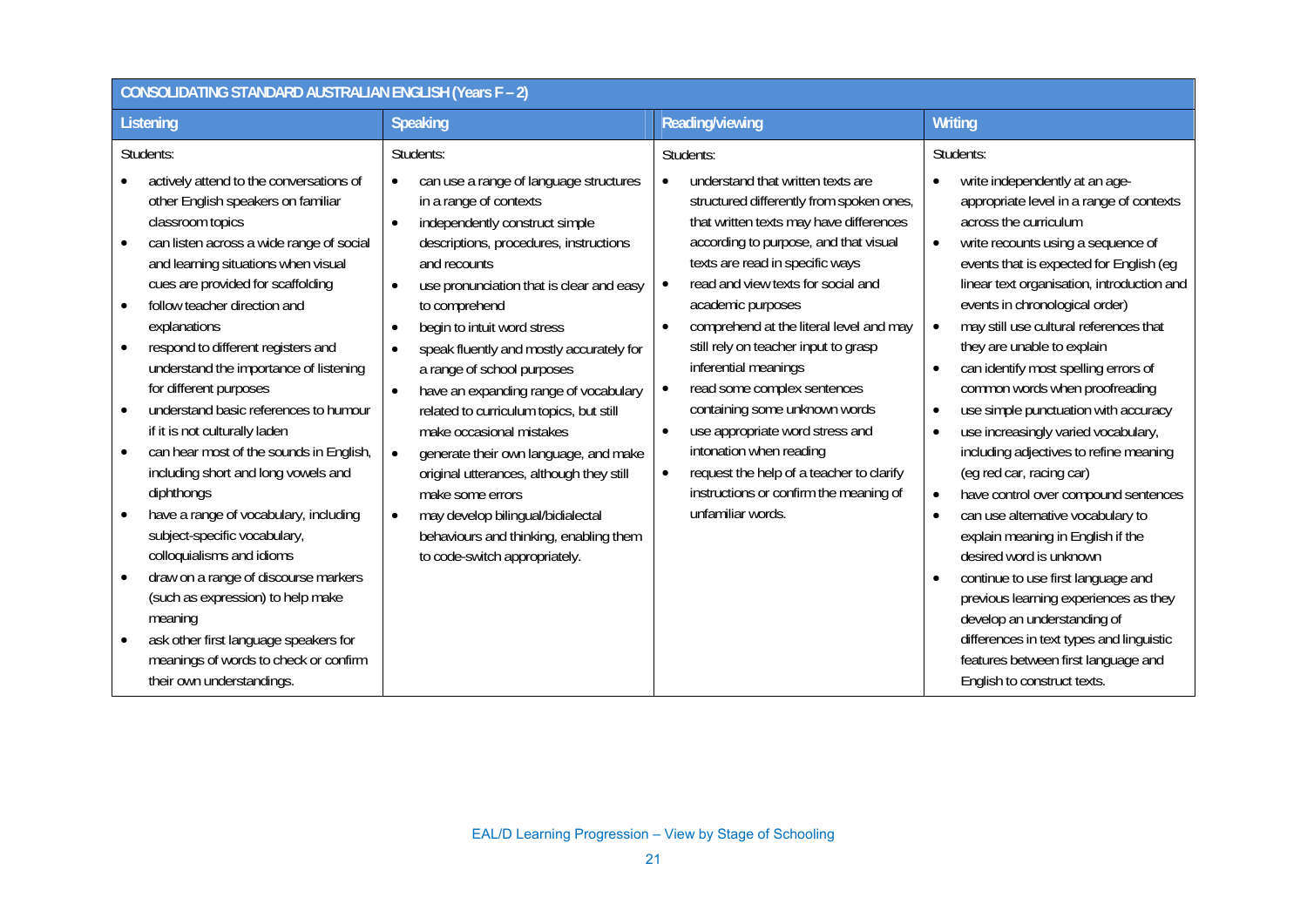| CONSOLIDATING STANDARD AUSTRALIAN ENGLISH (Years F – 2) | | | |
|---|---|---|---|
| **Listening** | **Speaking** | **Reading/viewing** | **Writing** |
| Students:<br>• actively attend to the conversations of other English speakers on familiar classroom topics<br>• can listen across a wide range of social and learning situations when visual cues are provided for scaffolding<br>• follow teacher direction and explanations<br>• respond to different registers and understand the importance of listening for different purposes<br>• understand basic references to humour if it is not culturally laden<br>• can hear most of the sounds in English, including short and long vowels and diphthongs<br>• have a range of vocabulary, including subject-specific vocabulary, colloquialisms and idioms<br>• draw on a range of discourse markers (such as expression) to help make meaning<br>• ask other first language speakers for meanings of words to check or confirm their own understandings. | Students:<br>• can use a range of language structures in a range of contexts<br>• independently construct simple descriptions, procedures, instructions and recounts<br>• use pronunciation that is clear and easy to comprehend<br>• begin to intuit word stress<br>• speak fluently and mostly accurately for a range of school purposes<br>• have an expanding range of vocabulary related to curriculum topics, but still make occasional mistakes<br>• generate their own language, and make original utterances, although they still make some errors<br>• may develop bilingual/bidialectal behaviours and thinking, enabling them to code-switch appropriately. | Students:<br>• understand that written texts are structured differently from spoken ones, that written texts may have differences according to purpose, and that visual texts are read in specific ways<br>• read and view texts for social and academic purposes<br>• comprehend at the literal level and may still rely on teacher input to grasp inferential meanings<br>• read some complex sentences containing some unknown words<br>• use appropriate word stress and intonation when reading<br>• request the help of a teacher to clarify instructions or confirm the meaning of unfamiliar words. | Students:<br>• write independently at an age-appropriate level in a range of contexts across the curriculum<br>• write recounts using a sequence of events that is expected for English (eg linear text organisation, introduction and events in chronological order)<br>• may still use cultural references that they are unable to explain<br>• can identify most spelling errors of common words when proofreading<br>• use simple punctuation with accuracy<br>• use increasingly varied vocabulary, including adjectives to refine meaning (eg red car, racing car)<br>• have control over compound sentences<br>• can use alternative vocabulary to explain meaning in English if the desired word is unknown<br>• continue to use first language and previous learning experiences as they develop an understanding of differences in text types and linguistic features between first language and English to construct texts. |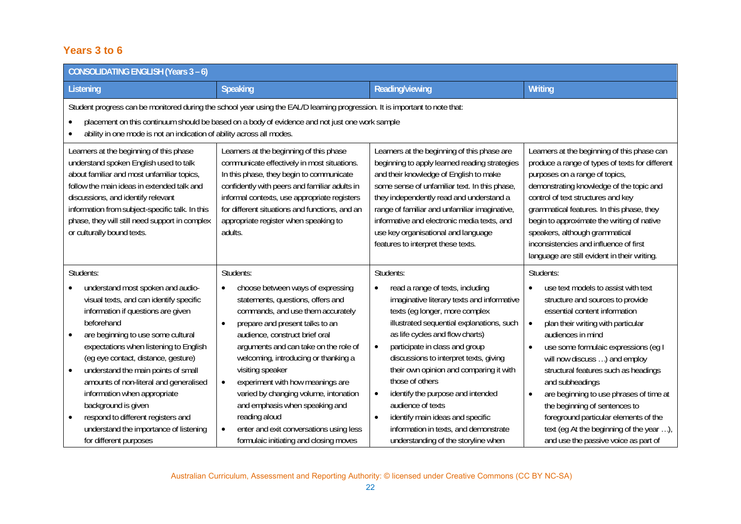## Years 3 to 6

| CONSOLIDATING ENGLISH (Years 3 – 6) | | | |
|---|---|---|---|
| **Listening** | **Speaking** | **Reading/viewing** | **Writing** |
| Student progress can be monitored during the school year using the EAL/D learning progression. It is important to note that: <br>• placement on this continuum should be based on a body of evidence and not just one work sample <br>• ability in one mode is not an indication of ability across all modes. | | | |
| Learners at the beginning of this phase understand spoken English used to talk about familiar and most unfamiliar topics, follow the main ideas in extended talk and discussions, and identify relevant information from subject-specific talk. In this phase, they will still need support in complex or culturally bound texts. | Learners at the beginning of this phase communicate effectively in most situations. In this phase, they begin to communicate confidently with peers and familiar adults in informal contexts, use appropriate registers for different situations and functions, and an appropriate register when speaking to adults. | Learners at the beginning of this phase are beginning to apply learned reading strategies and their knowledge of English to make some sense of unfamiliar text. In this phase, they independently read and understand a range of familiar and unfamiliar imaginative, informative and electronic media texts, and use key organisational and language features to interpret these texts. | Learners at the beginning of this phase can produce a range of types of texts for different purposes on a range of topics, demonstrating knowledge of the topic and control of text structures and key grammatical features. In this phase, they begin to approximate the writing of native speakers, although grammatical inconsistencies and influence of first language are still evident in their writing. |
| Students: <br>• understand most spoken and audio-visual texts, and can identify specific information if questions are given beforehand <br>• are beginning to use some cultural expectations when listening to English (eg eye contact, distance, gesture) <br>• understand the main points of small amounts of non-literal and generalised information when appropriate background is given <br>• respond to different registers and understand the importance of listening for different purposes | Students: <br>• choose between ways of expressing statements, questions, offers and commands, and use them accurately <br>• prepare and present talks to an audience, construct brief oral arguments and can take on the role of welcoming, introducing or thanking a visiting speaker <br>• experiment with how meanings are varied by changing volume, intonation and emphasis when speaking and reading aloud <br>• enter and exit conversations using less formulaic initiating and closing moves | Students: <br>• read a range of texts, including imaginative literary texts and informative texts (eg longer, more complex illustrated sequential explanations, such as life cycles and flow charts) <br>• participate in class and group discussions to interpret texts, giving their own opinion and comparing it with those of others <br>• identify the purpose and intended audience of texts <br>• identify main ideas and specific information in texts, and demonstrate understanding of the storyline when | Students: <br>• use text models to assist with text structure and sources to provide essential content information <br>• plan their writing with particular audiences in mind <br>• use some formulaic expressions (eg I will now discuss …) and employ structural features such as headings and subheadings <br>• are beginning to use phrases of time at the beginning of sentences to foreground particular elements of the text (eg At the beginning of the year …), and use the passive voice as part of |

Australian Curriculum, Assessment and Reporting Authority: © licensed under Creative Commons (CC BY NC-SA)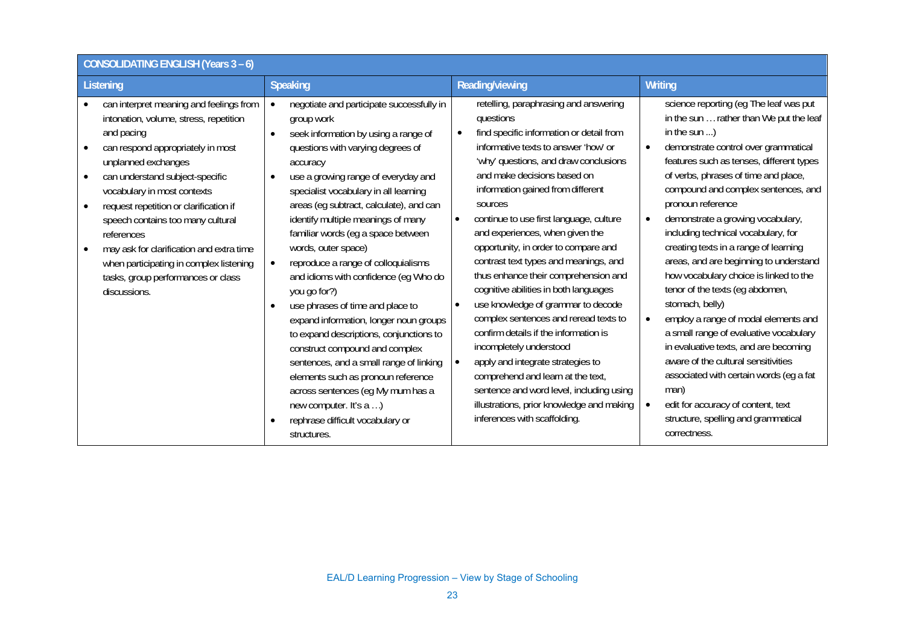| CONSOLIDATING ENGLISH (Years 3 – 6) | | | |
|---|---|---|---|
| **Listening** | **Speaking** | **Reading/viewing** | **Writing** |
| • can interpret meaning and feelings from intonation, volume, stress, repetition and pacing<br>• can respond appropriately in most unplanned exchanges<br>• can understand subject-specific vocabulary in most contexts<br>• request repetition or clarification if speech contains too many cultural references<br>• may ask for clarification and extra time when participating in complex listening tasks, group performances or class discussions. | • negotiate and participate successfully in group work<br>• seek information by using a range of questions with varying degrees of accuracy<br>• use a growing range of everyday and specialist vocabulary in all learning areas (eg subtract, calculate), and can identify multiple meanings of many familiar words (eg a space between words, outer space)<br>• reproduce a range of colloquialisms and idioms with confidence (eg Who do you go for?)<br>• use phrases of time and place to expand information, longer noun groups to expand descriptions, conjunctions to construct compound and complex sentences, and a small range of linking elements such as pronoun reference across sentences (eg My mum has a new computer. It's a …)<br>• rephrase difficult vocabulary or structures. | retelling, paraphrasing and answering questions<br>• find specific information or detail from informative texts to answer 'how' or 'why' questions, and draw conclusions and make decisions based on information gained from different sources<br>• continue to use first language, culture and experiences, when given the opportunity, in order to compare and contrast text types and meanings, and thus enhance their comprehension and cognitive abilities in both languages<br>• use knowledge of grammar to decode complex sentences and reread texts to confirm details if the information is incompletely understood<br>• apply and integrate strategies to comprehend and learn at the text, sentence and word level, including using illustrations, prior knowledge and making inferences with scaffolding. | science reporting (eg The leaf was put in the sun … rather than We put the leaf in the sun ...)<br>• demonstrate control over grammatical features such as tenses, different types of verbs, phrases of time and place, compound and complex sentences, and pronoun reference<br>• demonstrate a growing vocabulary, including technical vocabulary, for creating texts in a range of learning areas, and are beginning to understand how vocabulary choice is linked to the tenor of the texts (eg abdomen, stomach, belly)<br>• employ a range of modal elements and a small range of evaluative vocabulary in evaluative texts, and are becoming aware of the cultural sensitivities associated with certain words (eg a fat man)<br>• edit for accuracy of content, text structure, spelling and grammatical correctness. |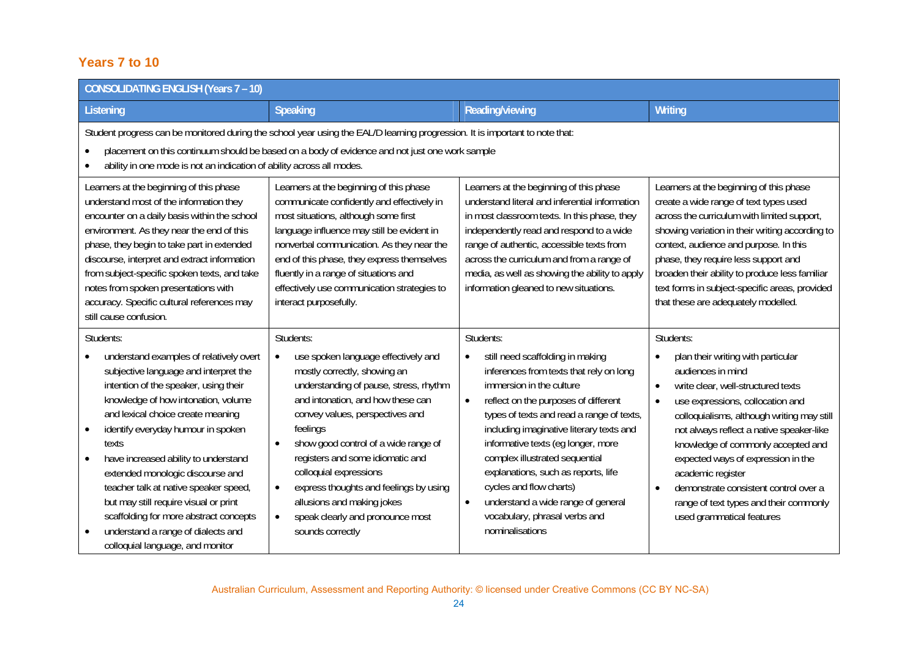## Years 7 to 10

| CONSOLIDATING ENGLISH (Years 7 – 10) | | | |
|---|---|---|---|
| **Listening** | **Speaking** | **Reading/viewing** | **Writing** |
| Student progress can be monitored during the school year using the EAL/D learning progression. It is important to note that:<br>• placement on this continuum should be based on a body of evidence and not just one work sample<br>• ability in one mode is not an indication of ability across all modes. | | | |
| Learners at the beginning of this phase understand most of the information they encounter on a daily basis within the school environment. As they near the end of this phase, they begin to take part in extended discourse, interpret and extract information from subject-specific spoken texts, and take notes from spoken presentations with accuracy. Specific cultural references may still cause confusion. | Learners at the beginning of this phase communicate confidently and effectively in most situations, although some first language influence may still be evident in nonverbal communication. As they near the end of this phase, they express themselves fluently in a range of situations and effectively use communication strategies to interact purposefully. | Learners at the beginning of this phase understand literal and inferential information in most classroom texts. In this phase, they independently read and respond to a wide range of authentic, accessible texts from across the curriculum and from a range of media, as well as showing the ability to apply information gleaned to new situations. | Learners at the beginning of this phase create a wide range of text types used across the curriculum with limited support, showing variation in their writing according to context, audience and purpose. In this phase, they require less support and broaden their ability to produce less familiar text forms in subject-specific areas, provided that these are adequately modelled. |
| Students:<br>• understand examples of relatively overt subjective language and interpret the intention of the speaker, using their knowledge of how intonation, volume and lexical choice create meaning<br>• identify everyday humour in spoken texts<br>• have increased ability to understand extended monologic discourse and teacher talk at native speaker speed, but may still require visual or print scaffolding for more abstract concepts<br>• understand a range of dialects and colloquial language, and monitor | Students:<br>• use spoken language effectively and mostly correctly, showing an understanding of pause, stress, rhythm and intonation, and how these can convey values, perspectives and feelings<br>• show good control of a wide range of registers and some idiomatic and colloquial expressions<br>• express thoughts and feelings by using allusions and making jokes<br>• speak clearly and pronounce most sounds correctly | Students:<br>• still need scaffolding in making inferences from texts that rely on long immersion in the culture<br>• reflect on the purposes of different types of texts and read a range of texts, including imaginative literary texts and informative texts (eg longer, more complex illustrated sequential explanations, such as reports, life cycles and flow charts)<br>• understand a wide range of general vocabulary, phrasal verbs and nominalisations | Students:<br>• plan their writing with particular audiences in mind<br>• write clear, well-structured texts<br>• use expressions, collocation and colloquialisms, although writing may still not always reflect a native speaker-like knowledge of commonly accepted and expected ways of expression in the academic register<br>• demonstrate consistent control over a range of text types and their commonly used grammatical features |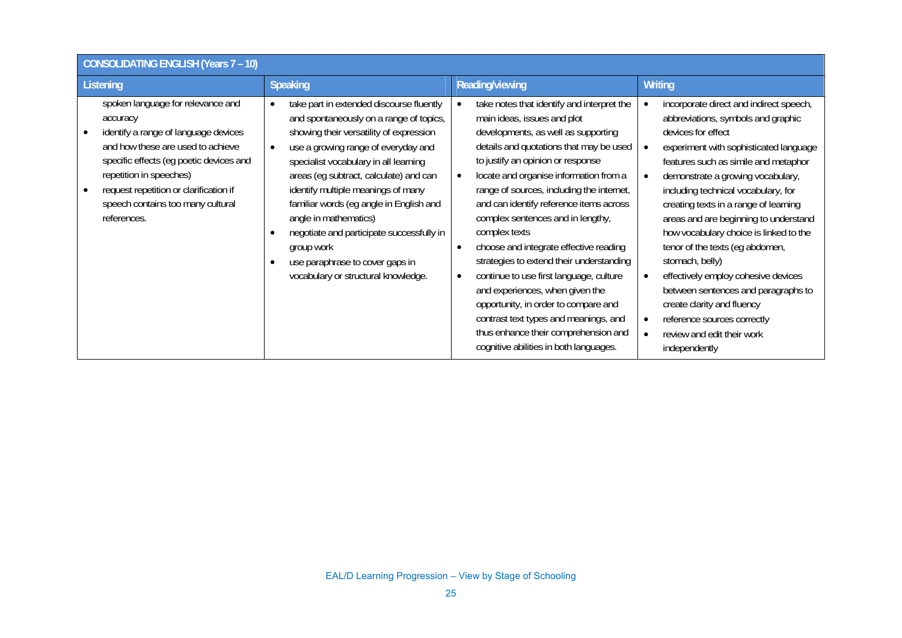| CONSOLIDATING ENGLISH (Years 7 – 10) | | | |
|---|---|---|---|
| **Listening** | **Speaking** | **Reading/viewing** | **Writing** |
| spoken language for relevance and accuracy<br>• identify a range of language devices and how these are used to achieve specific effects (eg poetic devices and repetition in speeches)<br>• request repetition or clarification if speech contains too many cultural references. | • take part in extended discourse fluently and spontaneously on a range of topics, showing their versatility of expression<br>• use a growing range of everyday and specialist vocabulary in all learning areas (eg subtract, calculate) and can identify multiple meanings of many familiar words (eg angle in English and angle in mathematics)<br>• negotiate and participate successfully in group work<br>• use paraphrase to cover gaps in vocabulary or structural knowledge. | • take notes that identify and interpret the main ideas, issues and plot developments, as well as supporting details and quotations that may be used to justify an opinion or response<br>• locate and organise information from a range of sources, including the internet, and can identify reference items across complex sentences and in lengthy, complex texts<br>• choose and integrate effective reading strategies to extend their understanding<br>• continue to use first language, culture and experiences, when given the opportunity, in order to compare and contrast text types and meanings, and thus enhance their comprehension and cognitive abilities in both languages. | • incorporate direct and indirect speech, abbreviations, symbols and graphic devices for effect<br>• experiment with sophisticated language features such as simile and metaphor<br>• demonstrate a growing vocabulary, including technical vocabulary, for creating texts in a range of learning areas and are beginning to understand how vocabulary choice is linked to the tenor of the texts (eg abdomen, stomach, belly)<br>• effectively employ cohesive devices between sentences and paragraphs to create clarity and fluency<br>• reference sources correctly<br>• review and edit their work independently |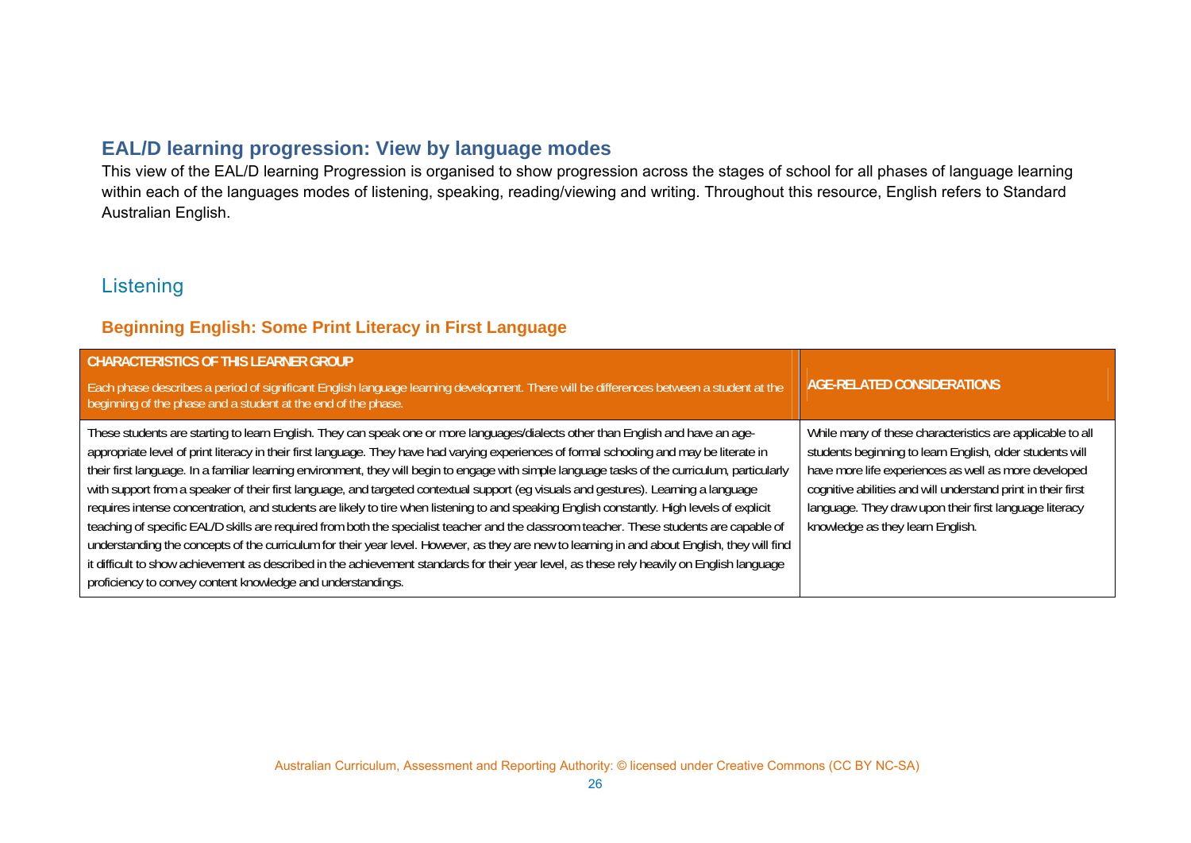## EAL/D learning progression: View by language modes

This view of the EAL/D learning Progression is organised to show progression across the stages of school for all phases of language learning within each of the languages modes of listening, speaking, reading/viewing and writing. Throughout this resource, English refers to Standard Australian English.

## Listening

### Beginning English: Some Print Literacy in First Language

| CHARACTERISTICS OF THIS LEARNER GROUP<br><br>Each phase describes a period of significant English language learning development. There will be differences between a student at the beginning of the phase and a student at the end of the phase. | AGE-RELATED CONSIDERATIONS |
|---|---|
| These students are starting to learn English. They can speak one or more languages/dialects other than English and have an age-appropriate level of print literacy in their first language. They have had varying experiences of formal schooling and may be literate in their first language. In a familiar learning environment, they will begin to engage with simple language tasks of the curriculum, particularly with support from a speaker of their first language, and targeted contextual support (eg visuals and gestures). Learning a language requires intense concentration, and students are likely to tire when listening to and speaking English constantly. High levels of explicit teaching of specific EAL/D skills are required from both the specialist teacher and the classroom teacher. These students are capable of understanding the concepts of the curriculum for their year level. However, as they are new to learning in and about English, they will find it difficult to show achievement as described in the achievement standards for their year level, as these rely heavily on English language proficiency to convey content knowledge and understandings. | While many of these characteristics are applicable to all students beginning to learn English, older students will have more life experiences as well as more developed cognitive abilities and will understand print in their first language. They draw upon their first language literacy knowledge as they learn English. |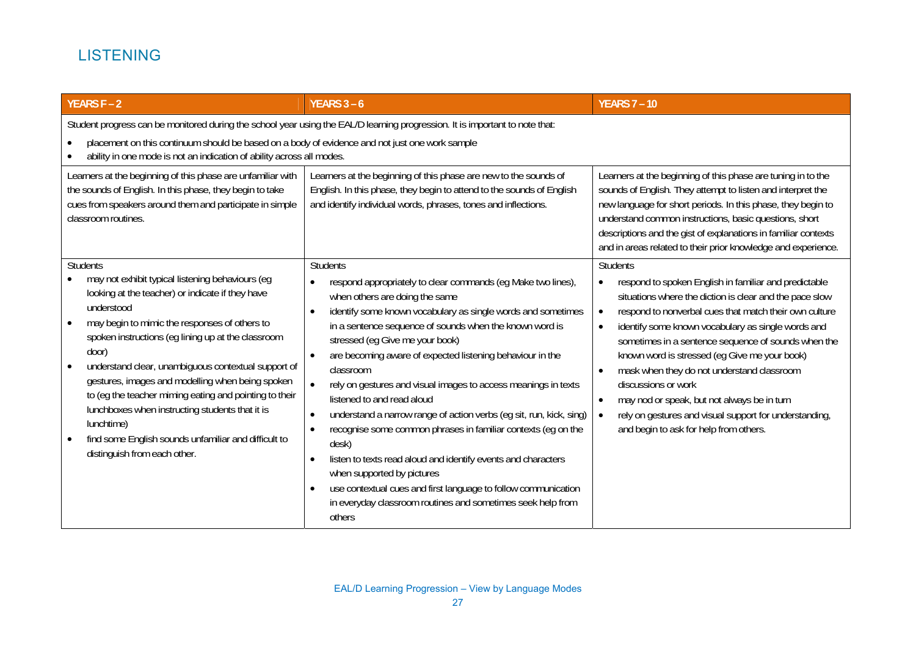## LISTENING

| YEARS F – 2 | YEARS 3 – 6 | YEARS 7 – 10 |
|---|---|---|
| Student progress can be monitored during the school year using the EAL/D learning progression. It is important to note that: <br>• placement on this continuum should be based on a body of evidence and not just one work sample <br>• ability in one mode is not an indication of ability across all modes. | | |
| Learners at the beginning of this phase are unfamiliar with the sounds of English. In this phase, they begin to take cues from speakers around them and participate in simple classroom routines. | Learners at the beginning of this phase are new to the sounds of English. In this phase, they begin to attend to the sounds of English and identify individual words, phrases, tones and inflections. | Learners at the beginning of this phase are tuning in to the sounds of English. They attempt to listen and interpret the new language for short periods. In this phase, they begin to understand common instructions, basic questions, short descriptions and the gist of explanations in familiar contexts and in areas related to their prior knowledge and experience. |
| Students <br>• may not exhibit typical listening behaviours (eg looking at the teacher) or indicate if they have understood <br>• may begin to mimic the responses of others to spoken instructions (eg lining up at the classroom door) <br>• understand clear, unambiguous contextual support of gestures, images and modelling when being spoken to (eg the teacher miming eating and pointing to their lunchboxes when instructing students that it is lunchtime) <br>• find some English sounds unfamiliar and difficult to distinguish from each other. | Students <br>• respond appropriately to clear commands (eg Make two lines), when others are doing the same <br>• identify some known vocabulary as single words and sometimes in a sentence sequence of sounds when the known word is stressed (eg Give me your book) <br>• are becoming aware of expected listening behaviour in the classroom <br>• rely on gestures and visual images to access meanings in texts listened to and read aloud <br>• understand a narrow range of action verbs (eg sit, run, kick, sing) <br>• recognise some common phrases in familiar contexts (eg on the desk) <br>• listen to texts read aloud and identify events and characters when supported by pictures <br>• use contextual cues and first language to follow communication in everyday classroom routines and sometimes seek help from others | Students <br>• respond to spoken English in familiar and predictable situations where the diction is clear and the pace slow <br>• respond to nonverbal cues that match their own culture <br>• identify some known vocabulary as single words and sometimes in a sentence sequence of sounds when the known word is stressed (eg Give me your book) <br>• mask when they do not understand classroom discussions or work <br>• may nod or speak, but not always be in turn <br>• rely on gestures and visual support for understanding, and begin to ask for help from others. |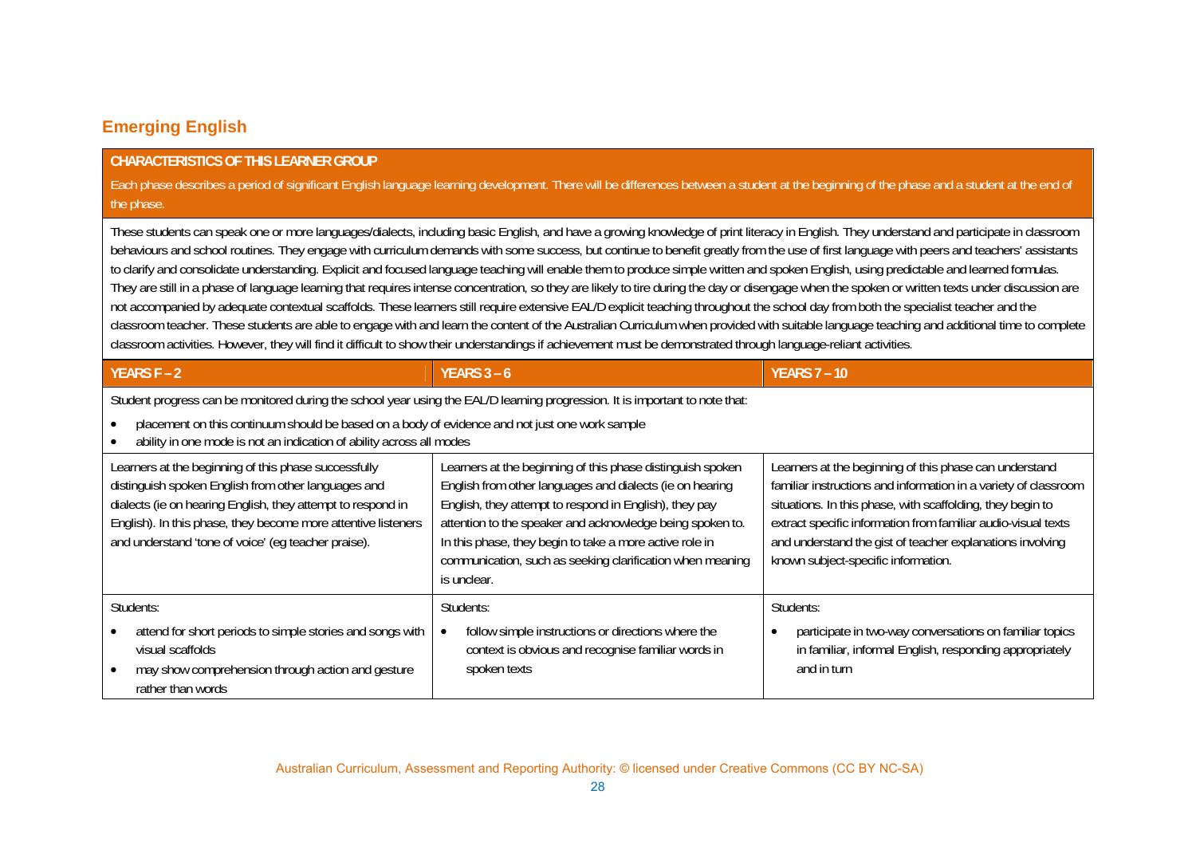## Emerging English

| CHARACTERISTICS OF THIS LEARNER GROUP | | |
| --- | --- | --- |
| Each phase describes a period of significant English language learning development. There will be differences between a student at the beginning of the phase and a student at the end of the phase. | | |
| These students can speak one or more languages/dialects, including basic English, and have a growing knowledge of print literacy in English. They understand and participate in classroom behaviours and school routines. They engage with curriculum demands with some success, but continue to benefit greatly from the use of first language with peers and teachers' assistants to clarify and consolidate understanding. Explicit and focused language teaching will enable them to produce simple written and spoken English, using predictable and learned formulas. They are still in a phase of language learning that requires intense concentration, so they are likely to tire during the day or disengage when the spoken or written texts under discussion are not accompanied by adequate contextual scaffolds. These learners still require extensive EAL/D explicit teaching throughout the school day from both the specialist teacher and the classroom teacher. These students are able to engage with and learn the content of the Australian Curriculum when provided with suitable language teaching and additional time to complete classroom activities. However, they will find it difficult to show their understandings if achievement must be demonstrated through language-reliant activities. | | |
| **YEARS F – 2** | **YEARS 3 – 6** | **YEARS 7 – 10** |
| Student progress can be monitored during the school year using the EAL/D learning progression. It is important to note that:<br>• placement on this continuum should be based on a body of evidence and not just one work sample<br>• ability in one mode is not an indication of ability across all modes | | |
| Learners at the beginning of this phase successfully distinguish spoken English from other languages and dialects (ie on hearing English, they attempt to respond in English). In this phase, they become more attentive listeners and understand 'tone of voice' (eg teacher praise). | Learners at the beginning of this phase distinguish spoken English from other languages and dialects (ie on hearing English, they attempt to respond in English), they pay attention to the speaker and acknowledge being spoken to. In this phase, they begin to take a more active role in communication, such as seeking clarification when meaning is unclear. | Learners at the beginning of this phase can understand familiar instructions and information in a variety of classroom situations. In this phase, with scaffolding, they begin to extract specific information from familiar audio-visual texts and understand the gist of teacher explanations involving known subject-specific information. |
| Students:<br>• attend for short periods to simple stories and songs with visual scaffolds<br>• may show comprehension through action and gesture rather than words | Students:<br>• follow simple instructions or directions where the context is obvious and recognise familiar words in spoken texts | Students:<br>• participate in two-way conversations on familiar topics in familiar, informal English, responding appropriately and in turn |

Australian Curriculum, Assessment and Reporting Authority: © licensed under Creative Commons (CC BY NC-SA)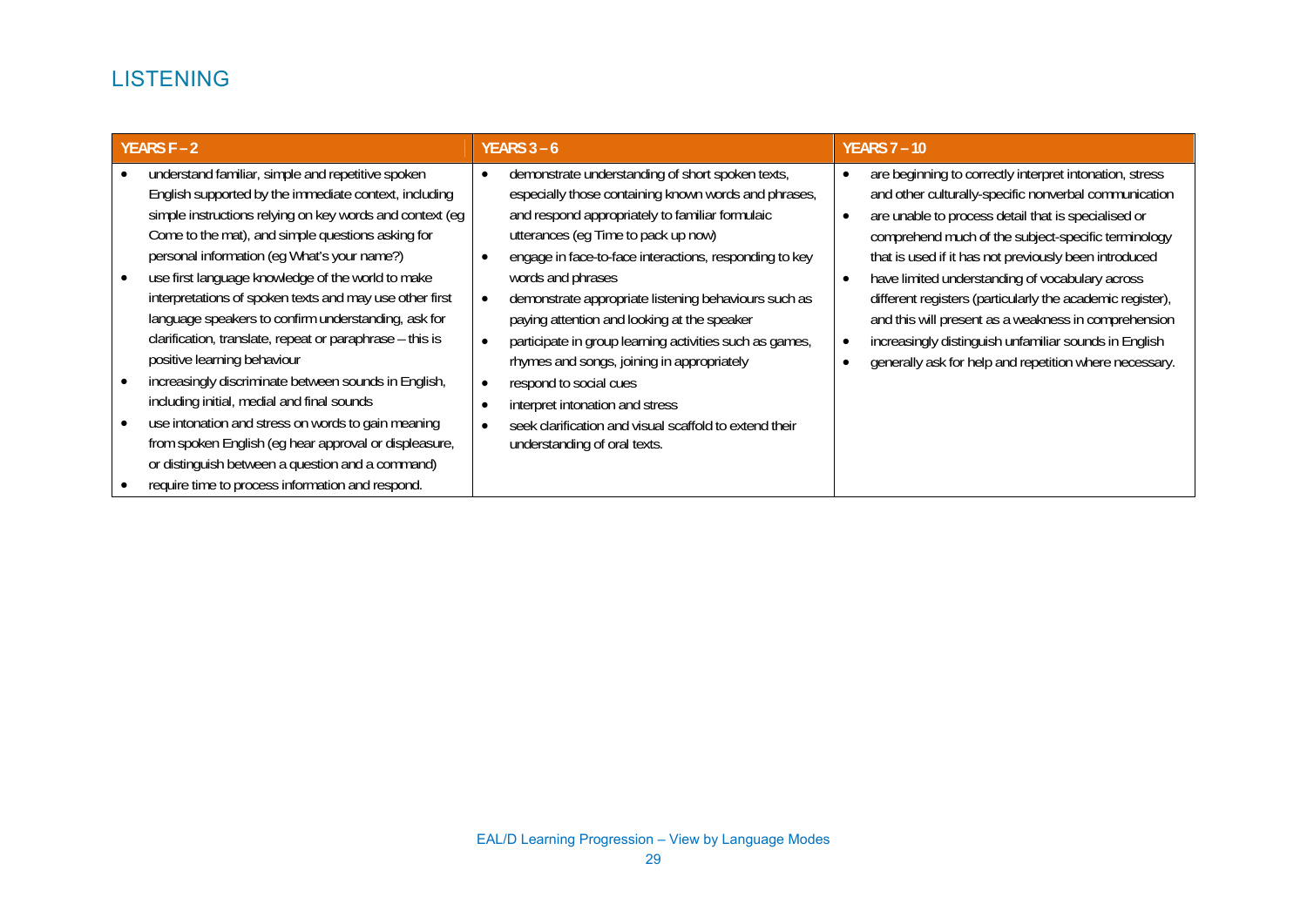## LISTENING

| YEARS F – 2 | YEARS 3 – 6 | YEARS 7 – 10 |
|---|---|---|
| • understand familiar, simple and repetitive spoken English supported by the immediate context, including simple instructions relying on key words and context (eg Come to the mat), and simple questions asking for personal information (eg What's your name?)<br>• use first language knowledge of the world to make interpretations of spoken texts and may use other first language speakers to confirm understanding, ask for clarification, translate, repeat or paraphrase – this is positive learning behaviour<br>• increasingly discriminate between sounds in English, including initial, medial and final sounds<br>• use intonation and stress on words to gain meaning from spoken English (eg hear approval or displeasure, or distinguish between a question and a command)<br>• require time to process information and respond. | • demonstrate understanding of short spoken texts, especially those containing known words and phrases, and respond appropriately to familiar formulaic utterances (eg Time to pack up now)<br>• engage in face-to-face interactions, responding to key words and phrases<br>• demonstrate appropriate listening behaviours such as paying attention and looking at the speaker<br>• participate in group learning activities such as games, rhymes and songs, joining in appropriately<br>• respond to social cues<br>• interpret intonation and stress<br>• seek clarification and visual scaffold to extend their understanding of oral texts. | • are beginning to correctly interpret intonation, stress and other culturally-specific nonverbal communication<br>• are unable to process detail that is specialised or comprehend much of the subject-specific terminology that is used if it has not previously been introduced<br>• have limited understanding of vocabulary across different registers (particularly the academic register), and this will present as a weakness in comprehension<br>• increasingly distinguish unfamiliar sounds in English<br>• generally ask for help and repetition where necessary. |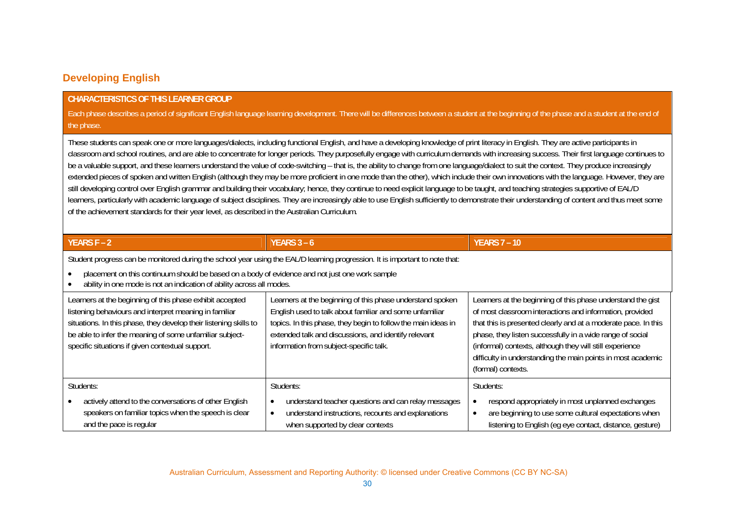## Developing English

| CHARACTERISTICS OF THIS LEARNER GROUP |
|---|
| Each phase describes a period of significant English language learning development. There will be differences between a student at the beginning of the phase and a student at the end of the phase. |
| These students can speak one or more languages/dialects, including functional English, and have a developing knowledge of print literacy in English. They are active participants in classroom and school routines, and are able to concentrate for longer periods. They purposefully engage with curriculum demands with increasing success. Their first language continues to be a valuable support, and these learners understand the value of code-switching – that is, the ability to change from one language/dialect to suit the context. They produce increasingly extended pieces of spoken and written English (although they may be more proficient in one mode than the other), which include their own innovations with the language. However, they are still developing control over English grammar and building their vocabulary; hence, they continue to need explicit language to be taught, and teaching strategies supportive of EAL/D learners, particularly with academic language of subject disciplines. They are increasingly able to use English sufficiently to demonstrate their understanding of content and thus meet some of the achievement standards for their year level, as described in the Australian Curriculum. |

| YEARS F – 2 | YEARS 3 – 6 | YEARS 7 – 10 |
|---|---|---|
| Student progress can be monitored during the school year using the EAL/D learning progression. It is important to note that:<br>• placement on this continuum should be based on a body of evidence and not just one work sample<br>• ability in one mode is not an indication of ability across all modes. | | |
| Learners at the beginning of this phase exhibit accepted listening behaviours and interpret meaning in familiar situations. In this phase, they develop their listening skills to be able to infer the meaning of some unfamiliar subject-specific situations if given contextual support. | Learners at the beginning of this phase understand spoken English used to talk about familiar and some unfamiliar topics. In this phase, they begin to follow the main ideas in extended talk and discussions, and identify relevant information from subject-specific talk. | Learners at the beginning of this phase understand the gist of most classroom interactions and information, provided that this is presented clearly and at a moderate pace. In this phase, they listen successfully in a wide range of social (informal) contexts, although they will still experience difficulty in understanding the main points in most academic (formal) contexts. |
| Students:<br>• actively attend to the conversations of other English speakers on familiar topics when the speech is clear and the pace is regular | Students:<br>• understand teacher questions and can relay messages<br>• understand instructions, recounts and explanations when supported by clear contexts | Students:<br>• respond appropriately in most unplanned exchanges<br>• are beginning to use some cultural expectations when listening to English (eg eye contact, distance, gesture) |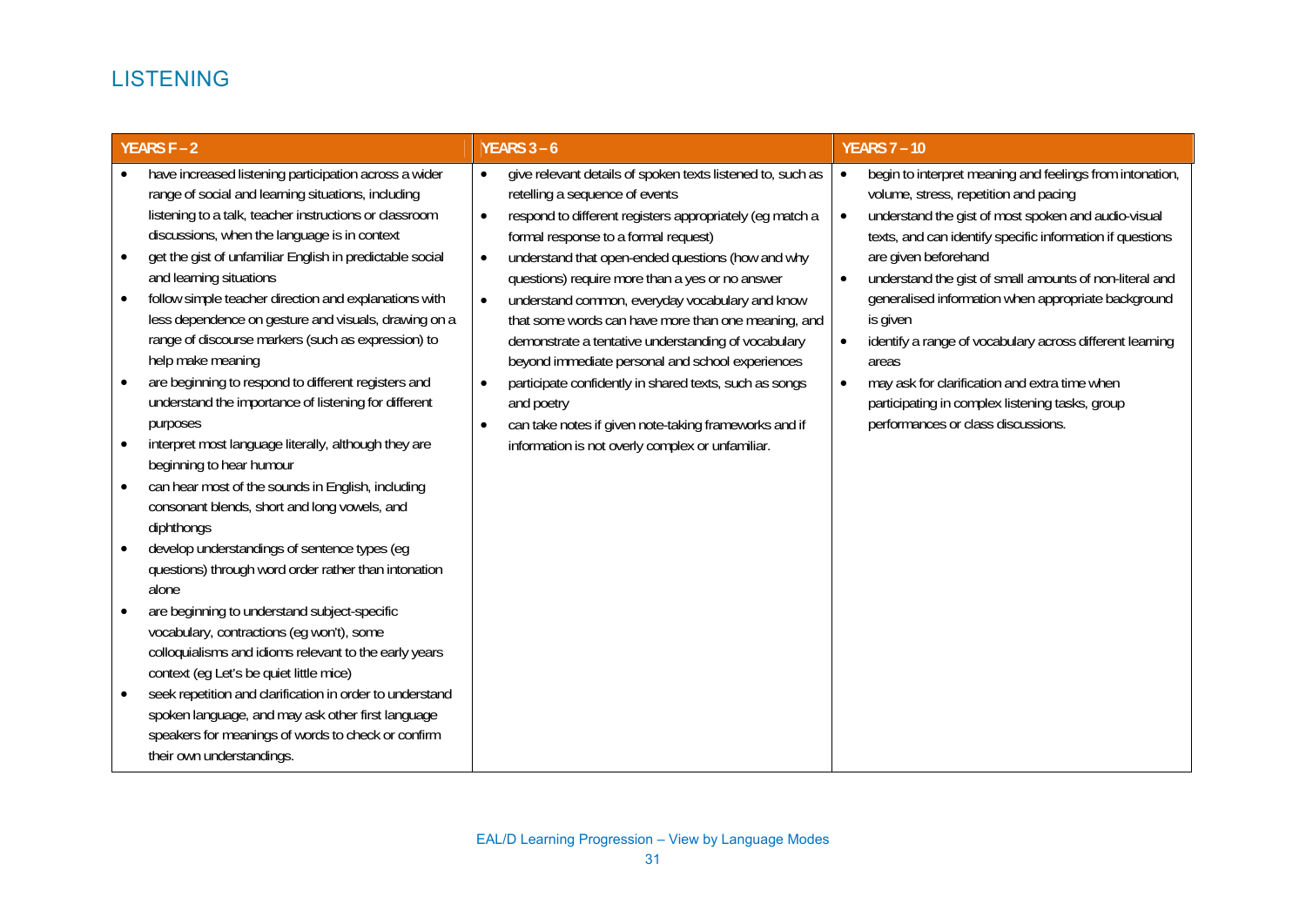## LISTENING

| YEARS F – 2 | YEARS 3 – 6 | YEARS 7 – 10 |
|---|---|---|
| • have increased listening participation across a wider range of social and learning situations, including listening to a talk, teacher instructions or classroom discussions, when the language is in context<br>• get the gist of unfamiliar English in predictable social and learning situations<br>• follow simple teacher direction and explanations with less dependence on gesture and visuals, drawing on a range of discourse markers (such as expression) to help make meaning<br>• are beginning to respond to different registers and understand the importance of listening for different purposes<br>• interpret most language literally, although they are beginning to hear humour<br>• can hear most of the sounds in English, including consonant blends, short and long vowels, and diphthongs<br>• develop understandings of sentence types (eg questions) through word order rather than intonation alone<br>• are beginning to understand subject-specific vocabulary, contractions (eg won't), some colloquialisms and idioms relevant to the early years context (eg Let's be quiet little mice)<br>• seek repetition and clarification in order to understand spoken language, and may ask other first language speakers for meanings of words to check or confirm their own understandings. | • give relevant details of spoken texts listened to, such as retelling a sequence of events<br>• respond to different registers appropriately (eg match a formal response to a formal request)<br>• understand that open-ended questions (how and why questions) require more than a yes or no answer<br>• understand common, everyday vocabulary and know that some words can have more than one meaning, and demonstrate a tentative understanding of vocabulary beyond immediate personal and school experiences<br>• participate confidently in shared texts, such as songs and poetry<br>• can take notes if given note-taking frameworks and if information is not overly complex or unfamiliar. | • begin to interpret meaning and feelings from intonation, volume, stress, repetition and pacing<br>• understand the gist of most spoken and audio-visual texts, and can identify specific information if questions are given beforehand<br>• understand the gist of small amounts of non-literal and generalised information when appropriate background is given<br>• identify a range of vocabulary across different learning areas<br>• may ask for clarification and extra time when participating in complex listening tasks, group performances or class discussions. |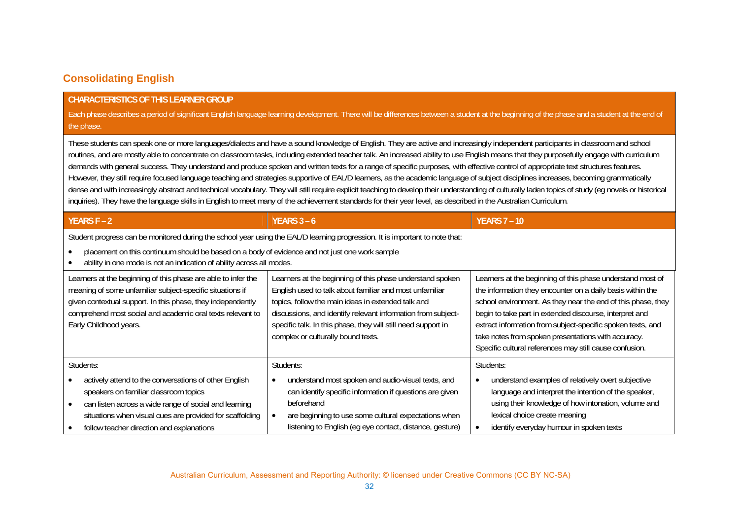## Consolidating English

| CHARACTERISTICS OF THIS LEARNER GROUP |
|---|
| Each phase describes a period of significant English language learning development. There will be differences between a student at the beginning of the phase and a student at the end of the phase. |
| These students can speak one or more languages/dialects and have a sound knowledge of English. They are active and increasingly independent participants in classroom and school routines, and are mostly able to concentrate on classroom tasks, including extended teacher talk. An increased ability to use English means that they purposefully engage with curriculum demands with general success. They understand and produce spoken and written texts for a range of specific purposes, with effective control of appropriate text structures features. However, they still require focused language teaching and strategies supportive of EAL/D learners, as the academic language of subject disciplines increases, becoming grammatically dense and with increasingly abstract and technical vocabulary. They will still require explicit teaching to develop their understanding of culturally laden topics of study (eg novels or historical inquiries). They have the language skills in English to meet many of the achievement standards for their year level, as described in the Australian Curriculum. |

| YEARS F – 2 | YEARS 3 – 6 | YEARS 7 – 10 |
|---|---|---|
| Student progress can be monitored during the school year using the EAL/D learning progression. It is important to note that:<br>• placement on this continuum should be based on a body of evidence and not just one work sample<br>• ability in one mode is not an indication of ability across all modes. | | |
| Learners at the beginning of this phase are able to infer the meaning of some unfamiliar subject-specific situations if given contextual support. In this phase, they independently comprehend most social and academic oral texts relevant to Early Childhood years. | Learners at the beginning of this phase understand spoken English used to talk about familiar and most unfamiliar topics, follow the main ideas in extended talk and discussions, and identify relevant information from subject-specific talk. In this phase, they will still need support in complex or culturally bound texts. | Learners at the beginning of this phase understand most of the information they encounter on a daily basis within the school environment. As they near the end of this phase, they begin to take part in extended discourse, interpret and extract information from subject-specific spoken texts, and take notes from spoken presentations with accuracy. Specific cultural references may still cause confusion. |
| Students:<br>• actively attend to the conversations of other English speakers on familiar classroom topics<br>• can listen across a wide range of social and learning situations when visual cues are provided for scaffolding<br>• follow teacher direction and explanations | Students:<br>• understand most spoken and audio-visual texts, and can identify specific information if questions are given beforehand<br>• are beginning to use some cultural expectations when listening to English (eg eye contact, distance, gesture) | Students:<br>• understand examples of relatively overt subjective language and interpret the intention of the speaker, using their knowledge of how intonation, volume and lexical choice create meaning<br>• identify everyday humour in spoken texts |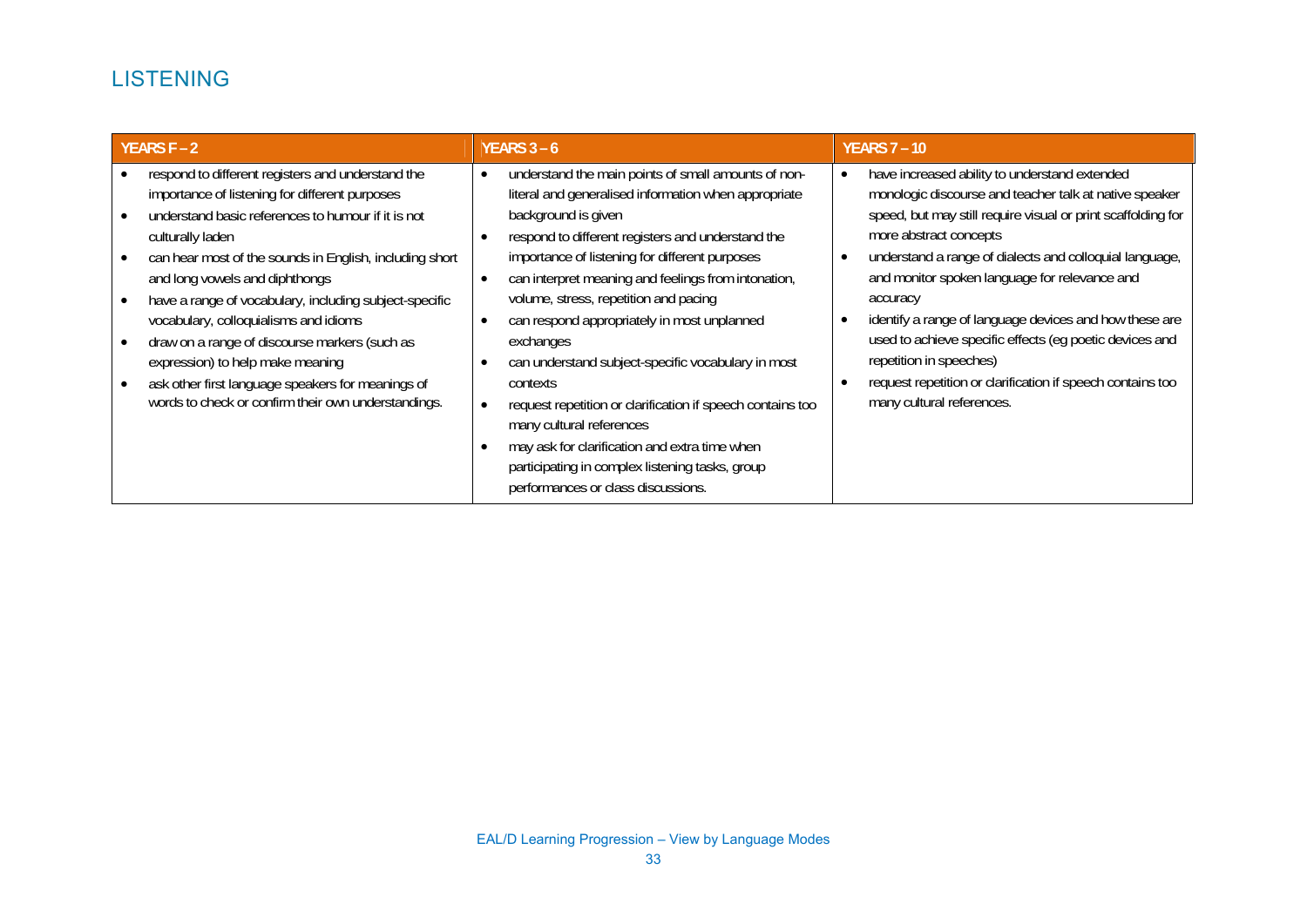## LISTENING

| YEARS F – 2 | YEARS 3 – 6 | YEARS 7 – 10 |
|---|---|---|
| • respond to different registers and understand the importance of listening for different purposes<br>• understand basic references to humour if it is not culturally laden<br>• can hear most of the sounds in English, including short and long vowels and diphthongs<br>• have a range of vocabulary, including subject-specific vocabulary, colloquialisms and idioms<br>• draw on a range of discourse markers (such as expression) to help make meaning<br>• ask other first language speakers for meanings of words to check or confirm their own understandings. | • understand the main points of small amounts of non-literal and generalised information when appropriate background is given<br>• respond to different registers and understand the importance of listening for different purposes<br>• can interpret meaning and feelings from intonation, volume, stress, repetition and pacing<br>• can respond appropriately in most unplanned exchanges<br>• can understand subject-specific vocabulary in most contexts<br>• request repetition or clarification if speech contains too many cultural references<br>• may ask for clarification and extra time when participating in complex listening tasks, group performances or class discussions. | • have increased ability to understand extended monologic discourse and teacher talk at native speaker speed, but may still require visual or print scaffolding for more abstract concepts<br>• understand a range of dialects and colloquial language, and monitor spoken language for relevance and accuracy<br>• identify a range of language devices and how these are used to achieve specific effects (eg poetic devices and repetition in speeches)<br>• request repetition or clarification if speech contains too many cultural references. |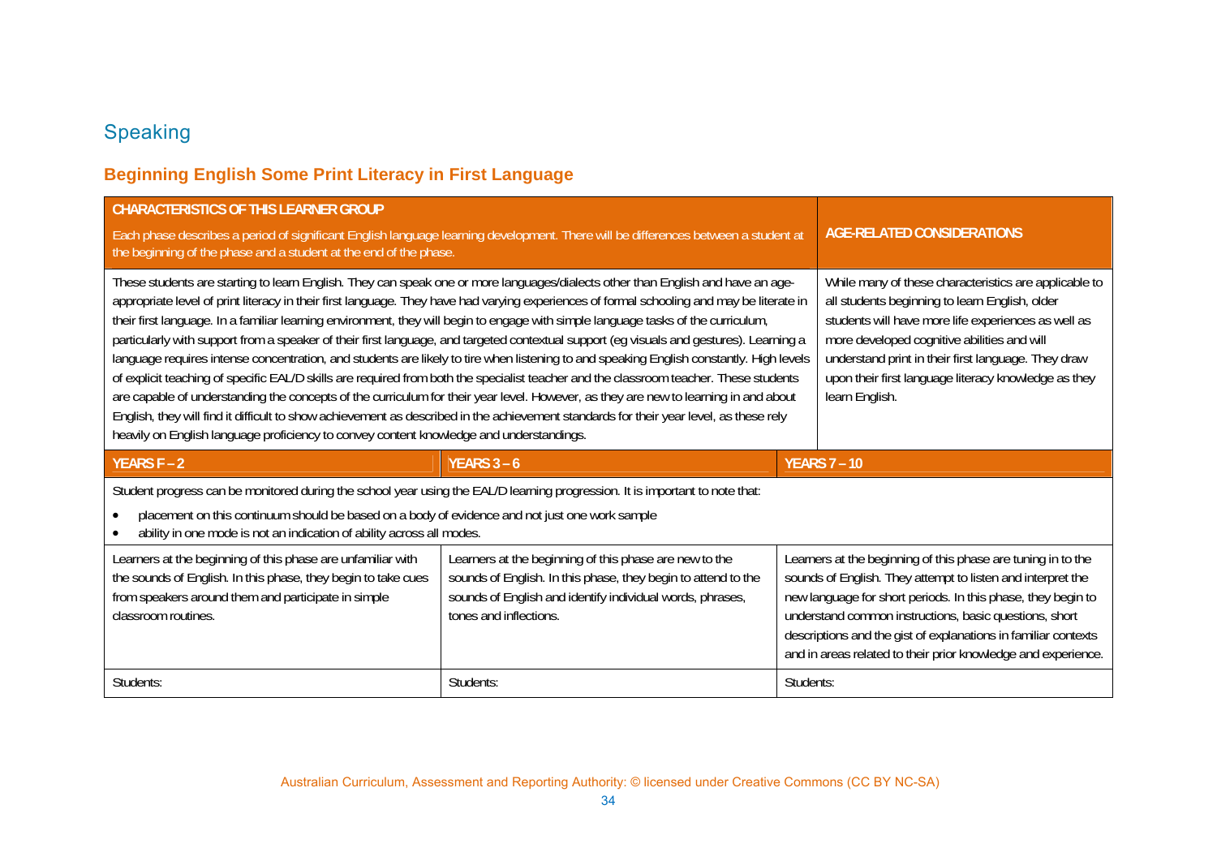## Speaking

### Beginning English Some Print Literacy in First Language

| CHARACTERISTICS OF THIS LEARNER GROUP<br>Each phase describes a period of significant English language learning development. There will be differences between a student at the beginning of the phase and a student at the end of the phase. | | AGE-RELATED CONSIDERATIONS |
|---|---|---|
| These students are starting to learn English. They can speak one or more languages/dialects other than English and have an age-appropriate level of print literacy in their first language. They have had varying experiences of formal schooling and may be literate in their first language. In a familiar learning environment, they will begin to engage with simple language tasks of the curriculum, particularly with support from a speaker of their first language, and targeted contextual support (eg visuals and gestures). Learning a language requires intense concentration, and students are likely to tire when listening to and speaking English constantly. High levels of explicit teaching of specific EAL/D skills are required from both the specialist teacher and the classroom teacher. These students are capable of understanding the concepts of the curriculum for their year level. However, as they are new to learning in and about English, they will find it difficult to show achievement as described in the achievement standards for their year level, as these rely heavily on English language proficiency to convey content knowledge and understandings. | | While many of these characteristics are applicable to all students beginning to learn English, older students will have more life experiences as well as more developed cognitive abilities and will understand print in their first language. They draw upon their first language literacy knowledge as they learn English. |
| **YEARS F – 2** | **YEARS 3 – 6** | **YEARS 7 – 10** |
| Student progress can be monitored during the school year using the EAL/D learning progression. It is important to note that:<br>• placement on this continuum should be based on a body of evidence and not just one work sample<br>• ability in one mode is not an indication of ability across all modes. | | |
| Learners at the beginning of this phase are unfamiliar with the sounds of English. In this phase, they begin to take cues from speakers around them and participate in simple classroom routines. | Learners at the beginning of this phase are new to the sounds of English. In this phase, they begin to attend to the sounds of English and identify individual words, phrases, tones and inflections. | Learners at the beginning of this phase are tuning in to the sounds of English. They attempt to listen and interpret the new language for short periods. In this phase, they begin to understand common instructions, basic questions, short descriptions and the gist of explanations in familiar contexts and in areas related to their prior knowledge and experience. |
| Students: | Students: | Students: |

Australian Curriculum, Assessment and Reporting Authority: © licensed under Creative Commons (CC BY NC-SA)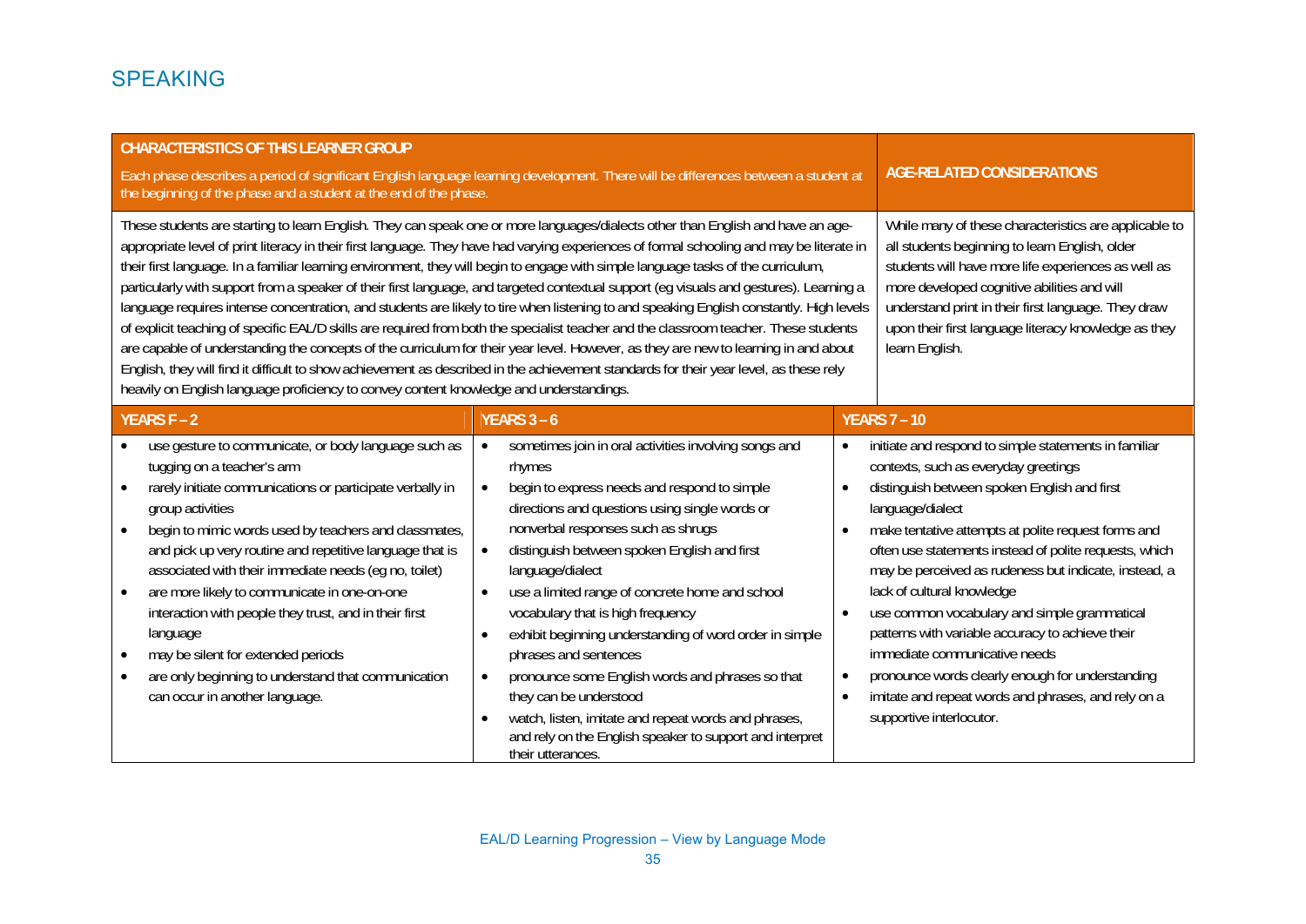# SPEAKING

| CHARACTERISTICS OF THIS LEARNER GROUP<br>Each phase describes a period of significant English language learning development. There will be differences between a student at the beginning of the phase and a student at the end of the phase. | AGE-RELATED CONSIDERATIONS |
|---|---|
| These students are starting to learn English. They can speak one or more languages/dialects other than English and have an age-appropriate level of print literacy in their first language. They have had varying experiences of formal schooling and may be literate in their first language. In a familiar learning environment, they will begin to engage with simple language tasks of the curriculum, particularly with support from a speaker of their first language, and targeted contextual support (eg visuals and gestures). Learning a language requires intense concentration, and students are likely to tire when listening to and speaking English constantly. High levels of explicit teaching of specific EAL/D skills are required from both the specialist teacher and the classroom teacher. These students are capable of understanding the concepts of the curriculum for their year level. However, as they are new to learning in and about English, they will find it difficult to show achievement as described in the achievement standards for their year level, as these rely heavily on English language proficiency to convey content knowledge and understandings. | While many of these characteristics are applicable to all students beginning to learn English, older students will have more life experiences as well as more developed cognitive abilities and will understand print in their first language. They draw upon their first language literacy knowledge as they learn English. |

| YEARS F – 2 | YEARS 3 – 6 | YEARS 7 – 10 |
|---|---|---|
| • use gesture to communicate, or body language such as tugging on a teacher's arm<br>• rarely initiate communications or participate verbally in group activities<br>• begin to mimic words used by teachers and classmates, and pick up very routine and repetitive language that is associated with their immediate needs (eg no, toilet)<br>• are more likely to communicate in one-on-one interaction with people they trust, and in their first language<br>• may be silent for extended periods<br>• are only beginning to understand that communication can occur in another language. | • sometimes join in oral activities involving songs and rhymes<br>• begin to express needs and respond to simple directions and questions using single words or nonverbal responses such as shrugs<br>• distinguish between spoken English and first language/dialect<br>• use a limited range of concrete home and school vocabulary that is high frequency<br>• exhibit beginning understanding of word order in simple phrases and sentences<br>• pronounce some English words and phrases so that they can be understood<br>• watch, listen, imitate and repeat words and phrases, and rely on the English speaker to support and interpret their utterances. | • initiate and respond to simple statements in familiar contexts, such as everyday greetings<br>• distinguish between spoken English and first language/dialect<br>• make tentative attempts at polite request forms and often use statements instead of polite requests, which may be perceived as rudeness but indicate, instead, a lack of cultural knowledge<br>• use common vocabulary and simple grammatical patterns with variable accuracy to achieve their immediate communicative needs<br>• pronounce words clearly enough for understanding<br>• imitate and repeat words and phrases, and rely on a supportive interlocutor. |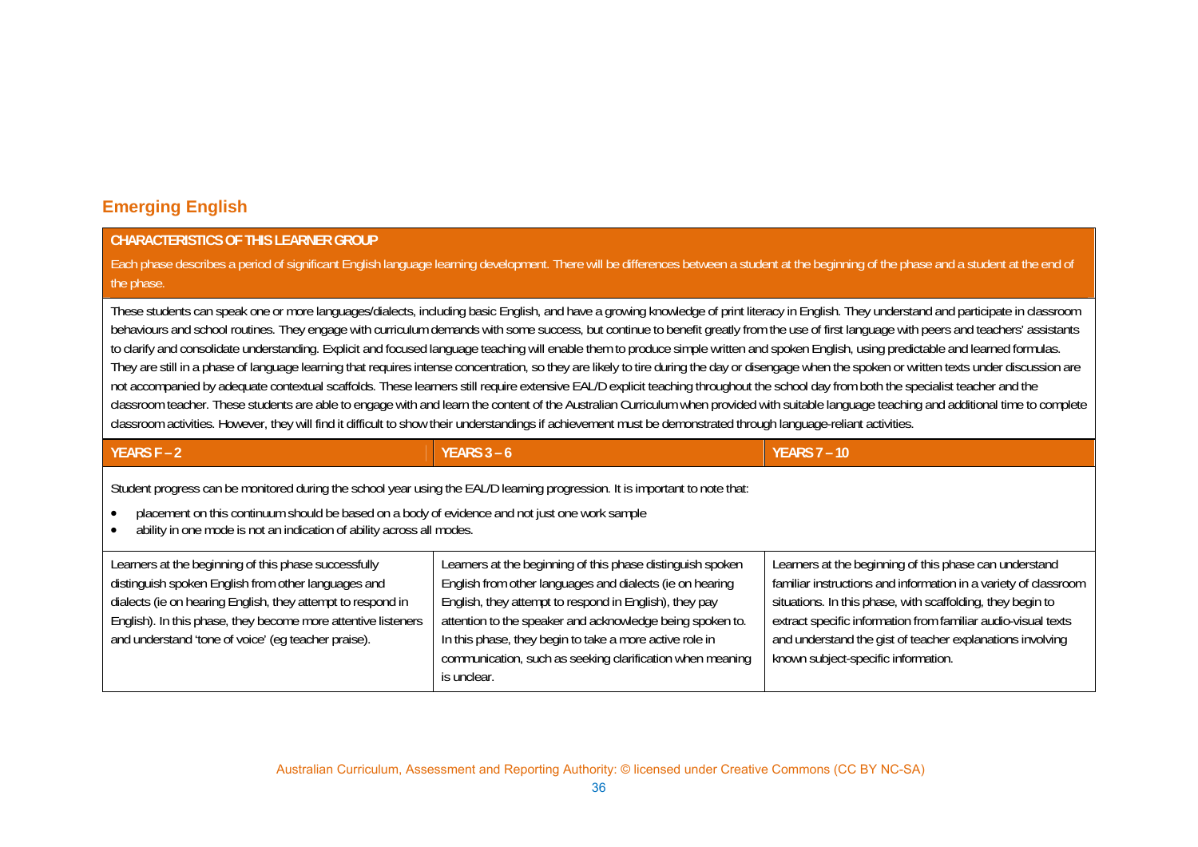## Emerging English

| CHARACTERISTICS OF THIS LEARNER GROUP | | |
|---|---|---|
| Each phase describes a period of significant English language learning development. There will be differences between a student at the beginning of the phase and a student at the end of the phase. | | |
| These students can speak one or more languages/dialects, including basic English, and have a growing knowledge of print literacy in English. They understand and participate in classroom behaviours and school routines. They engage with curriculum demands with some success, but continue to benefit greatly from the use of first language with peers and teachers' assistants to clarify and consolidate understanding. Explicit and focused language teaching will enable them to produce simple written and spoken English, using predictable and learned formulas. They are still in a phase of language learning that requires intense concentration, so they are likely to tire during the day or disengage when the spoken or written texts under discussion are not accompanied by adequate contextual scaffolds. These learners still require extensive EAL/D explicit teaching throughout the school day from both the specialist teacher and the classroom teacher. These students are able to engage with and learn the content of the Australian Curriculum when provided with suitable language teaching and additional time to complete classroom activities. However, they will find it difficult to show their understandings if achievement must be demonstrated through language-reliant activities. | | |
| **YEARS F – 2** | **YEARS 3 – 6** | **YEARS 7 – 10** |
| Student progress can be monitored during the school year using the EAL/D learning progression. It is important to note that: • placement on this continuum should be based on a body of evidence and not just one work sample • ability in one mode is not an indication of ability across all modes. | | |
| Learners at the beginning of this phase successfully distinguish spoken English from other languages and dialects (ie on hearing English, they attempt to respond in English). In this phase, they become more attentive listeners and understand 'tone of voice' (eg teacher praise). | Learners at the beginning of this phase distinguish spoken English from other languages and dialects (ie on hearing English, they attempt to respond in English), they pay attention to the speaker and acknowledge being spoken to. In this phase, they begin to take a more active role in communication, such as seeking clarification when meaning is unclear. | Learners at the beginning of this phase can understand familiar instructions and information in a variety of classroom situations. In this phase, with scaffolding, they begin to extract specific information from familiar audio-visual texts and understand the gist of teacher explanations involving known subject-specific information. |

Australian Curriculum, Assessment and Reporting Authority: © licensed under Creative Commons (CC BY NC-SA)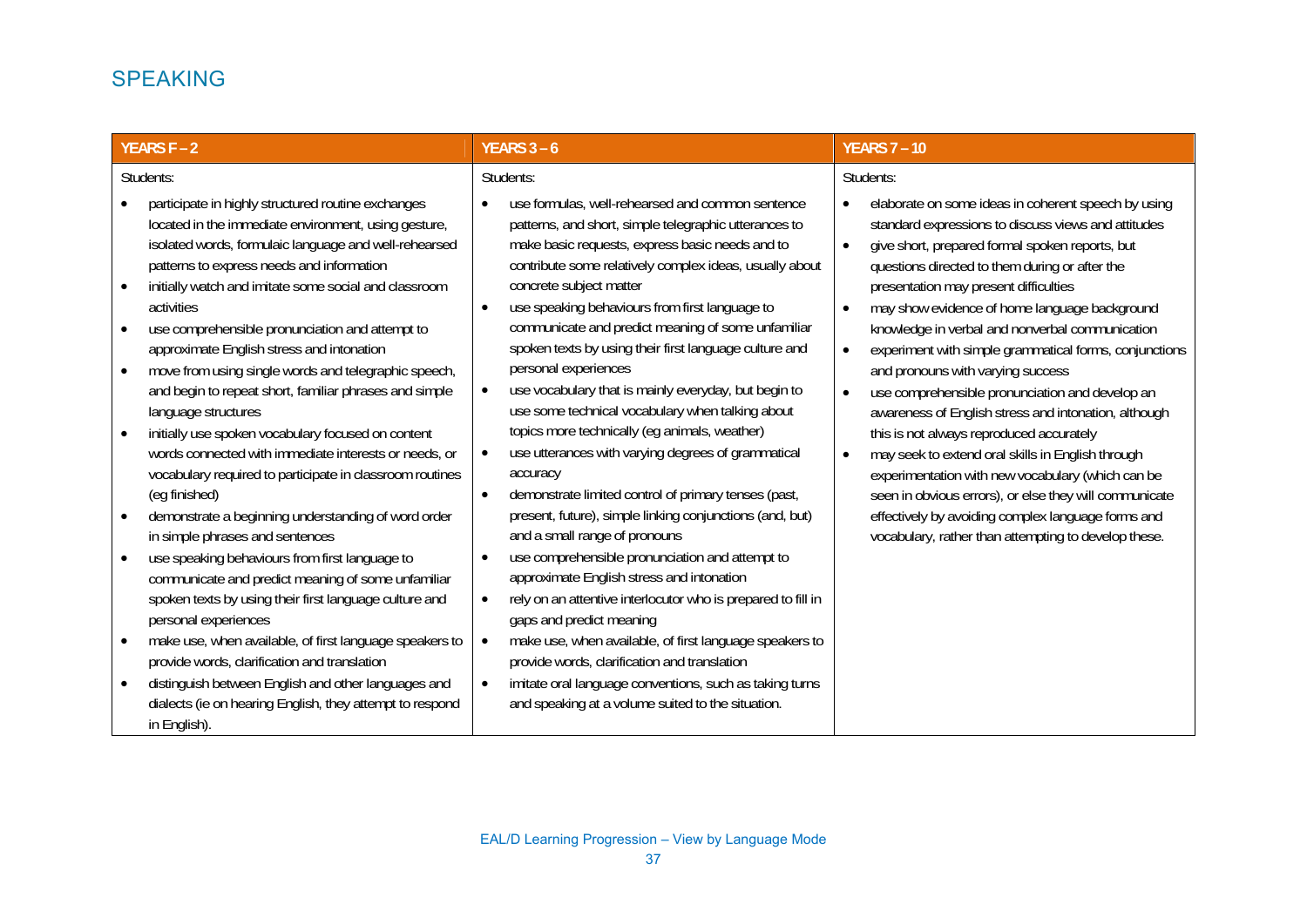## SPEAKING

| YEARS F – 2 | YEARS 3 – 6 | YEARS 7 – 10 |
|---|---|---|
| Students:<br>• participate in highly structured routine exchanges located in the immediate environment, using gesture, isolated words, formulaic language and well-rehearsed patterns to express needs and information<br>• initially watch and imitate some social and classroom activities<br>• use comprehensible pronunciation and attempt to approximate English stress and intonation<br>• move from using single words and telegraphic speech, and begin to repeat short, familiar phrases and simple language structures<br>• initially use spoken vocabulary focused on content words connected with immediate interests or needs, or vocabulary required to participate in classroom routines (eg finished)<br>• demonstrate a beginning understanding of word order in simple phrases and sentences<br>• use speaking behaviours from first language to communicate and predict meaning of some unfamiliar spoken texts by using their first language culture and personal experiences<br>• make use, when available, of first language speakers to provide words, clarification and translation<br>• distinguish between English and other languages and dialects (ie on hearing English, they attempt to respond in English). | Students:<br>• use formulas, well-rehearsed and common sentence patterns, and short, simple telegraphic utterances to make basic requests, express basic needs and to contribute some relatively complex ideas, usually about concrete subject matter<br>• use speaking behaviours from first language to communicate and predict meaning of some unfamiliar spoken texts by using their first language culture and personal experiences<br>• use vocabulary that is mainly everyday, but begin to use some technical vocabulary when talking about topics more technically (eg animals, weather)<br>• use utterances with varying degrees of grammatical accuracy<br>• demonstrate limited control of primary tenses (past, present, future), simple linking conjunctions (and, but) and a small range of pronouns<br>• use comprehensible pronunciation and attempt to approximate English stress and intonation<br>• rely on an attentive interlocutor who is prepared to fill in gaps and predict meaning<br>• make use, when available, of first language speakers to provide words, clarification and translation<br>• imitate oral language conventions, such as taking turns and speaking at a volume suited to the situation. | Students:<br>• elaborate on some ideas in coherent speech by using standard expressions to discuss views and attitudes<br>• give short, prepared formal spoken reports, but questions directed to them during or after the presentation may present difficulties<br>• may show evidence of home language background knowledge in verbal and nonverbal communication<br>• experiment with simple grammatical forms, conjunctions and pronouns with varying success<br>• use comprehensible pronunciation and develop an awareness of English stress and intonation, although this is not always reproduced accurately<br>• may seek to extend oral skills in English through experimentation with new vocabulary (which can be seen in obvious errors), or else they will communicate effectively by avoiding complex language forms and vocabulary, rather than attempting to develop these. |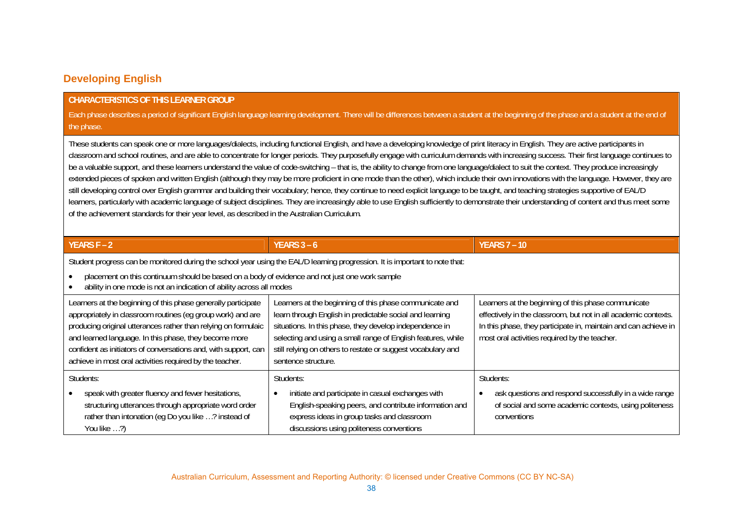## Developing English

**CHARACTERISTICS OF THIS LEARNER GROUP**

Each phase describes a period of significant English language learning development. There will be differences between a student at the beginning of the phase and a student at the end of the phase.

These students can speak one or more languages/dialects, including functional English, and have a developing knowledge of print literacy in English. They are active participants in classroom and school routines, and are able to concentrate for longer periods. They purposefully engage with curriculum demands with increasing success. Their first language continues to be a valuable support, and these learners understand the value of code-switching – that is, the ability to change from one language/dialect to suit the context. They produce increasingly extended pieces of spoken and written English (although they may be more proficient in one mode than the other), which include their own innovations with the language. However, they are still developing control over English grammar and building their vocabulary; hence, they continue to need explicit language to be taught, and teaching strategies supportive of EAL/D learners, particularly with academic language of subject disciplines. They are increasingly able to use English sufficiently to demonstrate their understanding of content and thus meet some of the achievement standards for their year level, as described in the Australian Curriculum.

| YEARS F – 2 | YEARS 3 – 6 | YEARS 7 – 10 |
|---|---|---|
| Student progress can be monitored during the school year using the EAL/D learning progression. It is important to note that:<br>• placement on this continuum should be based on a body of evidence and not just one work sample<br>• ability in one mode is not an indication of ability across all modes | | |
| Learners at the beginning of this phase generally participate appropriately in classroom routines (eg group work) and are producing original utterances rather than relying on formulaic and learned language. In this phase, they become more confident as initiators of conversations and, with support, can achieve in most oral activities required by the teacher. | Learners at the beginning of this phase communicate and learn through English in predictable social and learning situations. In this phase, they develop independence in selecting and using a small range of English features, while still relying on others to restate or suggest vocabulary and sentence structure. | Learners at the beginning of this phase communicate effectively in the classroom, but not in all academic contexts. In this phase, they participate in, maintain and can achieve in most oral activities required by the teacher. |
| Students:<br>• speak with greater fluency and fewer hesitations, structuring utterances through appropriate word order rather than intonation (eg Do you like …? instead of You like …?) | Students:<br>• initiate and participate in casual exchanges with English-speaking peers, and contribute information and express ideas in group tasks and classroom discussions using politeness conventions | Students:<br>• ask questions and respond successfully in a wide range of social and some academic contexts, using politeness conventions |

Australian Curriculum, Assessment and Reporting Authority: © licensed under Creative Commons (CC BY NC-SA)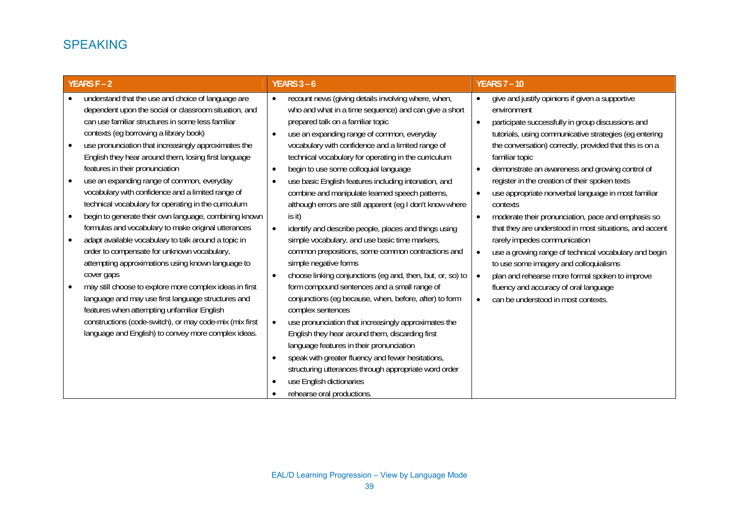## SPEAKING

| YEARS F – 2 | YEARS 3 – 6 | YEARS 7 – 10 |
|---|---|---|
| • understand that the use and choice of language are dependent upon the social or classroom situation, and can use familiar structures in some less familiar contexts (eg borrowing a library book)<br>• use pronunciation that increasingly approximates the English they hear around them, losing first language features in their pronunciation<br>• use an expanding range of common, everyday vocabulary with confidence and a limited range of technical vocabulary for operating in the curriculum<br>• begin to generate their own language, combining known formulas and vocabulary to make original utterances<br>• adapt available vocabulary to talk around a topic in order to compensate for unknown vocabulary, attempting approximations using known language to cover gaps<br>• may still choose to explore more complex ideas in first language and may use first language structures and features when attempting unfamiliar English constructions (code-switch), or may code-mix (mix first language and English) to convey more complex ideas. | • recount news (giving details involving where, when, who and what in a time sequence) and can give a short prepared talk on a familiar topic<br>• use an expanding range of common, everyday vocabulary with confidence and a limited range of technical vocabulary for operating in the curriculum<br>• begin to use some colloquial language<br>• use basic English features including intonation, and combine and manipulate learned speech patterns, although errors are still apparent (eg I don't know where is it)<br>• identify and describe people, places and things using simple vocabulary, and use basic time markers, common prepositions, some common contractions and simple negative forms<br>• choose linking conjunctions (eg and, then, but, or, so) to form compound sentences and a small range of conjunctions (eg because, when, before, after) to form complex sentences<br>• use pronunciation that increasingly approximates the English they hear around them, discarding first language features in their pronunciation<br>• speak with greater fluency and fewer hesitations, structuring utterances through appropriate word order<br>• use English dictionaries<br>• rehearse oral productions. | • give and justify opinions if given a supportive environment<br>• participate successfully in group discussions and tutorials, using communicative strategies (eg entering the conversation) correctly, provided that this is on a familiar topic<br>• demonstrate an awareness and growing control of register in the creation of their spoken texts<br>• use appropriate nonverbal language in most familiar contexts<br>• moderate their pronunciation, pace and emphasis so that they are understood in most situations, and accent rarely impedes communication<br>• use a growing range of technical vocabulary and begin to use some imagery and colloquialisms<br>• plan and rehearse more formal spoken to improve fluency and accuracy of oral language<br>• can be understood in most contexts. |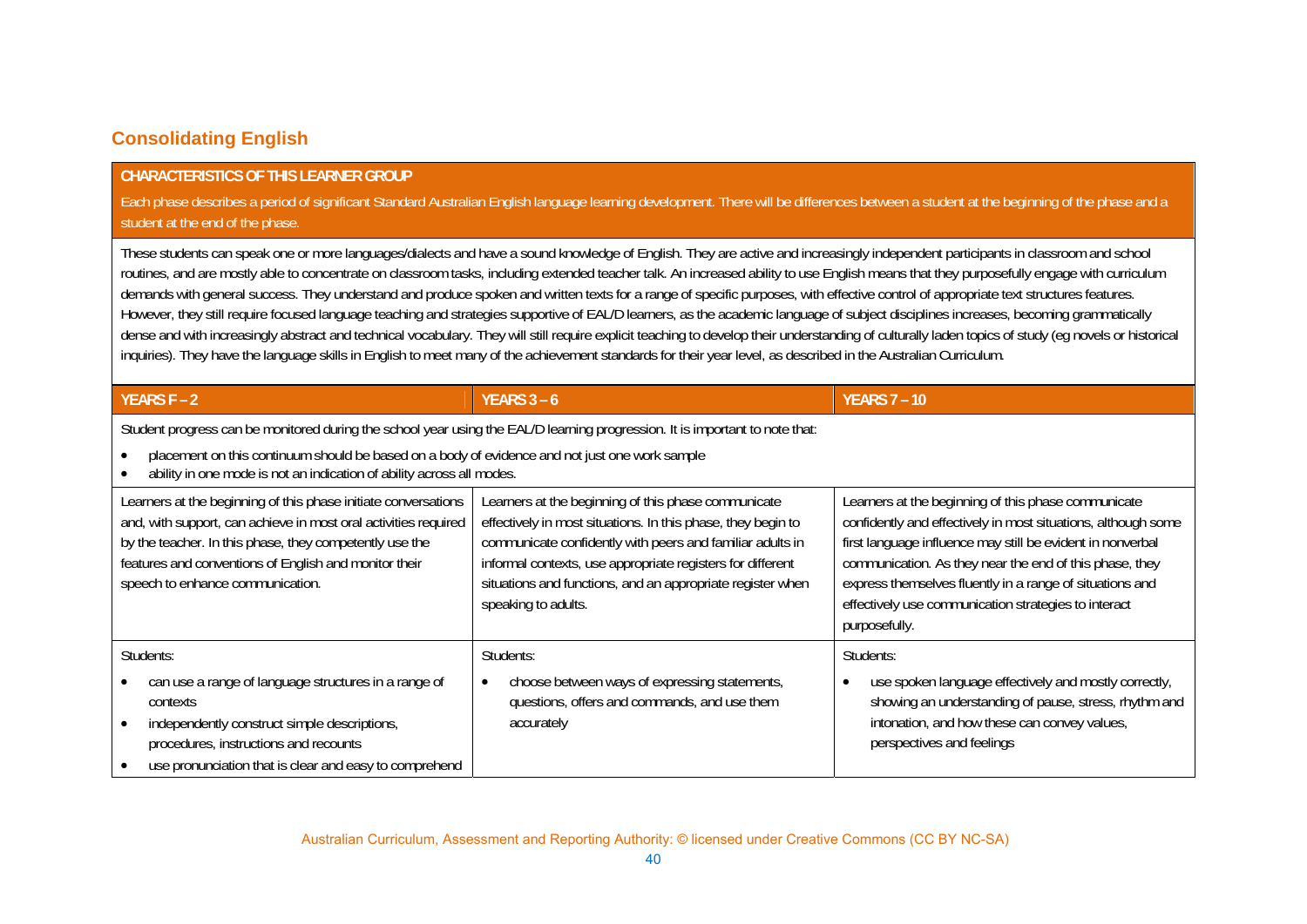## Consolidating English

| CHARACTERISTICS OF THIS LEARNER GROUP |
|---|
| Each phase describes a period of significant Standard Australian English language learning development. There will be differences between a student at the beginning of the phase and a student at the end of the phase. |
| These students can speak one or more languages/dialects and have a sound knowledge of English. They are active and increasingly independent participants in classroom and school routines, and are mostly able to concentrate on classroom tasks, including extended teacher talk. An increased ability to use English means that they purposefully engage with curriculum demands with general success. They understand and produce spoken and written texts for a range of specific purposes, with effective control of appropriate text structures features. However, they still require focused language teaching and strategies supportive of EAL/D learners, as the academic language of subject disciplines increases, becoming grammatically dense and with increasingly abstract and technical vocabulary. They will still require explicit teaching to develop their understanding of culturally laden topics of study (eg novels or historical inquiries). They have the language skills in English to meet many of the achievement standards for their year level, as described in the Australian Curriculum. |

| YEARS F – 2 | YEARS 3 – 6 | YEARS 7 – 10 |
|---|---|---|
| Student progress can be monitored during the school year using the EAL/D learning progression. It is important to note that:<br>• placement on this continuum should be based on a body of evidence and not just one work sample<br>• ability in one mode is not an indication of ability across all modes. | | |
| Learners at the beginning of this phase initiate conversations and, with support, can achieve in most oral activities required by the teacher. In this phase, they competently use the features and conventions of English and monitor their speech to enhance communication. | Learners at the beginning of this phase communicate effectively in most situations. In this phase, they begin to communicate confidently with peers and familiar adults in informal contexts, use appropriate registers for different situations and functions, and an appropriate register when speaking to adults. | Learners at the beginning of this phase communicate confidently and effectively in most situations, although some first language influence may still be evident in nonverbal communication. As they near the end of this phase, they express themselves fluently in a range of situations and effectively use communication strategies to interact purposefully. |
| Students:<br>• can use a range of language structures in a range of contexts<br>• independently construct simple descriptions, procedures, instructions and recounts<br>• use pronunciation that is clear and easy to comprehend | Students:<br>• choose between ways of expressing statements, questions, offers and commands, and use them accurately | Students:<br>• use spoken language effectively and mostly correctly, showing an understanding of pause, stress, rhythm and intonation, and how these can convey values, perspectives and feelings |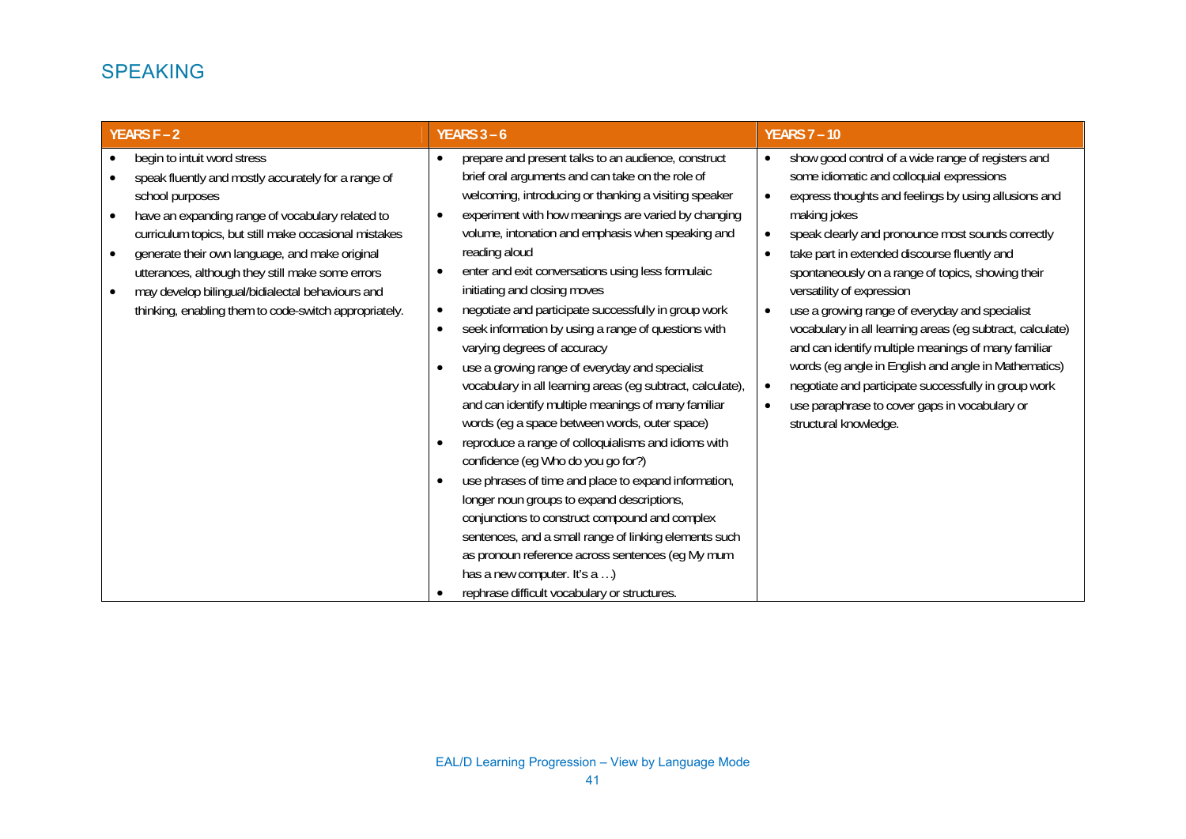## SPEAKING

| YEARS F – 2 | YEARS 3 – 6 | YEARS 7 – 10 |
|---|---|---|
| • begin to intuit word stress<br>• speak fluently and mostly accurately for a range of school purposes<br>• have an expanding range of vocabulary related to curriculum topics, but still make occasional mistakes<br>• generate their own language, and make original utterances, although they still make some errors<br>• may develop bilingual/bidialectal behaviours and thinking, enabling them to code-switch appropriately. | • prepare and present talks to an audience, construct brief oral arguments and can take on the role of welcoming, introducing or thanking a visiting speaker<br>• experiment with how meanings are varied by changing volume, intonation and emphasis when speaking and reading aloud<br>• enter and exit conversations using less formulaic initiating and closing moves<br>• negotiate and participate successfully in group work<br>• seek information by using a range of questions with varying degrees of accuracy<br>• use a growing range of everyday and specialist vocabulary in all learning areas (eg subtract, calculate), and can identify multiple meanings of many familiar words (eg a space between words, outer space)<br>• reproduce a range of colloquialisms and idioms with confidence (eg Who do you go for?)<br>• use phrases of time and place to expand information, longer noun groups to expand descriptions, conjunctions to construct compound and complex sentences, and a small range of linking elements such as pronoun reference across sentences (eg My mum has a new computer. It's a …)<br>• rephrase difficult vocabulary or structures. | • show good control of a wide range of registers and some idiomatic and colloquial expressions<br>• express thoughts and feelings by using allusions and making jokes<br>• speak clearly and pronounce most sounds correctly<br>• take part in extended discourse fluently and spontaneously on a range of topics, showing their versatility of expression<br>• use a growing range of everyday and specialist vocabulary in all learning areas (eg subtract, calculate) and can identify multiple meanings of many familiar words (eg angle in English and angle in Mathematics)<br>• negotiate and participate successfully in group work<br>• use paraphrase to cover gaps in vocabulary or structural knowledge. |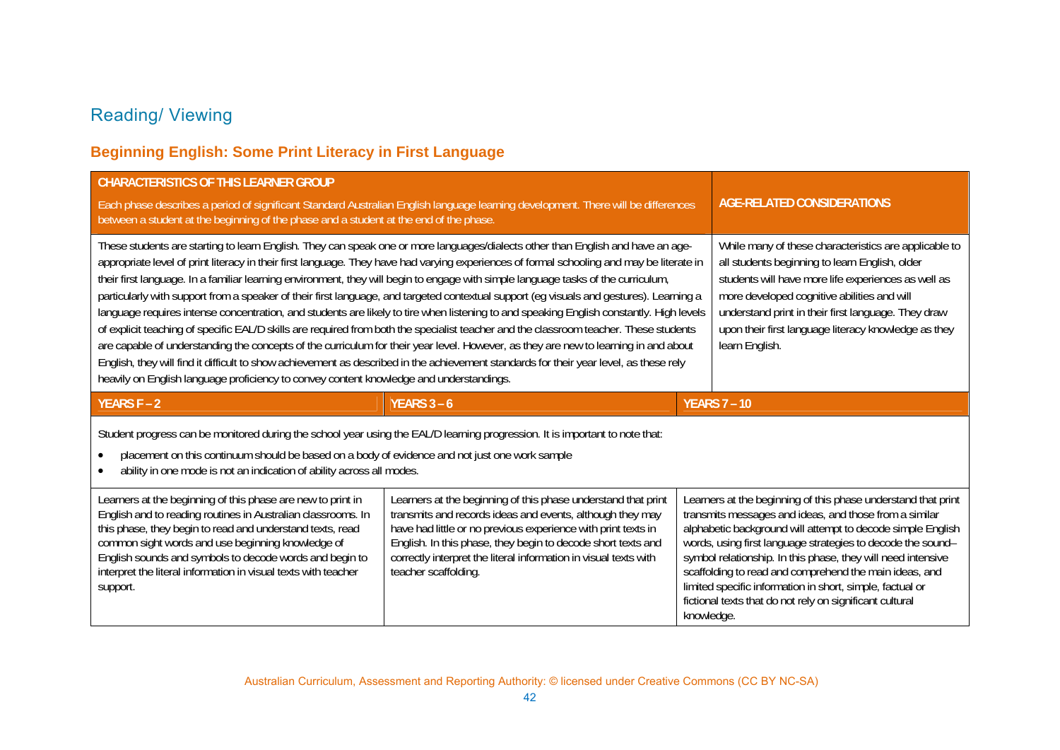## Reading/ Viewing

### Beginning English: Some Print Literacy in First Language

| CHARACTERISTICS OF THIS LEARNER GROUP<br>Each phase describes a period of significant Standard Australian English language learning development. There will be differences between a student at the beginning of the phase and a student at the end of the phase. | AGE-RELATED CONSIDERATIONS |
|---|---|
| These students are starting to learn English. They can speak one or more languages/dialects other than English and have an age-appropriate level of print literacy in their first language. They have had varying experiences of formal schooling and may be literate in their first language. In a familiar learning environment, they will begin to engage with simple language tasks of the curriculum, particularly with support from a speaker of their first language, and targeted contextual support (eg visuals and gestures). Learning a language requires intense concentration, and students are likely to tire when listening to and speaking English constantly. High levels of explicit teaching of specific EAL/D skills are required from both the specialist teacher and the classroom teacher. These students are capable of understanding the concepts of the curriculum for their year level. However, as they are new to learning in and about English, they will find it difficult to show achievement as described in the achievement standards for their year level, as these rely heavily on English language proficiency to convey content knowledge and understandings. | While many of these characteristics are applicable to all students beginning to learn English, older students will have more life experiences as well as more developed cognitive abilities and will understand print in their first language. They draw upon their first language literacy knowledge as they learn English. |

| YEARS F – 2 | YEARS 3 – 6 | YEARS 7 – 10 |
|---|---|---|
| Student progress can be monitored during the school year using the EAL/D learning progression. It is important to note that:<br>• placement on this continuum should be based on a body of evidence and not just one work sample<br>• ability in one mode is not an indication of ability across all modes. | | |
| Learners at the beginning of this phase are new to print in English and to reading routines in Australian classrooms. In this phase, they begin to read and understand texts, read common sight words and use beginning knowledge of English sounds and symbols to decode words and begin to interpret the literal information in visual texts with teacher support. | Learners at the beginning of this phase understand that print transmits and records ideas and events, although they may have had little or no previous experience with print texts in English. In this phase, they begin to decode short texts and correctly interpret the literal information in visual texts with teacher scaffolding. | Learners at the beginning of this phase understand that print transmits messages and ideas, and those from a similar alphabetic background will attempt to decode simple English words, using first language strategies to decode the sound–symbol relationship. In this phase, they will need intensive scaffolding to read and comprehend the main ideas, and limited specific information in short, simple, factual or fictional texts that do not rely on significant cultural knowledge. |

Australian Curriculum, Assessment and Reporting Authority: © licensed under Creative Commons (CC BY NC-SA)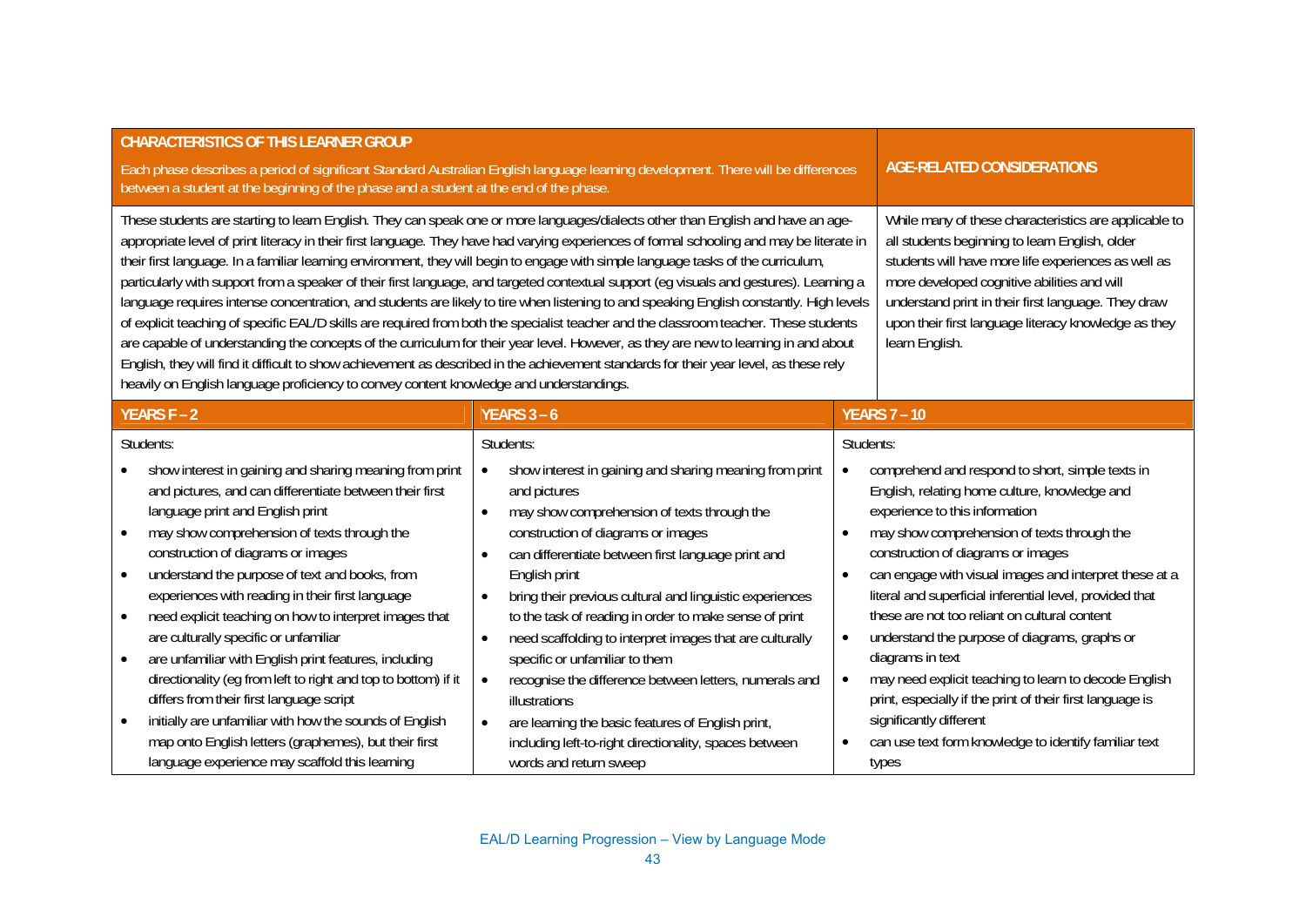| CHARACTERISTICS OF THIS LEARNER GROUP<br>Each phase describes a period of significant Standard Australian English language learning development. There will be differences between a student at the beginning of the phase and a student at the end of the phase. | AGE-RELATED CONSIDERATIONS |
| --- | --- |
| These students are starting to learn English. They can speak one or more languages/dialects other than English and have an age-appropriate level of print literacy in their first language. They have had varying experiences of formal schooling and may be literate in their first language. In a familiar learning environment, they will begin to engage with simple language tasks of the curriculum, particularly with support from a speaker of their first language, and targeted contextual support (eg visuals and gestures). Learning a language requires intense concentration, and students are likely to tire when listening to and speaking English constantly. High levels of explicit teaching of specific EAL/D skills are required from both the specialist teacher and the classroom teacher. These students are capable of understanding the concepts of the curriculum for their year level. However, as they are new to learning in and about English, they will find it difficult to show achievement as described in the achievement standards for their year level, as these rely heavily on English language proficiency to convey content knowledge and understandings. | While many of these characteristics are applicable to all students beginning to learn English, older students will have more life experiences as well as more developed cognitive abilities and will understand print in their first language. They draw upon their first language literacy knowledge as they learn English. |

| YEARS F – 2 | YEARS 3 – 6 | YEARS 7 – 10 |
| --- | --- | --- |
| Students:<br>• show interest in gaining and sharing meaning from print and pictures, and can differentiate between their first language print and English print<br>• may show comprehension of texts through the construction of diagrams or images<br>• understand the purpose of text and books, from experiences with reading in their first language<br>• need explicit teaching on how to interpret images that are culturally specific or unfamiliar<br>• are unfamiliar with English print features, including directionality (eg from left to right and top to bottom) if it differs from their first language script<br>• initially are unfamiliar with how the sounds of English map onto English letters (graphemes), but their first language experience may scaffold this learning | Students:<br>• show interest in gaining and sharing meaning from print and pictures<br>• may show comprehension of texts through the construction of diagrams or images<br>• can differentiate between first language print and English print<br>• bring their previous cultural and linguistic experiences to the task of reading in order to make sense of print<br>• need scaffolding to interpret images that are culturally specific or unfamiliar to them<br>• recognise the difference between letters, numerals and illustrations<br>• are learning the basic features of English print, including left-to-right directionality, spaces between words and return sweep | Students:<br>• comprehend and respond to short, simple texts in English, relating home culture, knowledge and experience to this information<br>• may show comprehension of texts through the construction of diagrams or images<br>• can engage with visual images and interpret these at a literal and superficial inferential level, provided that these are not too reliant on cultural content<br>• understand the purpose of diagrams, graphs or diagrams in text<br>• may need explicit teaching to learn to decode English print, especially if the print of their first language is significantly different<br>• can use text form knowledge to identify familiar text types |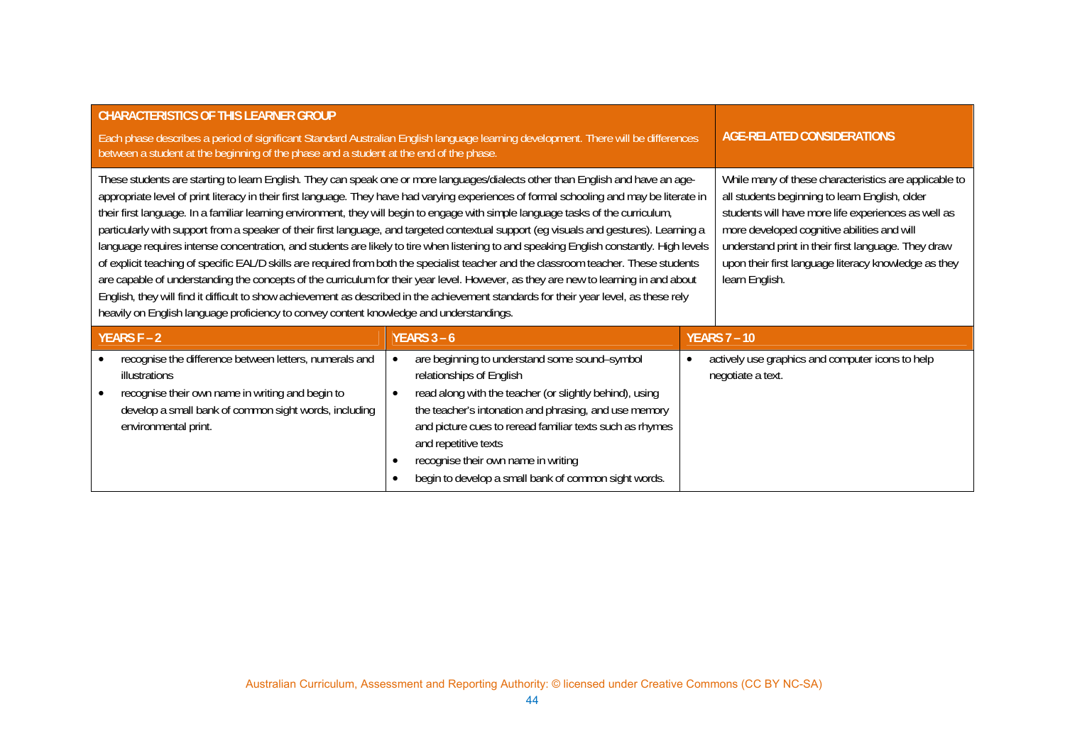| CHARACTERISTICS OF THIS LEARNER GROUP<br>Each phase describes a period of significant Standard Australian English language learning development. There will be differences between a student at the beginning of the phase and a student at the end of the phase. | AGE-RELATED CONSIDERATIONS |
| --- | --- |
| These students are starting to learn English. They can speak one or more languages/dialects other than English and have an age-appropriate level of print literacy in their first language. They have had varying experiences of formal schooling and may be literate in their first language. In a familiar learning environment, they will begin to engage with simple language tasks of the curriculum, particularly with support from a speaker of their first language, and targeted contextual support (eg visuals and gestures). Learning a language requires intense concentration, and students are likely to tire when listening to and speaking English constantly. High levels of explicit teaching of specific EAL/D skills are required from both the specialist teacher and the classroom teacher. These students are capable of understanding the concepts of the curriculum for their year level. However, as they are new to learning in and about English, they will find it difficult to show achievement as described in the achievement standards for their year level, as these rely heavily on English language proficiency to convey content knowledge and understandings. | While many of these characteristics are applicable to all students beginning to learn English, older students will have more life experiences as well as more developed cognitive abilities and will understand print in their first language. They draw upon their first language literacy knowledge as they learn English. |

| YEARS F – 2 | YEARS 3 – 6 | YEARS 7 – 10 |
| --- | --- | --- |
| • recognise the difference between letters, numerals and illustrations<br>• recognise their own name in writing and begin to develop a small bank of common sight words, including environmental print. | • are beginning to understand some sound–symbol relationships of English<br>• read along with the teacher (or slightly behind), using the teacher's intonation and phrasing, and use memory and picture cues to reread familiar texts such as rhymes and repetitive texts<br>• recognise their own name in writing<br>• begin to develop a small bank of common sight words. | • actively use graphics and computer icons to help negotiate a text. |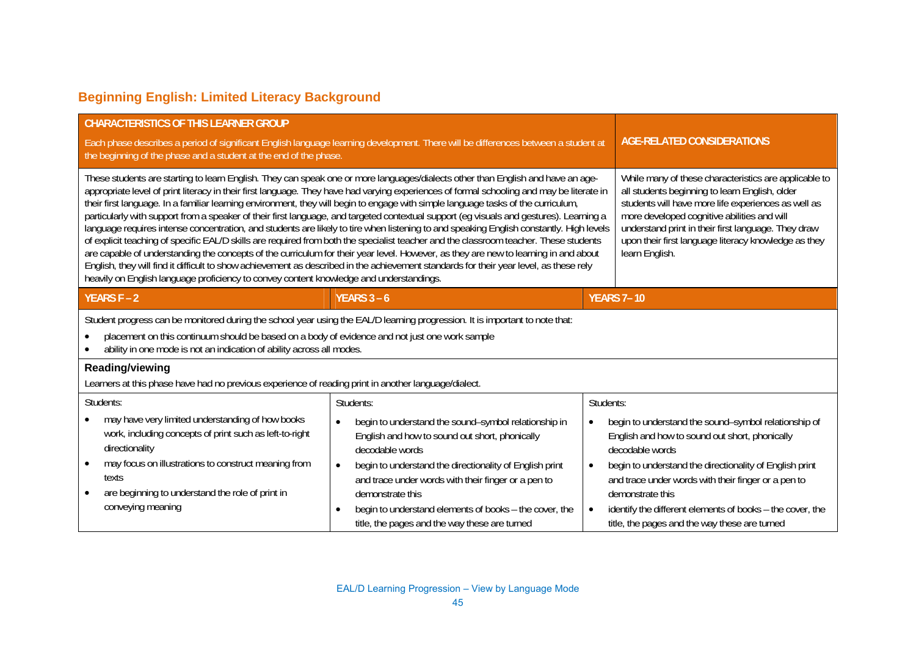## Beginning English: Limited Literacy Background

| CHARACTERISTICS OF THIS LEARNER GROUP<br><br>Each phase describes a period of significant English language learning development. There will be differences between a student at the beginning of the phase and a student at the end of the phase. | AGE-RELATED CONSIDERATIONS |
|---|---|
| These students are starting to learn English. They can speak one or more languages/dialects other than English and have an age-appropriate level of print literacy in their first language. They have had varying experiences of formal schooling and may be literate in their first language. In a familiar learning environment, they will begin to engage with simple language tasks of the curriculum, particularly with support from a speaker of their first language, and targeted contextual support (eg visuals and gestures). Learning a language requires intense concentration, and students are likely to tire when listening to and speaking English constantly. High levels of explicit teaching of specific EAL/D skills are required from both the specialist teacher and the classroom teacher. These students are capable of understanding the concepts of the curriculum for their year level. However, as they are new to learning in and about English, they will find it difficult to show achievement as described in the achievement standards for their year level, as these rely heavily on English language proficiency to convey content knowledge and understandings. | While many of these characteristics are applicable to all students beginning to learn English, older students will have more life experiences as well as more developed cognitive abilities and will understand print in their first language. They draw upon their first language literacy knowledge as they learn English. |

Student progress can be monitored during the school year using the EAL/D learning progression. It is important to note that:

- placement on this continuum should be based on a body of evidence and not just one work sample
- ability in one mode is not an indication of ability across all modes.

### Reading/viewing

Learners at this phase have had no previous experience of reading print in another language/dialect.

| YEARS F – 2 | YEARS 3 – 6 | YEARS 7– 10 |
|---|---|---|
| Students:<br>• may have very limited understanding of how books work, including concepts of print such as left-to-right directionality<br>• may focus on illustrations to construct meaning from texts<br>• are beginning to understand the role of print in conveying meaning | Students:<br>• begin to understand the sound–symbol relationship in English and how to sound out short, phonically decodable words<br>• begin to understand the directionality of English print and trace under words with their finger or a pen to demonstrate this<br>• begin to understand elements of books – the cover, the title, the pages and the way these are turned | Students:<br>• begin to understand the sound–symbol relationship of English and how to sound out short, phonically decodable words<br>• begin to understand the directionality of English print and trace under words with their finger or a pen to demonstrate this<br>• identify the different elements of books – the cover, the title, the pages and the way these are turned |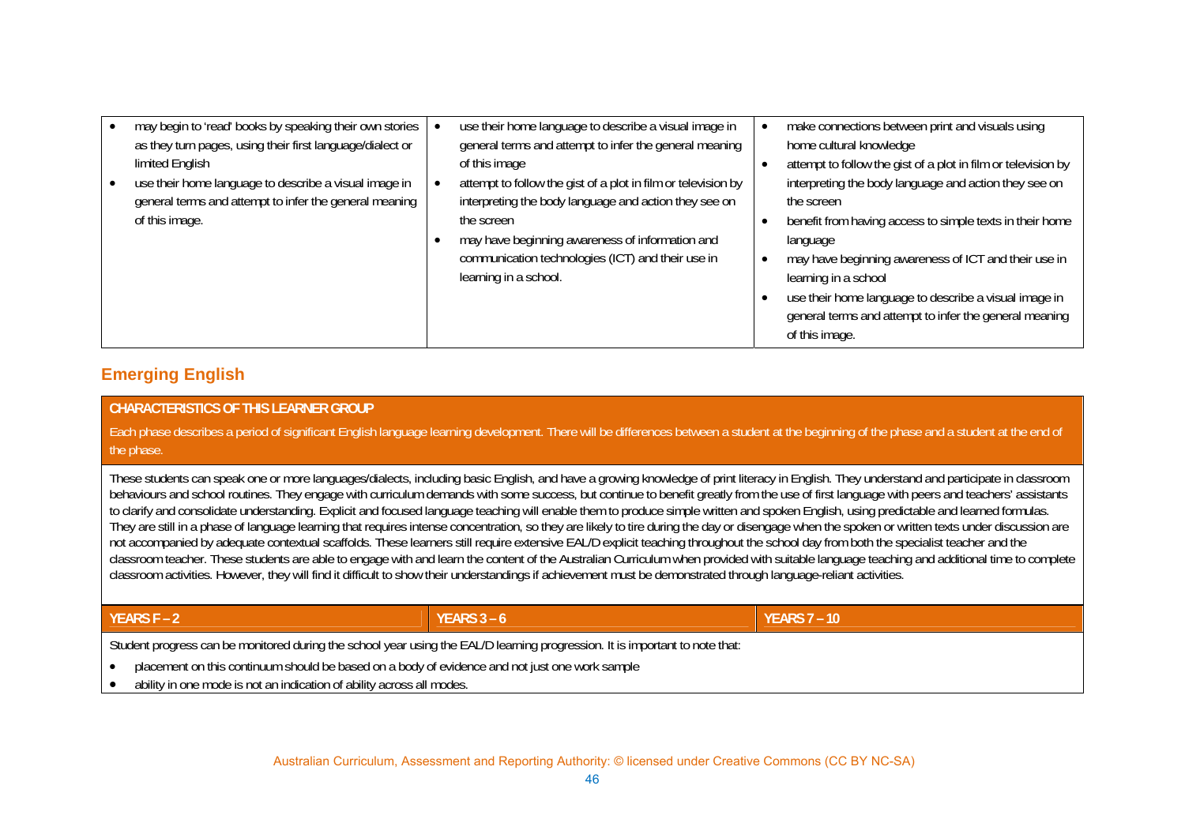| | | |
|---|---|---|
| • may begin to 'read' books by speaking their own stories as they turn pages, using their first language/dialect or limited English<br>• use their home language to describe a visual image in general terms and attempt to infer the general meaning of this image. | • use their home language to describe a visual image in general terms and attempt to infer the general meaning of this image<br>• attempt to follow the gist of a plot in film or television by interpreting the body language and action they see on the screen<br>• may have beginning awareness of information and communication technologies (ICT) and their use in learning in a school. | • make connections between print and visuals using home cultural knowledge<br>• attempt to follow the gist of a plot in film or television by interpreting the body language and action they see on the screen<br>• benefit from having access to simple texts in their home language<br>• may have beginning awareness of ICT and their use in learning in a school<br>• use their home language to describe a visual image in general terms and attempt to infer the general meaning of this image. |

## Emerging English

**CHARACTERISTICS OF THIS LEARNER GROUP**

Each phase describes a period of significant English language learning development. There will be differences between a student at the beginning of the phase and a student at the end of the phase.

These students can speak one or more languages/dialects, including basic English, and have a growing knowledge of print literacy in English. They understand and participate in classroom behaviours and school routines. They engage with curriculum demands with some success, but continue to benefit greatly from the use of first language with peers and teachers' assistants to clarify and consolidate understanding. Explicit and focused language teaching will enable them to produce simple written and spoken English, using predictable and learned formulas. They are still in a phase of language learning that requires intense concentration, so they are likely to tire during the day or disengage when the spoken or written texts under discussion are not accompanied by adequate contextual scaffolds. These learners still require extensive EAL/D explicit teaching throughout the school day from both the specialist teacher and the classroom teacher. These students are able to engage with and learn the content of the Australian Curriculum when provided with suitable language teaching and additional time to complete classroom activities. However, they will find it difficult to show their understandings if achievement must be demonstrated through language-reliant activities.

| YEARS F – 2 | YEARS 3 – 6 | YEARS 7 – 10 |
|---|---|---|

Student progress can be monitored during the school year using the EAL/D learning progression. It is important to note that:

- placement on this continuum should be based on a body of evidence and not just one work sample
- ability in one mode is not an indication of ability across all modes.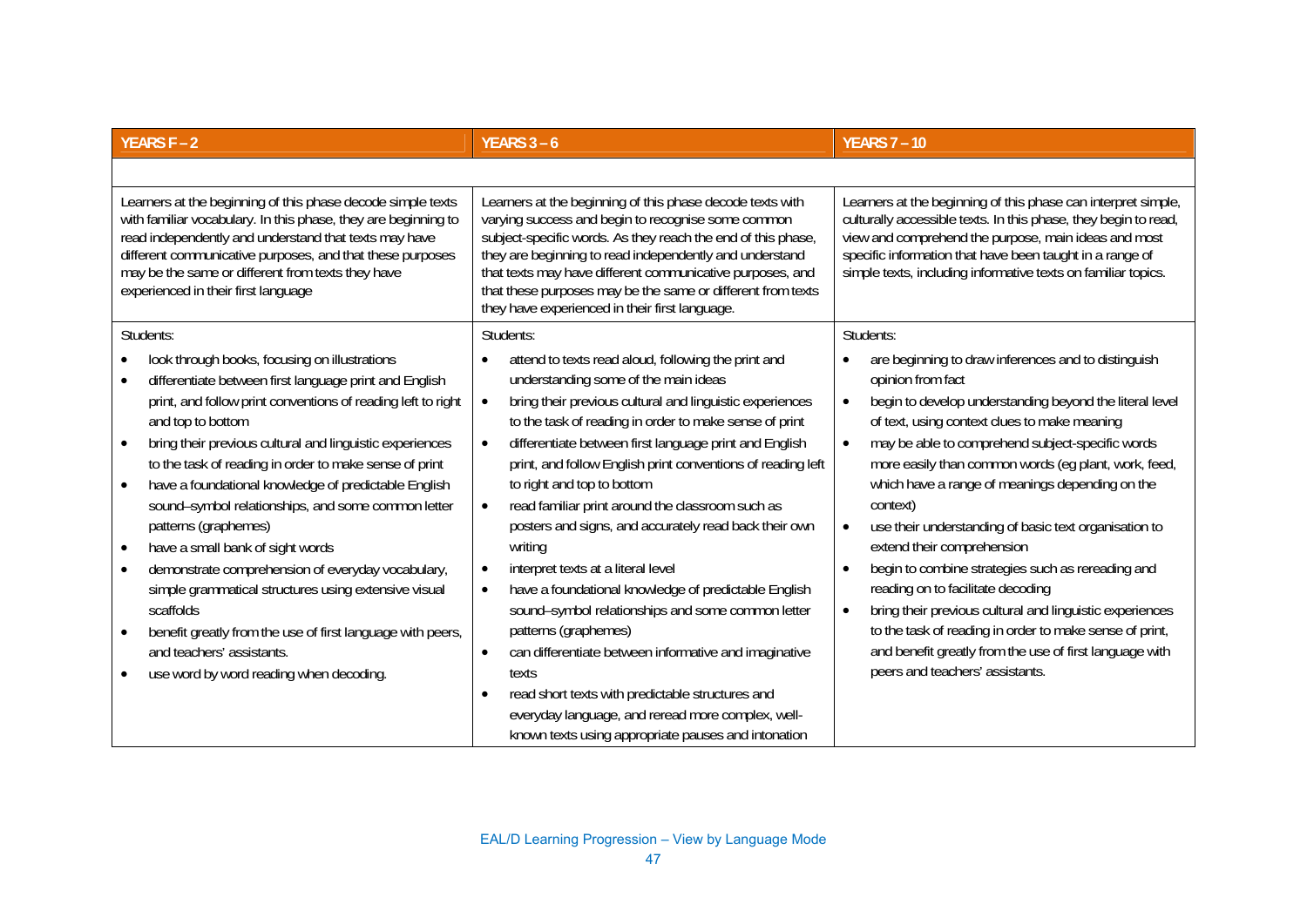| YEARS F – 2 | YEARS 3 – 6 | YEARS 7 – 10 |
|---|---|---|
| | | |
| Learners at the beginning of this phase decode simple texts with familiar vocabulary. In this phase, they are beginning to read independently and understand that texts may have different communicative purposes, and that these purposes may be the same or different from texts they have experienced in their first language | Learners at the beginning of this phase decode texts with varying success and begin to recognise some common subject-specific words. As they reach the end of this phase, they are beginning to read independently and understand that texts may have different communicative purposes, and that these purposes may be the same or different from texts they have experienced in their first language. | Learners at the beginning of this phase can interpret simple, culturally accessible texts. In this phase, they begin to read, view and comprehend the purpose, main ideas and most specific information that have been taught in a range of simple texts, including informative texts on familiar topics. |
| Students:<br>• look through books, focusing on illustrations<br>• differentiate between first language print and English print, and follow print conventions of reading left to right and top to bottom<br>• bring their previous cultural and linguistic experiences to the task of reading in order to make sense of print<br>• have a foundational knowledge of predictable English sound–symbol relationships, and some common letter patterns (graphemes)<br>• have a small bank of sight words<br>• demonstrate comprehension of everyday vocabulary, simple grammatical structures using extensive visual scaffolds<br>• benefit greatly from the use of first language with peers, and teachers' assistants.<br>• use word by word reading when decoding. | Students:<br>• attend to texts read aloud, following the print and understanding some of the main ideas<br>• bring their previous cultural and linguistic experiences to the task of reading in order to make sense of print<br>• differentiate between first language print and English print, and follow English print conventions of reading left to right and top to bottom<br>• read familiar print around the classroom such as posters and signs, and accurately read back their own writing<br>• interpret texts at a literal level<br>• have a foundational knowledge of predictable English sound–symbol relationships and some common letter patterns (graphemes)<br>• can differentiate between informative and imaginative texts<br>• read short texts with predictable structures and everyday language, and reread more complex, well-known texts using appropriate pauses and intonation | Students:<br>• are beginning to draw inferences and to distinguish opinion from fact<br>• begin to develop understanding beyond the literal level of text, using context clues to make meaning<br>• may be able to comprehend subject-specific words more easily than common words (eg plant, work, feed, which have a range of meanings depending on the context)<br>• use their understanding of basic text organisation to extend their comprehension<br>• begin to combine strategies such as rereading and reading on to facilitate decoding<br>• bring their previous cultural and linguistic experiences to the task of reading in order to make sense of print, and benefit greatly from the use of first language with peers and teachers' assistants. |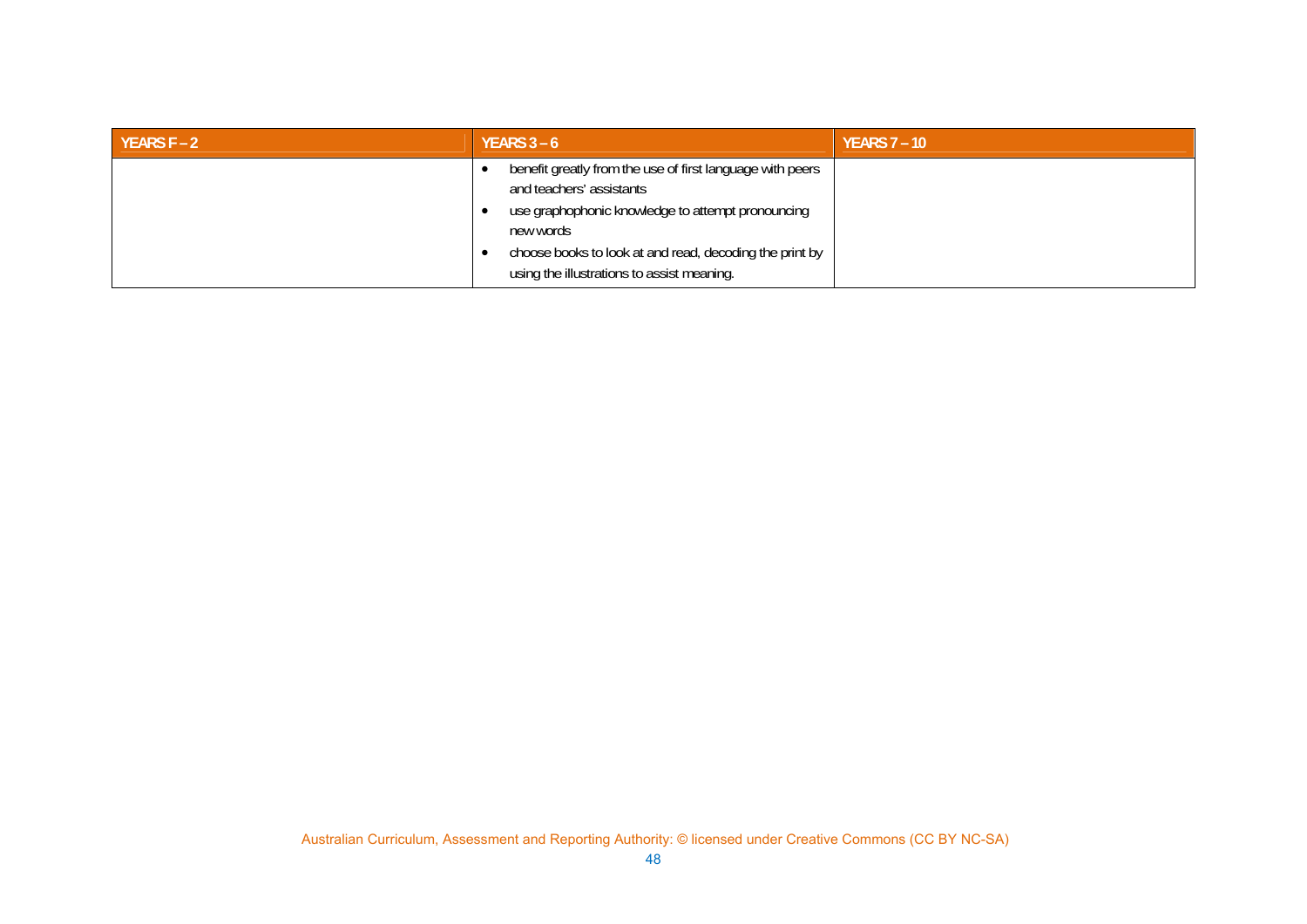| YEARS F – 2 | YEARS 3 – 6 | YEARS 7 – 10 |
|---|---|---|
| | • benefit greatly from the use of first language with peers and teachers' assistants<br>• use graphophonic knowledge to attempt pronouncing new words<br>• choose books to look at and read, decoding the print by using the illustrations to assist meaning. | |

Australian Curriculum, Assessment and Reporting Authority: © licensed under Creative Commons (CC BY NC-SA)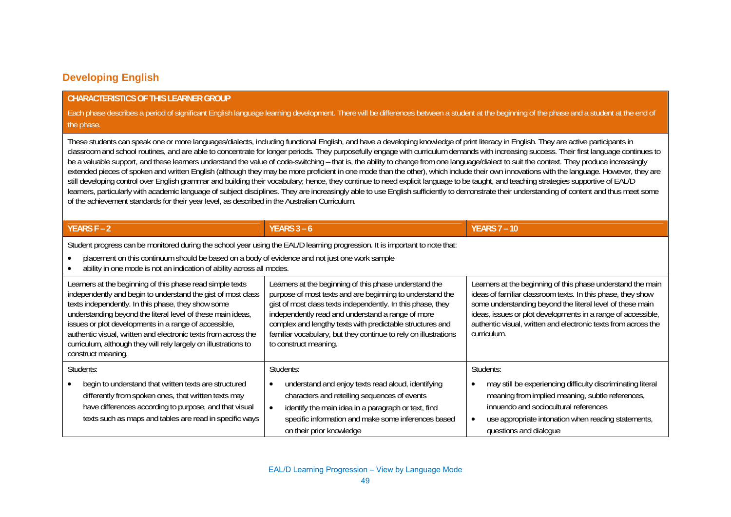## Developing English

| CHARACTERISTICS OF THIS LEARNER GROUP | | |
|---|---|---|
| Each phase describes a period of significant English language learning development. There will be differences between a student at the beginning of the phase and a student at the end of the phase. | | |
| These students can speak one or more languages/dialects, including functional English, and have a developing knowledge of print literacy in English. They are active participants in classroom and school routines, and are able to concentrate for longer periods. They purposefully engage with curriculum demands with increasing success. Their first language continues to be a valuable support, and these learners understand the value of code-switching – that is, the ability to change from one language/dialect to suit the context. They produce increasingly extended pieces of spoken and written English (although they may be more proficient in one mode than the other), which include their own innovations with the language. However, they are still developing control over English grammar and building their vocabulary; hence, they continue to need explicit language to be taught, and teaching strategies supportive of EAL/D learners, particularly with academic language of subject disciplines. They are increasingly able to use English sufficiently to demonstrate their understanding of content and thus meet some of the achievement standards for their year level, as described in the Australian Curriculum. | | |
| **YEARS F – 2** | **YEARS 3 – 6** | **YEARS 7 – 10** |
| Student progress can be monitored during the school year using the EAL/D learning progression. It is important to note that:<br>• placement on this continuum should be based on a body of evidence and not just one work sample<br>• ability in one mode is not an indication of ability across all modes. | | |
| Learners at the beginning of this phase read simple texts independently and begin to understand the gist of most class texts independently. In this phase, they show some understanding beyond the literal level of these main ideas, issues or plot developments in a range of accessible, authentic visual, written and electronic texts from across the curriculum, although they will rely largely on illustrations to construct meaning. | Learners at the beginning of this phase understand the purpose of most texts and are beginning to understand the gist of most class texts independently. In this phase, they independently read and understand a range of more complex and lengthy texts with predictable structures and familiar vocabulary, but they continue to rely on illustrations to construct meaning. | Learners at the beginning of this phase understand the main ideas of familiar classroom texts. In this phase, they show some understanding beyond the literal level of these main ideas, issues or plot developments in a range of accessible, authentic visual, written and electronic texts from across the curriculum. |
| Students:<br>• begin to understand that written texts are structured differently from spoken ones, that written texts may have differences according to purpose, and that visual texts such as maps and tables are read in specific ways | Students:<br>• understand and enjoy texts read aloud, identifying characters and retelling sequences of events<br>• identify the main idea in a paragraph or text, find specific information and make some inferences based on their prior knowledge | Students:<br>• may still be experiencing difficulty discriminating literal meaning from implied meaning, subtle references, innuendo and sociocultural references<br>• use appropriate intonation when reading statements, questions and dialogue |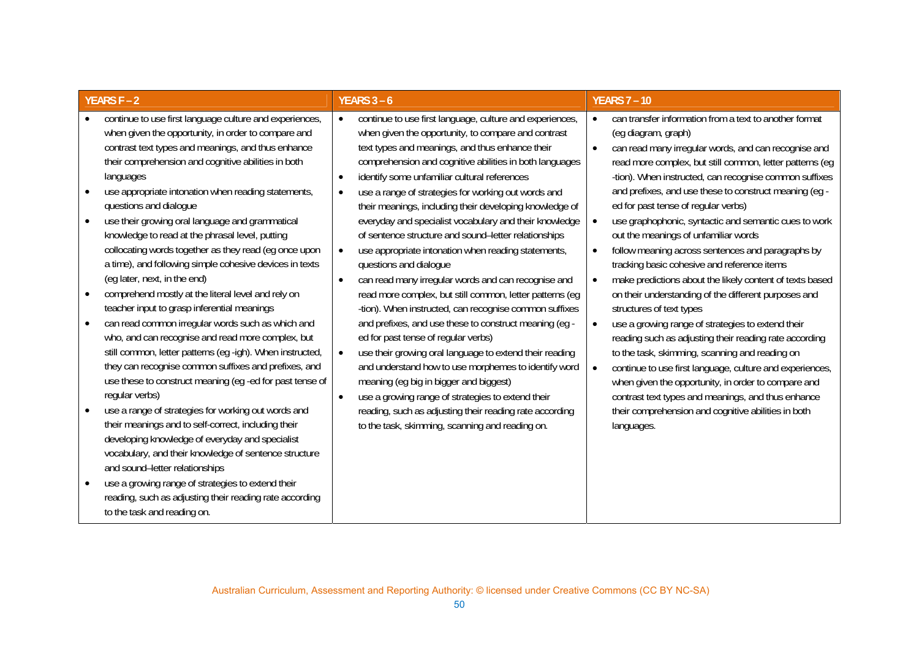| YEARS F – 2 | YEARS 3 – 6 | YEARS 7 – 10 |
|---|---|---|
| • continue to use first language culture and experiences, when given the opportunity, in order to compare and contrast text types and meanings, and thus enhance their comprehension and cognitive abilities in both languages<br>• use appropriate intonation when reading statements, questions and dialogue<br>• use their growing oral language and grammatical knowledge to read at the phrasal level, putting collocating words together as they read (eg once upon a time), and following simple cohesive devices in texts (eg later, next, in the end)<br>• comprehend mostly at the literal level and rely on teacher input to grasp inferential meanings<br>• can read common irregular words such as which and who, and can recognise and read more complex, but still common, letter patterns (eg -igh). When instructed, they can recognise common suffixes and prefixes, and use these to construct meaning (eg -ed for past tense of regular verbs)<br>• use a range of strategies for working out words and their meanings and to self-correct, including their developing knowledge of everyday and specialist vocabulary, and their knowledge of sentence structure and sound–letter relationships<br>• use a growing range of strategies to extend their reading, such as adjusting their reading rate according to the task and reading on. | • continue to use first language, culture and experiences, when given the opportunity, to compare and contrast text types and meanings, and thus enhance their comprehension and cognitive abilities in both languages<br>• identify some unfamiliar cultural references<br>• use a range of strategies for working out words and their meanings, including their developing knowledge of everyday and specialist vocabulary and their knowledge of sentence structure and sound–letter relationships<br>• use appropriate intonation when reading statements, questions and dialogue<br>• can read many irregular words and can recognise and read more complex, but still common, letter patterns (eg -tion). When instructed, can recognise common suffixes and prefixes, and use these to construct meaning (eg -ed for past tense of regular verbs)<br>• use their growing oral language to extend their reading and understand how to use morphemes to identify word meaning (eg big in bigger and biggest)<br>• use a growing range of strategies to extend their reading, such as adjusting their reading rate according to the task, skimming, scanning and reading on. | • can transfer information from a text to another format (eg diagram, graph)<br>• can read many irregular words, and can recognise and read more complex, but still common, letter patterns (eg -tion). When instructed, can recognise common suffixes and prefixes, and use these to construct meaning (eg -ed for past tense of regular verbs)<br>• use graphophonic, syntactic and semantic cues to work out the meanings of unfamiliar words<br>• follow meaning across sentences and paragraphs by tracking basic cohesive and reference items<br>• make predictions about the likely content of texts based on their understanding of the different purposes and structures of text types<br>• use a growing range of strategies to extend their reading such as adjusting their reading rate according to the task, skimming, scanning and reading on<br>• continue to use first language, culture and experiences, when given the opportunity, in order to compare and contrast text types and meanings, and thus enhance their comprehension and cognitive abilities in both languages. |

Australian Curriculum, Assessment and Reporting Authority: © licensed under Creative Commons (CC BY NC-SA)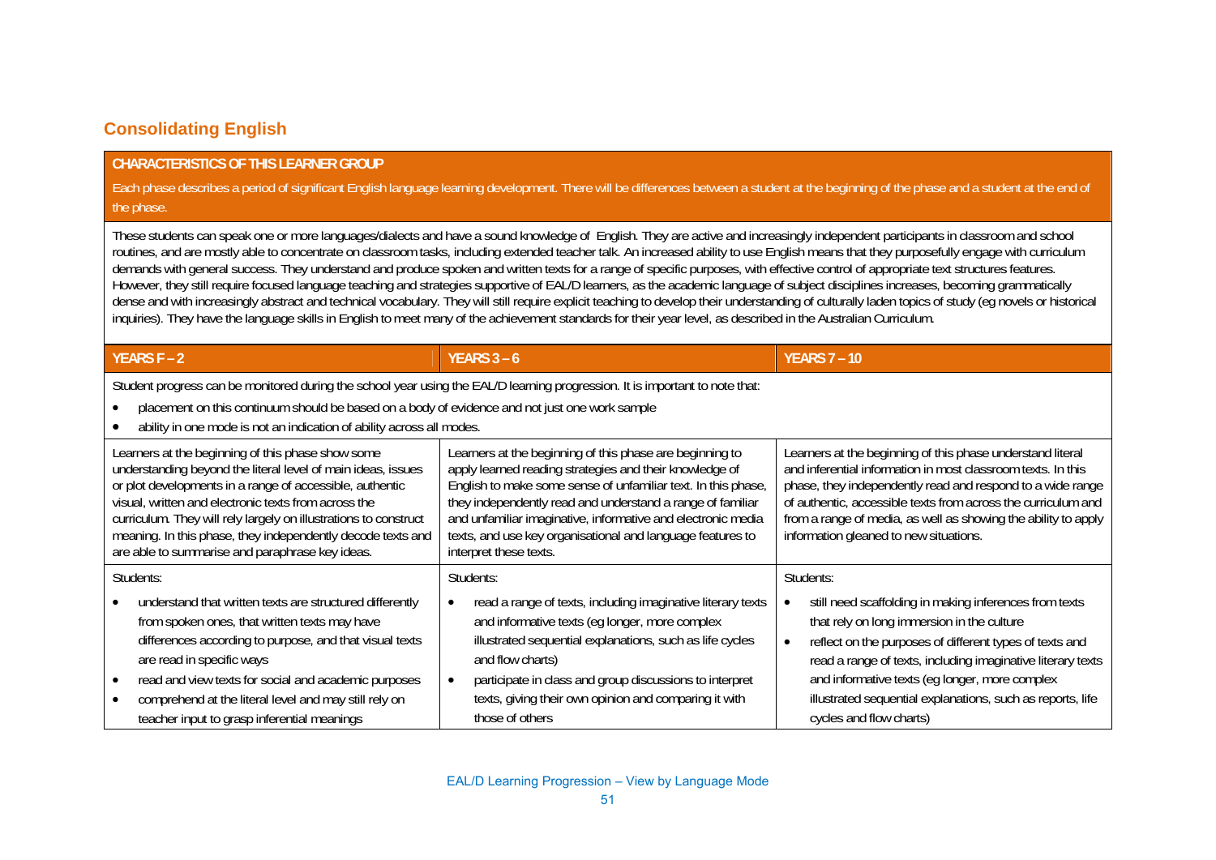## Consolidating English

| CHARACTERISTICS OF THIS LEARNER GROUP |
|---|
| Each phase describes a period of significant English language learning development. There will be differences between a student at the beginning of the phase and a student at the end of the phase. |
| These students can speak one or more languages/dialects and have a sound knowledge of English. They are active and increasingly independent participants in classroom and school routines, and are mostly able to concentrate on classroom tasks, including extended teacher talk. An increased ability to use English means that they purposefully engage with curriculum demands with general success. They understand and produce spoken and written texts for a range of specific purposes, with effective control of appropriate text structures features. However, they still require focused language teaching and strategies supportive of EAL/D learners, as the academic language of subject disciplines increases, becoming grammatically dense and with increasingly abstract and technical vocabulary. They will still require explicit teaching to develop their understanding of culturally laden topics of study (eg novels or historical inquiries). They have the language skills in English to meet many of the achievement standards for their year level, as described in the Australian Curriculum. |

| YEARS F – 2 | YEARS 3 – 6 | YEARS 7 – 10 |
|---|---|---|
| Student progress can be monitored during the school year using the EAL/D learning progression. It is important to note that:<br>• placement on this continuum should be based on a body of evidence and not just one work sample<br>• ability in one mode is not an indication of ability across all modes. | | |
| Learners at the beginning of this phase show some understanding beyond the literal level of main ideas, issues or plot developments in a range of accessible, authentic visual, written and electronic texts from across the curriculum. They will rely largely on illustrations to construct meaning. In this phase, they independently decode texts and are able to summarise and paraphrase key ideas. | Learners at the beginning of this phase are beginning to apply learned reading strategies and their knowledge of English to make some sense of unfamiliar text. In this phase, they independently read and understand a range of familiar and unfamiliar imaginative, informative and electronic media texts, and use key organisational and language features to interpret these texts. | Learners at the beginning of this phase understand literal and inferential information in most classroom texts. In this phase, they independently read and respond to a wide range of authentic, accessible texts from across the curriculum and from a range of media, as well as showing the ability to apply information gleaned to new situations. |
| Students:<br>• understand that written texts are structured differently from spoken ones, that written texts may have differences according to purpose, and that visual texts are read in specific ways<br>• read and view texts for social and academic purposes<br>• comprehend at the literal level and may still rely on teacher input to grasp inferential meanings | Students:<br>• read a range of texts, including imaginative literary texts and informative texts (eg longer, more complex illustrated sequential explanations, such as life cycles and flow charts)<br>• participate in class and group discussions to interpret texts, giving their own opinion and comparing it with those of others | Students:<br>• still need scaffolding in making inferences from texts that rely on long immersion in the culture<br>• reflect on the purposes of different types of texts and read a range of texts, including imaginative literary texts and informative texts (eg longer, more complex illustrated sequential explanations, such as reports, life cycles and flow charts) |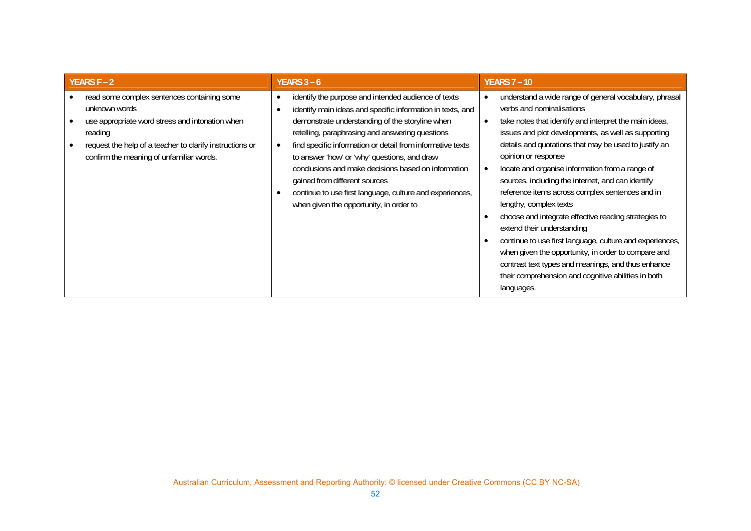| YEARS F – 2 | YEARS 3 – 6 | YEARS 7 – 10 |
|---|---|---|
| • read some complex sentences containing some unknown words<br>• use appropriate word stress and intonation when reading<br>• request the help of a teacher to clarify instructions or confirm the meaning of unfamiliar words. | • identify the purpose and intended audience of texts<br>• identify main ideas and specific information in texts, and demonstrate understanding of the storyline when retelling, paraphrasing and answering questions<br>• find specific information or detail from informative texts to answer 'how' or 'why' questions, and draw conclusions and make decisions based on information gained from different sources<br>• continue to use first language, culture and experiences, when given the opportunity, in order to | • understand a wide range of general vocabulary, phrasal verbs and nominalisations<br>• take notes that identify and interpret the main ideas, issues and plot developments, as well as supporting details and quotations that may be used to justify an opinion or response<br>• locate and organise information from a range of sources, including the internet, and can identify reference items across complex sentences and in lengthy, complex texts<br>• choose and integrate effective reading strategies to extend their understanding<br>• continue to use first language, culture and experiences, when given the opportunity, in order to compare and contrast text types and meanings, and thus enhance their comprehension and cognitive abilities in both languages. |

Australian Curriculum, Assessment and Reporting Authority: © licensed under Creative Commons (CC BY NC-SA)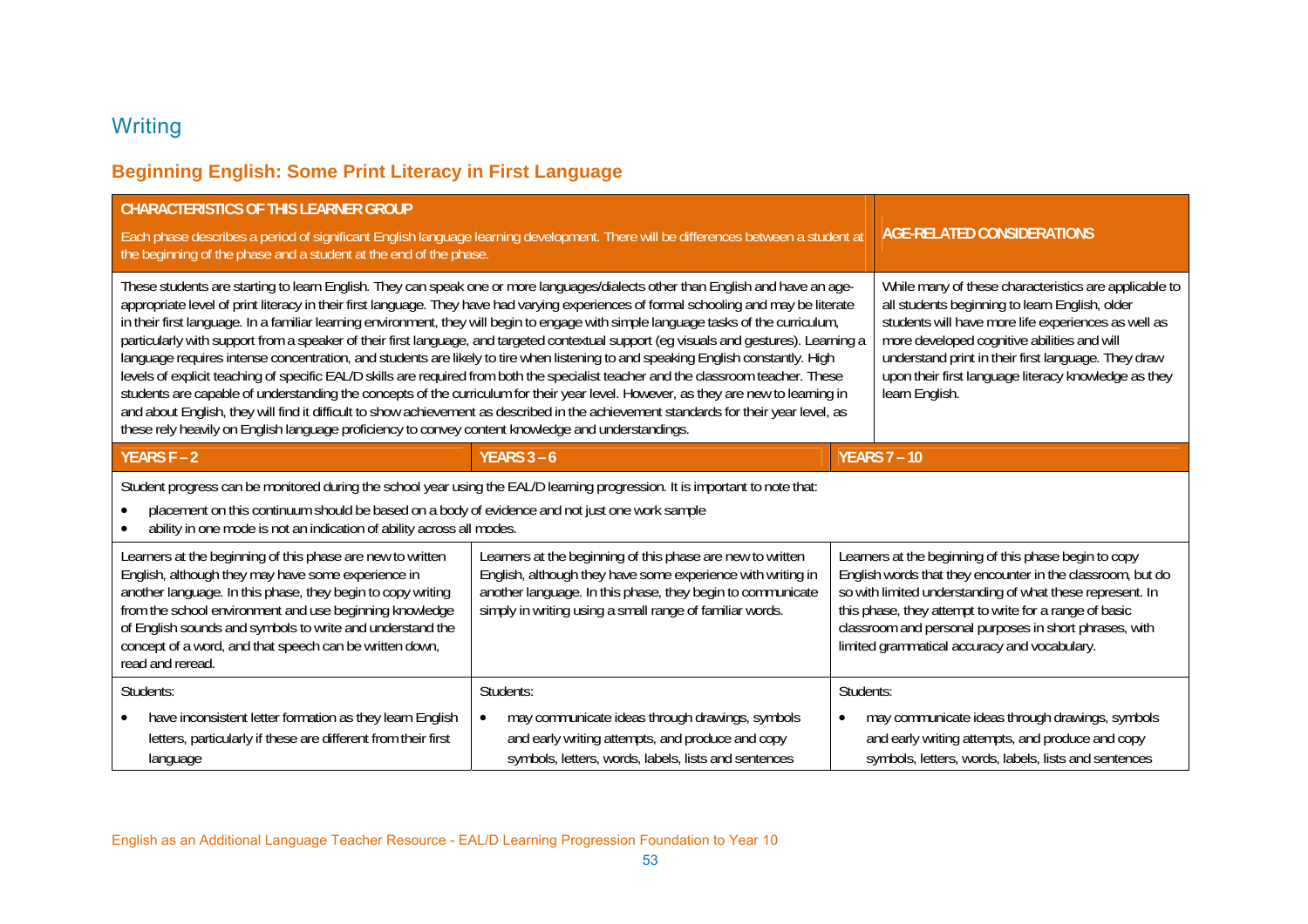# Writing

## Beginning English: Some Print Literacy in First Language

| CHARACTERISTICS OF THIS LEARNER GROUP<br>Each phase describes a period of significant English language learning development. There will be differences between a student at the beginning of the phase and a student at the end of the phase. | AGE-RELATED CONSIDERATIONS |
|---|---|
| These students are starting to learn English. They can speak one or more languages/dialects other than English and have an age-appropriate level of print literacy in their first language. They have had varying experiences of formal schooling and may be literate in their first language. In a familiar learning environment, they will begin to engage with simple language tasks of the curriculum, particularly with support from a speaker of their first language, and targeted contextual support (eg visuals and gestures). Learning a language requires intense concentration, and students are likely to tire when listening to and speaking English constantly. High levels of explicit teaching of specific EAL/D skills are required from both the specialist teacher and the classroom teacher. These students are capable of understanding the concepts of the curriculum for their year level. However, as they are new to learning in and about English, they will find it difficult to show achievement as described in the achievement standards for their year level, as these rely heavily on English language proficiency to convey content knowledge and understandings. | While many of these characteristics are applicable to all students beginning to learn English, older students will have more life experiences as well as more developed cognitive abilities and will understand print in their first language. They draw upon their first language literacy knowledge as they learn English. |

| YEARS F – 2 | YEARS 3 – 6 | YEARS 7 – 10 |
|---|---|---|
| Student progress can be monitored during the school year using the EAL/D learning progression. It is important to note that:<br>• placement on this continuum should be based on a body of evidence and not just one work sample<br>• ability in one mode is not an indication of ability across all modes. | | |
| Learners at the beginning of this phase are new to written English, although they may have some experience in another language. In this phase, they begin to copy writing from the school environment and use beginning knowledge of English sounds and symbols to write and understand the concept of a word, and that speech can be written down, read and reread. | Learners at the beginning of this phase are new to written English, although they have some experience with writing in another language. In this phase, they begin to communicate simply in writing using a small range of familiar words. | Learners at the beginning of this phase begin to copy English words that they encounter in the classroom, but do so with limited understanding of what these represent. In this phase, they attempt to write for a range of basic classroom and personal purposes in short phrases, with limited grammatical accuracy and vocabulary. |
| Students:<br>• have inconsistent letter formation as they learn English letters, particularly if these are different from their first language | Students:<br>• may communicate ideas through drawings, symbols and early writing attempts, and produce and copy symbols, letters, words, labels, lists and sentences | Students:<br>• may communicate ideas through drawings, symbols and early writing attempts, and produce and copy symbols, letters, words, labels, lists and sentences |

English as an Additional Language Teacher Resource - EAL/D Learning Progression Foundation to Year 10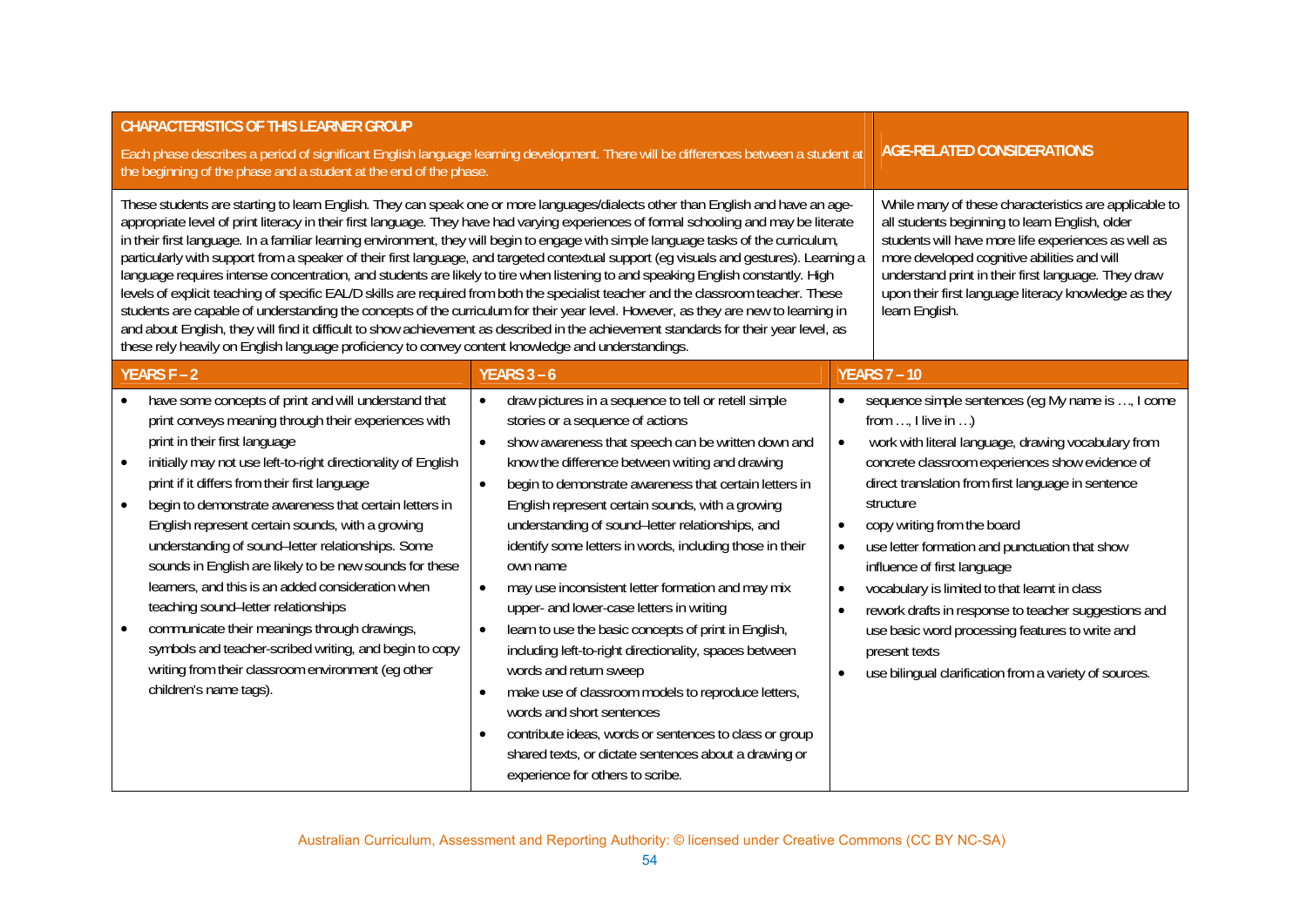| CHARACTERISTICS OF THIS LEARNER GROUP<br>Each phase describes a period of significant English language learning development. There will be differences between a student at the beginning of the phase and a student at the end of the phase. | AGE-RELATED CONSIDERATIONS |
|---|---|
| These students are starting to learn English. They can speak one or more languages/dialects other than English and have an age-appropriate level of print literacy in their first language. They have had varying experiences of formal schooling and may be literate in their first language. In a familiar learning environment, they will begin to engage with simple language tasks of the curriculum, particularly with support from a speaker of their first language, and targeted contextual support (eg visuals and gestures). Learning a language requires intense concentration, and students are likely to tire when listening to and speaking English constantly. High levels of explicit teaching of specific EAL/D skills are required from both the specialist teacher and the classroom teacher. These students are capable of understanding the concepts of the curriculum for their year level. However, as they are new to learning in and about English, they will find it difficult to show achievement as described in the achievement standards for their year level, as these rely heavily on English language proficiency to convey content knowledge and understandings. | While many of these characteristics are applicable to all students beginning to learn English, older students will have more life experiences as well as more developed cognitive abilities and will understand print in their first language. They draw upon their first language literacy knowledge as they learn English. |

| YEARS F – 2 | YEARS 3 – 6 | YEARS 7 – 10 |
|---|---|---|
| • have some concepts of print and will understand that print conveys meaning through their experiences with print in their first language<br>• initially may not use left-to-right directionality of English print if it differs from their first language<br>• begin to demonstrate awareness that certain letters in English represent certain sounds, with a growing understanding of sound–letter relationships. Some sounds in English are likely to be new sounds for these learners, and this is an added consideration when teaching sound–letter relationships<br>• communicate their meanings through drawings, symbols and teacher-scribed writing, and begin to copy writing from their classroom environment (eg other children's name tags). | • draw pictures in a sequence to tell or retell simple stories or a sequence of actions<br>• show awareness that speech can be written down and know the difference between writing and drawing<br>• begin to demonstrate awareness that certain letters in English represent certain sounds, with a growing understanding of sound–letter relationships, and identify some letters in words, including those in their own name<br>• may use inconsistent letter formation and may mix upper- and lower-case letters in writing<br>• learn to use the basic concepts of print in English, including left-to-right directionality, spaces between words and return sweep<br>• make use of classroom models to reproduce letters, words and short sentences<br>• contribute ideas, words or sentences to class or group shared texts, or dictate sentences about a drawing or experience for others to scribe. | • sequence simple sentences (eg My name is …, I come from …, I live in …)<br>• work with literal language, drawing vocabulary from concrete classroom experiences show evidence of direct translation from first language in sentence structure<br>• copy writing from the board<br>• use letter formation and punctuation that show influence of first language<br>• vocabulary is limited to that learnt in class<br>• rework drafts in response to teacher suggestions and use basic word processing features to write and present texts<br>• use bilingual clarification from a variety of sources. |

Australian Curriculum, Assessment and Reporting Authority: © licensed under Creative Commons (CC BY NC-SA)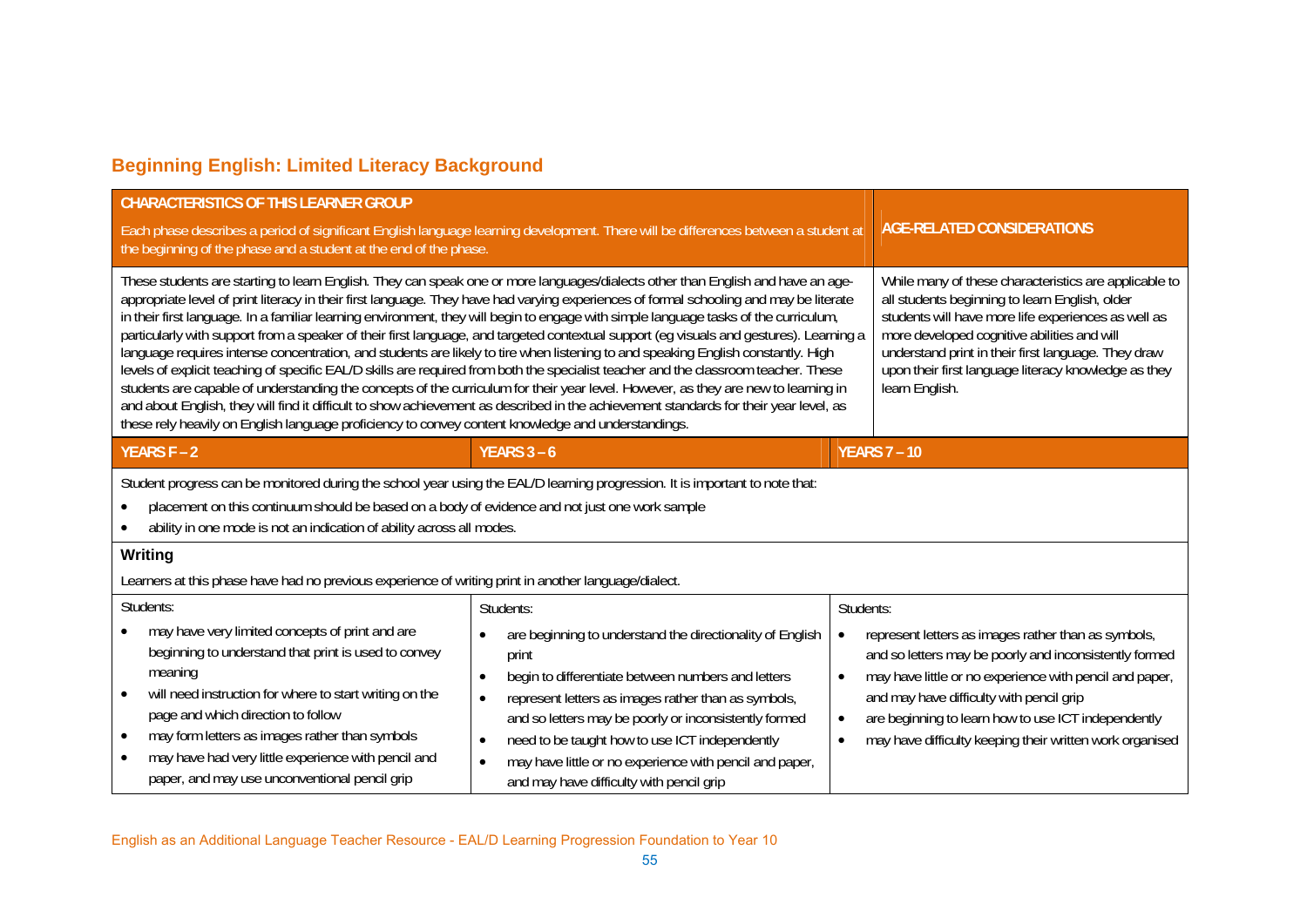## Beginning English: Limited Literacy Background

| CHARACTERISTICS OF THIS LEARNER GROUP<br>Each phase describes a period of significant English language learning development. There will be differences between a student at the beginning of the phase and a student at the end of the phase. | AGE-RELATED CONSIDERATIONS |
|---|---|
| These students are starting to learn English. They can speak one or more languages/dialects other than English and have an age-appropriate level of print literacy in their first language. They have had varying experiences of formal schooling and may be literate in their first language. In a familiar learning environment, they will begin to engage with simple language tasks of the curriculum, particularly with support from a speaker of their first language, and targeted contextual support (eg visuals and gestures). Learning a language requires intense concentration, and students are likely to tire when listening to and speaking English constantly. High levels of explicit teaching of specific EAL/D skills are required from both the specialist teacher and the classroom teacher. These students are capable of understanding the concepts of the curriculum for their year level. However, as they are new to learning in and about English, they will find it difficult to show achievement as described in the achievement standards for their year level, as these rely heavily on English language proficiency to convey content knowledge and understandings. | While many of these characteristics are applicable to all students beginning to learn English, older students will have more life experiences as well as more developed cognitive abilities and will understand print in their first language. They draw upon their first language literacy knowledge as they learn English. |

| YEARS F – 2 | YEARS 3 – 6 | YEARS 7 – 10 |
|---|---|---|
| Student progress can be monitored during the school year using the EAL/D learning progression. It is important to note that:<br>• placement on this continuum should be based on a body of evidence and not just one work sample<br>• ability in one mode is not an indication of ability across all modes. | | |
| **Writing**<br>Learners at this phase have had no previous experience of writing print in another language/dialect. | | |
| Students:<br>• may have very limited concepts of print and are beginning to understand that print is used to convey meaning<br>• will need instruction for where to start writing on the page and which direction to follow<br>• may form letters as images rather than symbols<br>• may have had very little experience with pencil and paper, and may use unconventional pencil grip | Students:<br>• are beginning to understand the directionality of English print<br>• begin to differentiate between numbers and letters<br>• represent letters as images rather than as symbols, and so letters may be poorly or inconsistently formed<br>• need to be taught how to use ICT independently<br>• may have little or no experience with pencil and paper, and may have difficulty with pencil grip | Students:<br>• represent letters as images rather than as symbols, and so letters may be poorly and inconsistently formed<br>• may have little or no experience with pencil and paper, and may have difficulty with pencil grip<br>• are beginning to learn how to use ICT independently<br>• may have difficulty keeping their written work organised |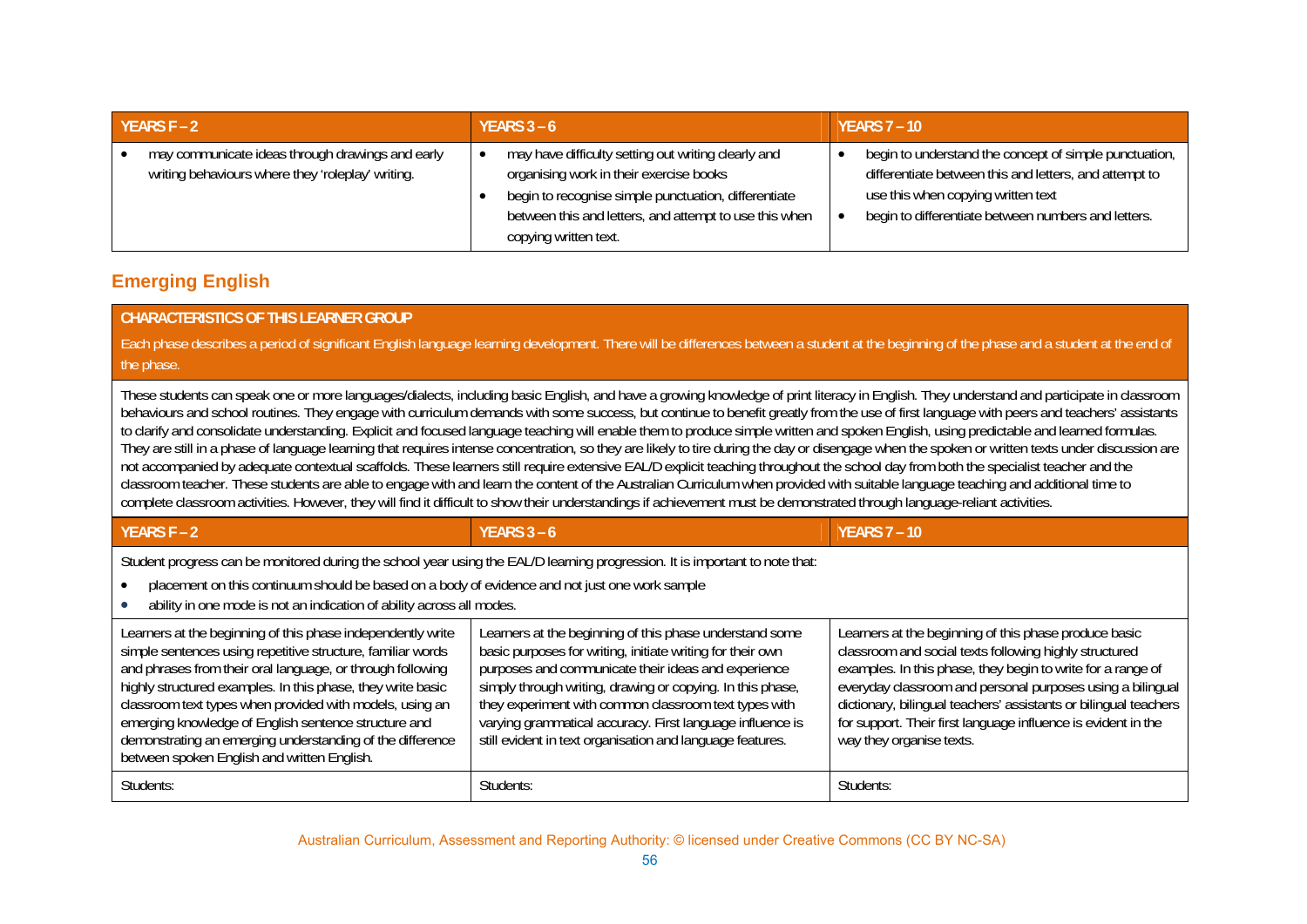| YEARS F – 2 | YEARS 3 – 6 | YEARS 7 – 10 |
|---|---|---|
| • may communicate ideas through drawings and early writing behaviours where they 'roleplay' writing. | • may have difficulty setting out writing clearly and organising work in their exercise books<br>• begin to recognise simple punctuation, differentiate between this and letters, and attempt to use this when copying written text. | • begin to understand the concept of simple punctuation, differentiate between this and letters, and attempt to use this when copying written text<br>• begin to differentiate between numbers and letters. |

## Emerging English

**CHARACTERISTICS OF THIS LEARNER GROUP**

Each phase describes a period of significant English language learning development. There will be differences between a student at the beginning of the phase and a student at the end of the phase.

These students can speak one or more languages/dialects, including basic English, and have a growing knowledge of print literacy in English. They understand and participate in classroom behaviours and school routines. They engage with curriculum demands with some success, but continue to benefit greatly from the use of first language with peers and teachers' assistants to clarify and consolidate understanding. Explicit and focused language teaching will enable them to produce simple written and spoken English, using predictable and learned formulas. They are still in a phase of language learning that requires intense concentration, so they are likely to tire during the day or disengage when the spoken or written texts under discussion are not accompanied by adequate contextual scaffolds. These learners still require extensive EAL/D explicit teaching throughout the school day from both the specialist teacher and the classroom teacher. These students are able to engage with and learn the content of the Australian Curriculum when provided with suitable language teaching and additional time to complete classroom activities. However, they will find it difficult to show their understandings if achievement must be demonstrated through language-reliant activities.

| YEARS F – 2 | YEARS 3 – 6 | YEARS 7 – 10 |
|---|---|---|
| Student progress can be monitored during the school year using the EAL/D learning progression. It is important to note that:<br>• placement on this continuum should be based on a body of evidence and not just one work sample<br>• ability in one mode is not an indication of ability across all modes. | | |
| Learners at the beginning of this phase independently write simple sentences using repetitive structure, familiar words and phrases from their oral language, or through following highly structured examples. In this phase, they write basic classroom text types when provided with models, using an emerging knowledge of English sentence structure and demonstrating an emerging understanding of the difference between spoken English and written English. | Learners at the beginning of this phase understand some basic purposes for writing, initiate writing for their own purposes and communicate their ideas and experience simply through writing, drawing or copying. In this phase, they experiment with common classroom text types with varying grammatical accuracy. First language influence is still evident in text organisation and language features. | Learners at the beginning of this phase produce basic classroom and social texts following highly structured examples. In this phase, they begin to write for a range of everyday classroom and personal purposes using a bilingual dictionary, bilingual teachers' assistants or bilingual teachers for support. Their first language influence is evident in the way they organise texts. |
| Students: | Students: | Students: |

Australian Curriculum, Assessment and Reporting Authority: © licensed under Creative Commons (CC BY NC-SA)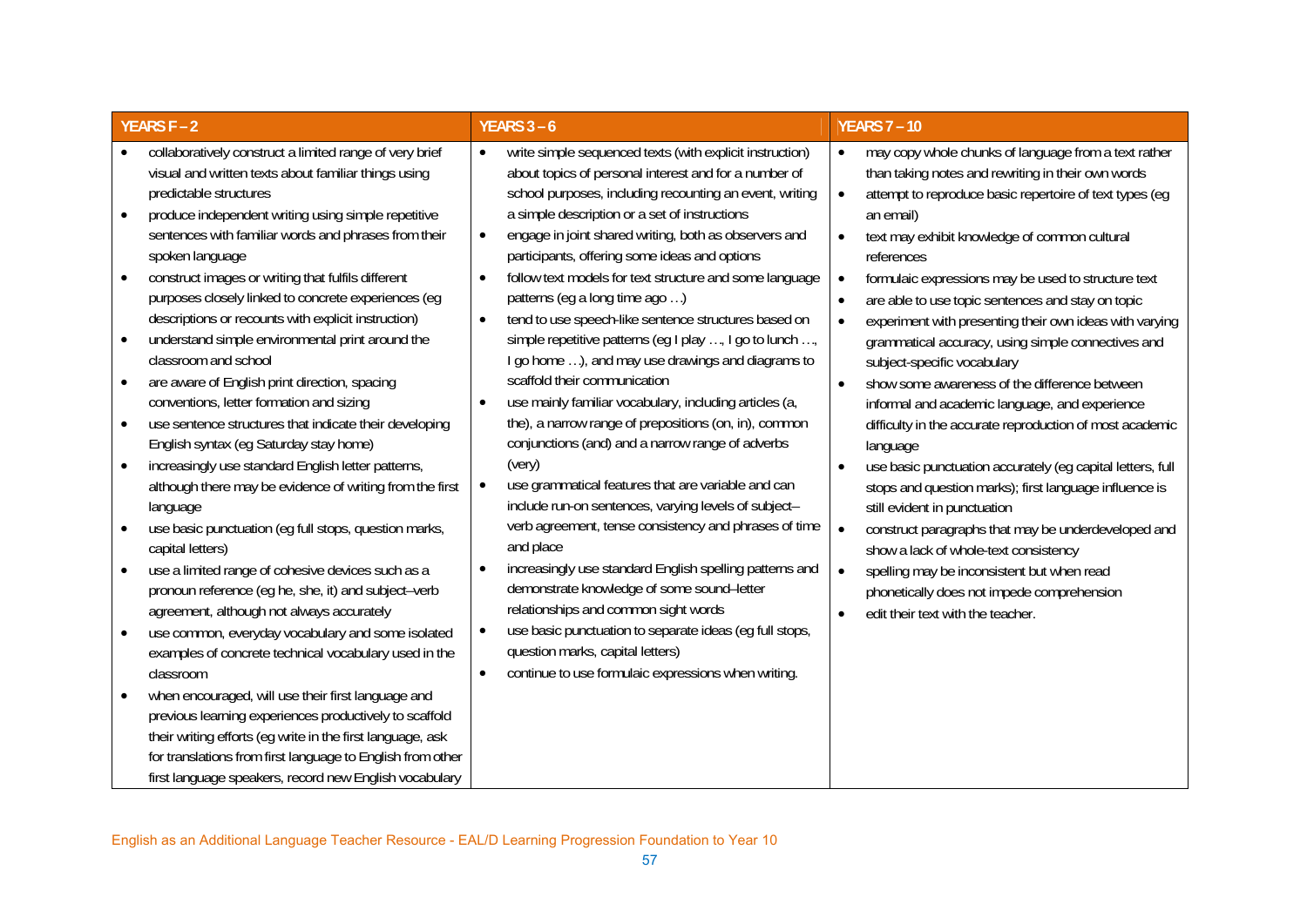| YEARS F – 2 | YEARS 3 – 6 | YEARS 7 – 10 |
|---|---|---|
| • collaboratively construct a limited range of very brief visual and written texts about familiar things using predictable structures<br>• produce independent writing using simple repetitive sentences with familiar words and phrases from their spoken language<br>• construct images or writing that fulfils different purposes closely linked to concrete experiences (eg descriptions or recounts with explicit instruction)<br>• understand simple environmental print around the classroom and school<br>• are aware of English print direction, spacing conventions, letter formation and sizing<br>• use sentence structures that indicate their developing English syntax (eg Saturday stay home)<br>• increasingly use standard English letter patterns, although there may be evidence of writing from the first language<br>• use basic punctuation (eg full stops, question marks, capital letters)<br>• use a limited range of cohesive devices such as a pronoun reference (eg he, she, it) and subject–verb agreement, although not always accurately<br>• use common, everyday vocabulary and some isolated examples of concrete technical vocabulary used in the classroom<br>• when encouraged, will use their first language and previous learning experiences productively to scaffold their writing efforts (eg write in the first language, ask for translations from first language to English from other first language speakers, record new English vocabulary | • write simple sequenced texts (with explicit instruction) about topics of personal interest and for a number of school purposes, including recounting an event, writing a simple description or a set of instructions<br>• engage in joint shared writing, both as observers and participants, offering some ideas and options<br>• follow text models for text structure and some language patterns (eg a long time ago …)<br>• tend to use speech-like sentence structures based on simple repetitive patterns (eg I play …, I go to lunch …, I go home …), and may use drawings and diagrams to scaffold their communication<br>• use mainly familiar vocabulary, including articles (a, the), a narrow range of prepositions (on, in), common conjunctions (and) and a narrow range of adverbs (very)<br>• use grammatical features that are variable and can include run-on sentences, varying levels of subject–verb agreement, tense consistency and phrases of time and place<br>• increasingly use standard English spelling patterns and demonstrate knowledge of some sound–letter relationships and common sight words<br>• use basic punctuation to separate ideas (eg full stops, question marks, capital letters)<br>• continue to use formulaic expressions when writing. | • may copy whole chunks of language from a text rather than taking notes and rewriting in their own words<br>• attempt to reproduce basic repertoire of text types (eg an email)<br>• text may exhibit knowledge of common cultural references<br>• formulaic expressions may be used to structure text<br>• are able to use topic sentences and stay on topic<br>• experiment with presenting their own ideas with varying grammatical accuracy, using simple connectives and subject-specific vocabulary<br>• show some awareness of the difference between informal and academic language, and experience difficulty in the accurate reproduction of most academic language<br>• use basic punctuation accurately (eg capital letters, full stops and question marks); first language influence is still evident in punctuation<br>• construct paragraphs that may be underdeveloped and show a lack of whole-text consistency<br>• spelling may be inconsistent but when read phonetically does not impede comprehension<br>• edit their text with the teacher. |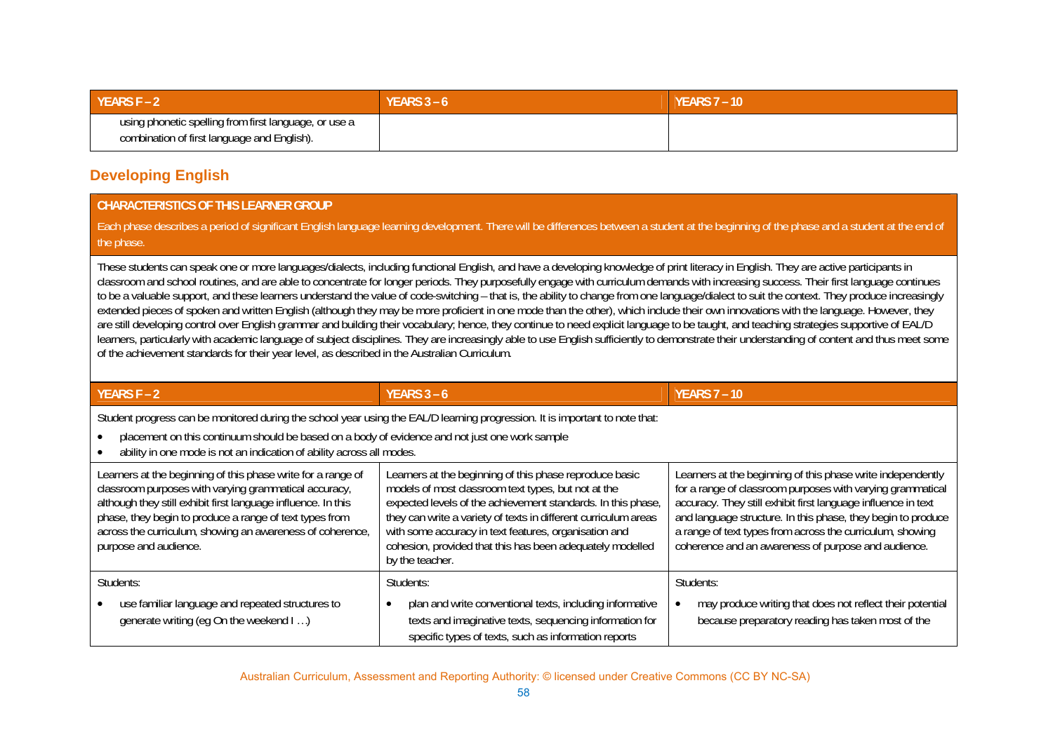| YEARS F – 2 | YEARS 3 – 6 | YEARS 7 – 10 |
|---|---|---|
| using phonetic spelling from first language, or use a combination of first language and English). | | |

## Developing English

| CHARACTERISTICS OF THIS LEARNER GROUP |
|---|
| Each phase describes a period of significant English language learning development. There will be differences between a student at the beginning of the phase and a student at the end of the phase. |
| These students can speak one or more languages/dialects, including functional English, and have a developing knowledge of print literacy in English. They are active participants in classroom and school routines, and are able to concentrate for longer periods. They purposefully engage with curriculum demands with increasing success. Their first language continues to be a valuable support, and these learners understand the value of code-switching – that is, the ability to change from one language/dialect to suit the context. They produce increasingly extended pieces of spoken and written English (although they may be more proficient in one mode than the other), which include their own innovations with the language. However, they are still developing control over English grammar and building their vocabulary; hence, they continue to need explicit language to be taught, and teaching strategies supportive of EAL/D learners, particularly with academic language of subject disciplines. They are increasingly able to use English sufficiently to demonstrate their understanding of content and thus meet some of the achievement standards for their year level, as described in the Australian Curriculum. |

| YEARS F – 2 | YEARS 3 – 6 | YEARS 7 – 10 |
|---|---|---|
| Student progress can be monitored during the school year using the EAL/D learning progression. It is important to note that:<br>• placement on this continuum should be based on a body of evidence and not just one work sample<br>• ability in one mode is not an indication of ability across all modes. | | |
| Learners at the beginning of this phase write for a range of classroom purposes with varying grammatical accuracy, although they still exhibit first language influence. In this phase, they begin to produce a range of text types from across the curriculum, showing an awareness of coherence, purpose and audience. | Learners at the beginning of this phase reproduce basic models of most classroom text types, but not at the expected levels of the achievement standards. In this phase, they can write a variety of texts in different curriculum areas with some accuracy in text features, organisation and cohesion, provided that this has been adequately modelled by the teacher. | Learners at the beginning of this phase write independently for a range of classroom purposes with varying grammatical accuracy. They still exhibit first language influence in text and language structure. In this phase, they begin to produce a range of text types from across the curriculum, showing coherence and an awareness of purpose and audience. |
| Students:<br>• use familiar language and repeated structures to generate writing (eg On the weekend I …) | Students:<br>• plan and write conventional texts, including informative texts and imaginative texts, sequencing information for specific types of texts, such as information reports | Students:<br>• may produce writing that does not reflect their potential because preparatory reading has taken most of the |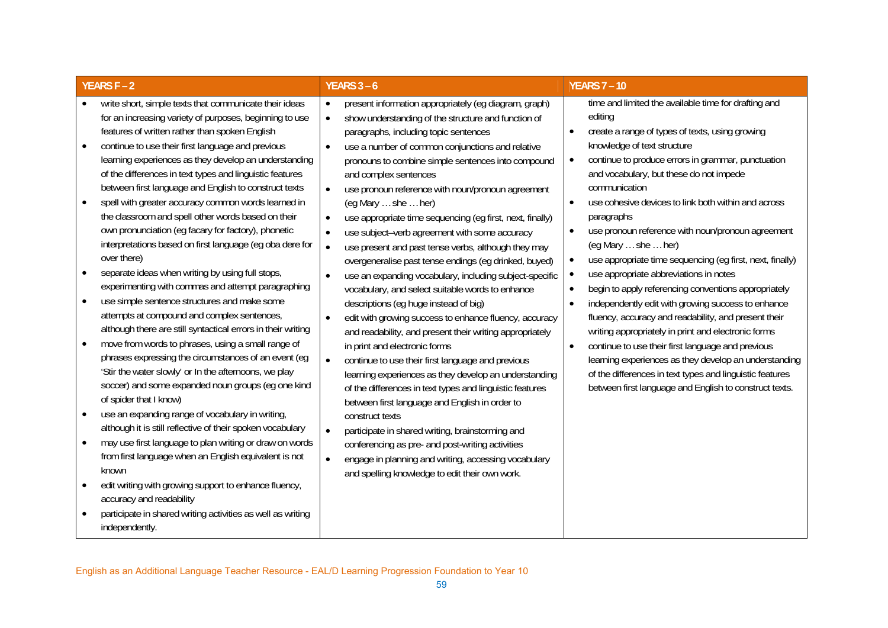| YEARS F – 2 | YEARS 3 – 6 | YEARS 7 – 10 |
|---|---|---|
| • write short, simple texts that communicate their ideas for an increasing variety of purposes, beginning to use features of written rather than spoken English<br>• continue to use their first language and previous learning experiences as they develop an understanding of the differences in text types and linguistic features between first language and English to construct texts<br>• spell with greater accuracy common words learned in the classroom and spell other words based on their own pronunciation (eg facary for factory), phonetic interpretations based on first language (eg oba dere for over there)<br>• separate ideas when writing by using full stops, experimenting with commas and attempt paragraphing<br>• use simple sentence structures and make some attempts at compound and complex sentences, although there are still syntactical errors in their writing<br>• move from words to phrases, using a small range of phrases expressing the circumstances of an event (eg 'Stir the water slowly' or In the afternoons, we play soccer) and some expanded noun groups (eg one kind of spider that I know)<br>• use an expanding range of vocabulary in writing, although it is still reflective of their spoken vocabulary<br>• may use first language to plan writing or draw on words from first language when an English equivalent is not known<br>• edit writing with growing support to enhance fluency, accuracy and readability<br>• participate in shared writing activities as well as writing independently. | • present information appropriately (eg diagram, graph)<br>• show understanding of the structure and function of paragraphs, including topic sentences<br>• use a number of common conjunctions and relative pronouns to combine simple sentences into compound and complex sentences<br>• use pronoun reference with noun/pronoun agreement (eg Mary … she … her)<br>• use appropriate time sequencing (eg first, next, finally)<br>• use subject–verb agreement with some accuracy<br>• use present and past tense verbs, although they may overgeneralise past tense endings (eg drinked, buyed)<br>• use an expanding vocabulary, including subject-specific vocabulary, and select suitable words to enhance descriptions (eg huge instead of big)<br>• edit with growing success to enhance fluency, accuracy and readability, and present their writing appropriately in print and electronic forms<br>• continue to use their first language and previous learning experiences as they develop an understanding of the differences in text types and linguistic features between first language and English in order to construct texts<br>• participate in shared writing, brainstorming and conferencing as pre- and post-writing activities<br>• engage in planning and writing, accessing vocabulary and spelling knowledge to edit their own work. | time and limited the available time for drafting and editing<br>• create a range of types of texts, using growing knowledge of text structure<br>• continue to produce errors in grammar, punctuation and vocabulary, but these do not impede communication<br>• use cohesive devices to link both within and across paragraphs<br>• use pronoun reference with noun/pronoun agreement (eg Mary … she … her)<br>• use appropriate time sequencing (eg first, next, finally)<br>• use appropriate abbreviations in notes<br>• begin to apply referencing conventions appropriately<br>• independently edit with growing success to enhance fluency, accuracy and readability, and present their writing appropriately in print and electronic forms<br>• continue to use their first language and previous learning experiences as they develop an understanding of the differences in text types and linguistic features between first language and English to construct texts. |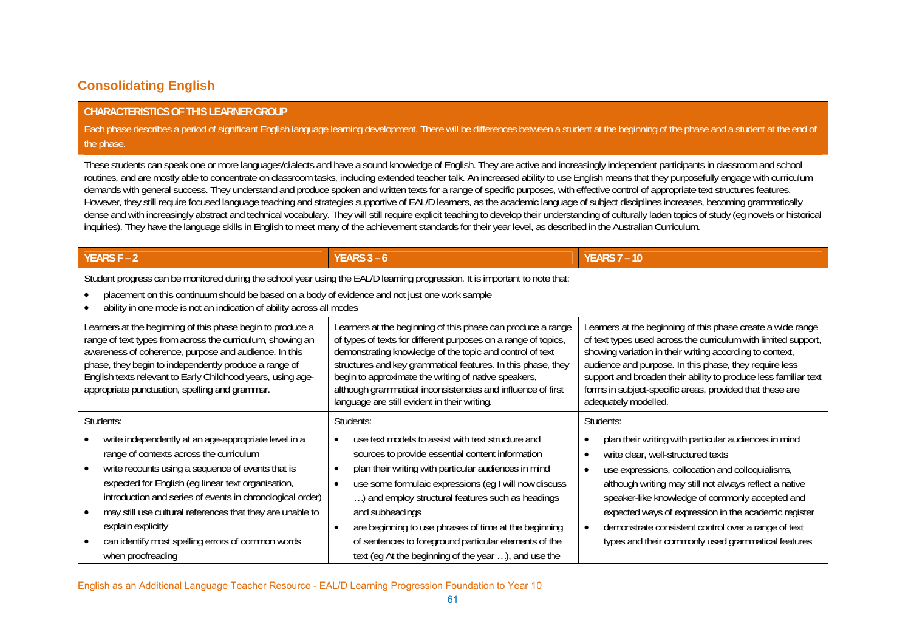## Consolidating English

| CHARACTERISTICS OF THIS LEARNER GROUP |
|---|
| Each phase describes a period of significant English language learning development. There will be differences between a student at the beginning of the phase and a student at the end of the phase. |
| These students can speak one or more languages/dialects and have a sound knowledge of English. They are active and increasingly independent participants in classroom and school routines, and are mostly able to concentrate on classroom tasks, including extended teacher talk. An increased ability to use English means that they purposefully engage with curriculum demands with general success. They understand and produce spoken and written texts for a range of specific purposes, with effective control of appropriate text structures features. However, they still require focused language teaching and strategies supportive of EAL/D learners, as the academic language of subject disciplines increases, becoming grammatically dense and with increasingly abstract and technical vocabulary. They will still require explicit teaching to develop their understanding of culturally laden topics of study (eg novels or historical inquiries). They have the language skills in English to meet many of the achievement standards for their year level, as described in the Australian Curriculum. |

| YEARS F – 2 | YEARS 3 – 6 | YEARS 7 – 10 |
|---|---|---|
| Student progress can be monitored during the school year using the EAL/D learning progression. It is important to note that:<br>• placement on this continuum should be based on a body of evidence and not just one work sample<br>• ability in one mode is not an indication of ability across all modes | | |
| Learners at the beginning of this phase begin to produce a range of text types from across the curriculum, showing an awareness of coherence, purpose and audience. In this phase, they begin to independently produce a range of English texts relevant to Early Childhood years, using age-appropriate punctuation, spelling and grammar. | Learners at the beginning of this phase can produce a range of types of texts for different purposes on a range of topics, demonstrating knowledge of the topic and control of text structures and key grammatical features. In this phase, they begin to approximate the writing of native speakers, although grammatical inconsistencies and influence of first language are still evident in their writing. | Learners at the beginning of this phase create a wide range of text types used across the curriculum with limited support, showing variation in their writing according to context, audience and purpose. In this phase, they require less support and broaden their ability to produce less familiar text forms in subject-specific areas, provided that these are adequately modelled. |
| Students:<br>• write independently at an age-appropriate level in a range of contexts across the curriculum<br>• write recounts using a sequence of events that is expected for English (eg linear text organisation, introduction and series of events in chronological order)<br>• may still use cultural references that they are unable to explain explicitly<br>• can identify most spelling errors of common words when proofreading | Students:<br>• use text models to assist with text structure and sources to provide essential content information<br>• plan their writing with particular audiences in mind<br>• use some formulaic expressions (eg I will now discuss …) and employ structural features such as headings and subheadings<br>• are beginning to use phrases of time at the beginning of sentences to foreground particular elements of the text (eg At the beginning of the year …), and use the | Students:<br>• plan their writing with particular audiences in mind<br>• write clear, well-structured texts<br>• use expressions, collocation and colloquialisms, although writing may still not always reflect a native speaker-like knowledge of commonly accepted and expected ways of expression in the academic register<br>• demonstrate consistent control over a range of text types and their commonly used grammatical features |

English as an Additional Language Teacher Resource - EAL/D Learning Progression Foundation to Year 10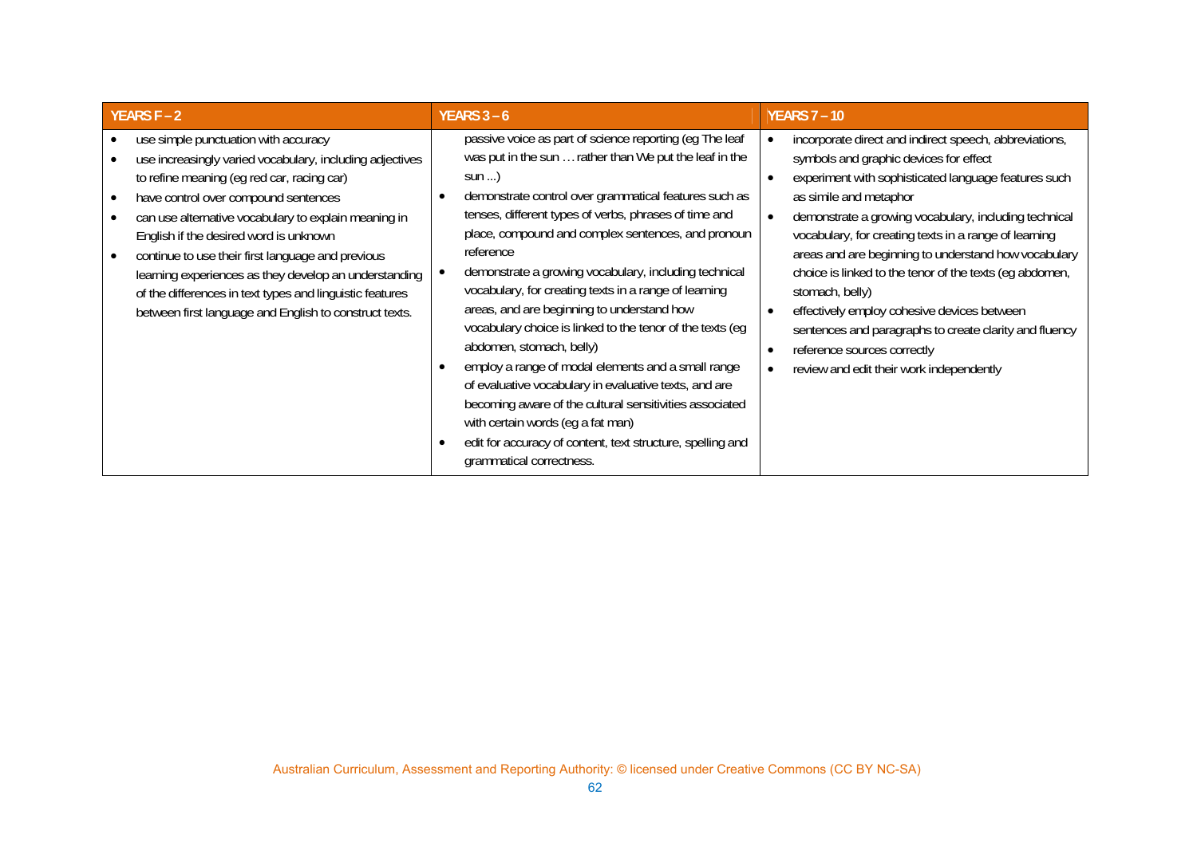| YEARS F – 2 | YEARS 3 – 6 | YEARS 7 – 10 |
|---|---|---|
| • use simple punctuation with accuracy<br>• use increasingly varied vocabulary, including adjectives to refine meaning (eg red car, racing car)<br>• have control over compound sentences<br>• can use alternative vocabulary to explain meaning in English if the desired word is unknown<br>• continue to use their first language and previous learning experiences as they develop an understanding of the differences in text types and linguistic features between first language and English to construct texts. | passive voice as part of science reporting (eg The leaf was put in the sun … rather than We put the leaf in the sun ...)<br>• demonstrate control over grammatical features such as tenses, different types of verbs, phrases of time and place, compound and complex sentences, and pronoun reference<br>• demonstrate a growing vocabulary, including technical vocabulary, for creating texts in a range of learning areas, and are beginning to understand how vocabulary choice is linked to the tenor of the texts (eg abdomen, stomach, belly)<br>• employ a range of modal elements and a small range of evaluative vocabulary in evaluative texts, and are becoming aware of the cultural sensitivities associated with certain words (eg a fat man)<br>• edit for accuracy of content, text structure, spelling and grammatical correctness. | • incorporate direct and indirect speech, abbreviations, symbols and graphic devices for effect<br>• experiment with sophisticated language features such as simile and metaphor<br>• demonstrate a growing vocabulary, including technical vocabulary, for creating texts in a range of learning areas and are beginning to understand how vocabulary choice is linked to the tenor of the texts (eg abdomen, stomach, belly)<br>• effectively employ cohesive devices between sentences and paragraphs to create clarity and fluency<br>• reference sources correctly<br>• review and edit their work independently |

Australian Curriculum, Assessment and Reporting Authority: © licensed under Creative Commons (CC BY NC-SA)